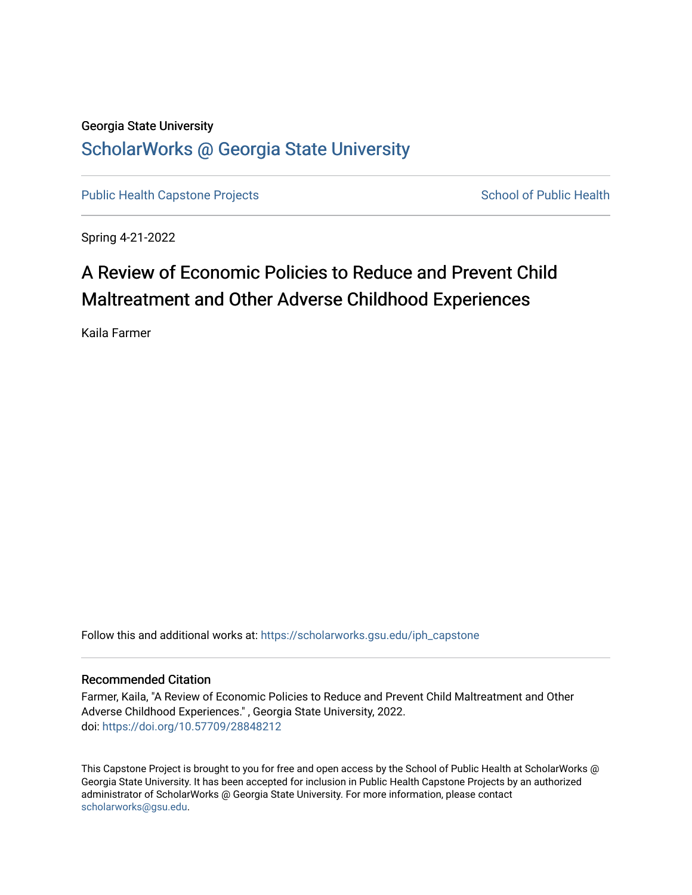Georgia State University

# ScholarWorks @ Georgia State University

Public Health Capstone Projects | School of Public Health

Spring 4-21-2022

## A Review of Economic Policies to Reduce and Prevent Child Maltreatment and Other Adverse Childhood Experiences

Kaila Farmer

Follow this and additional works at: https://scholarworks.gsu.edu/iph_capstone

### Recommended Citation

Farmer, Kaila, "A Review of Economic Policies to Reduce and Prevent Child Maltreatment and Other Adverse Childhood Experiences." , Georgia State University, 2022.
doi: https://doi.org/10.57709/28848212

This Capstone Project is brought to you for free and open access by the School of Public Health at ScholarWorks @ Georgia State University. It has been accepted for inclusion in Public Health Capstone Projects by an authorized administrator of ScholarWorks @ Georgia State University. For more information, please contact scholarworks@gsu.edu.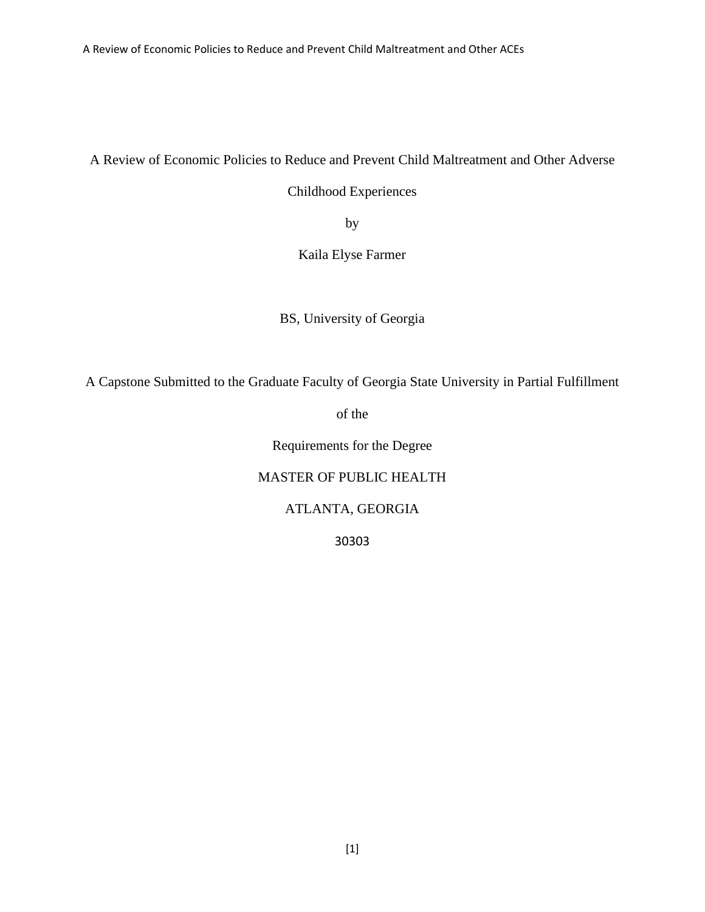A Review of Economic Policies to Reduce and Prevent Child Maltreatment and Other Adverse Childhood Experiences

by

Kaila Elyse Farmer

BS, University of Georgia

A Capstone Submitted to the Graduate Faculty of Georgia State University in Partial Fulfillment of the Requirements for the Degree

MASTER OF PUBLIC HEALTH

ATLANTA, GEORGIA

30303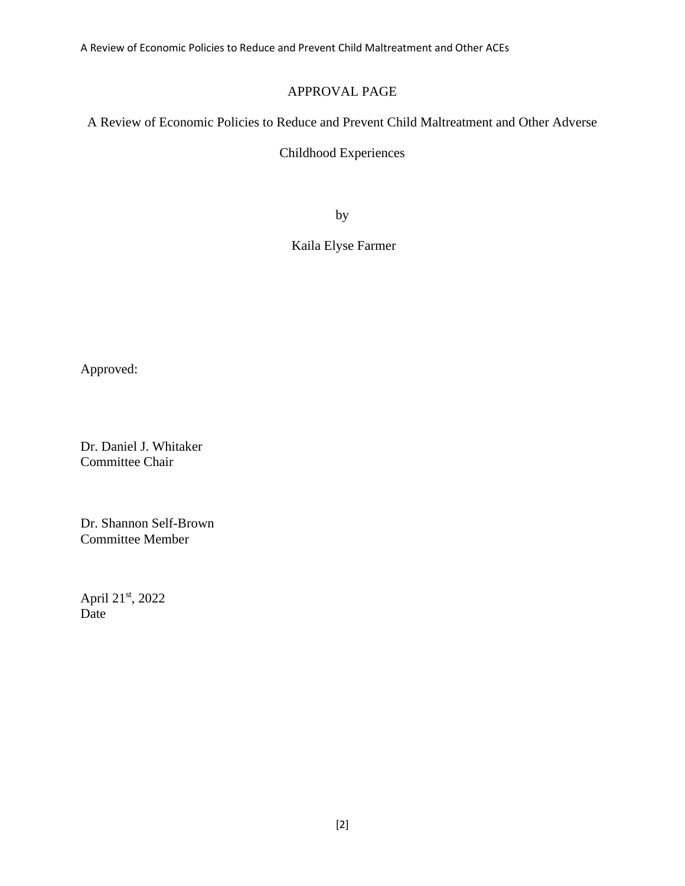# APPROVAL PAGE

A Review of Economic Policies to Reduce and Prevent Child Maltreatment and Other Adverse Childhood Experiences

by

Kaila Elyse Farmer

Approved:

Dr. Daniel J. Whitaker
Committee Chair

Dr. Shannon Self-Brown
Committee Member

April 21st, 2022
Date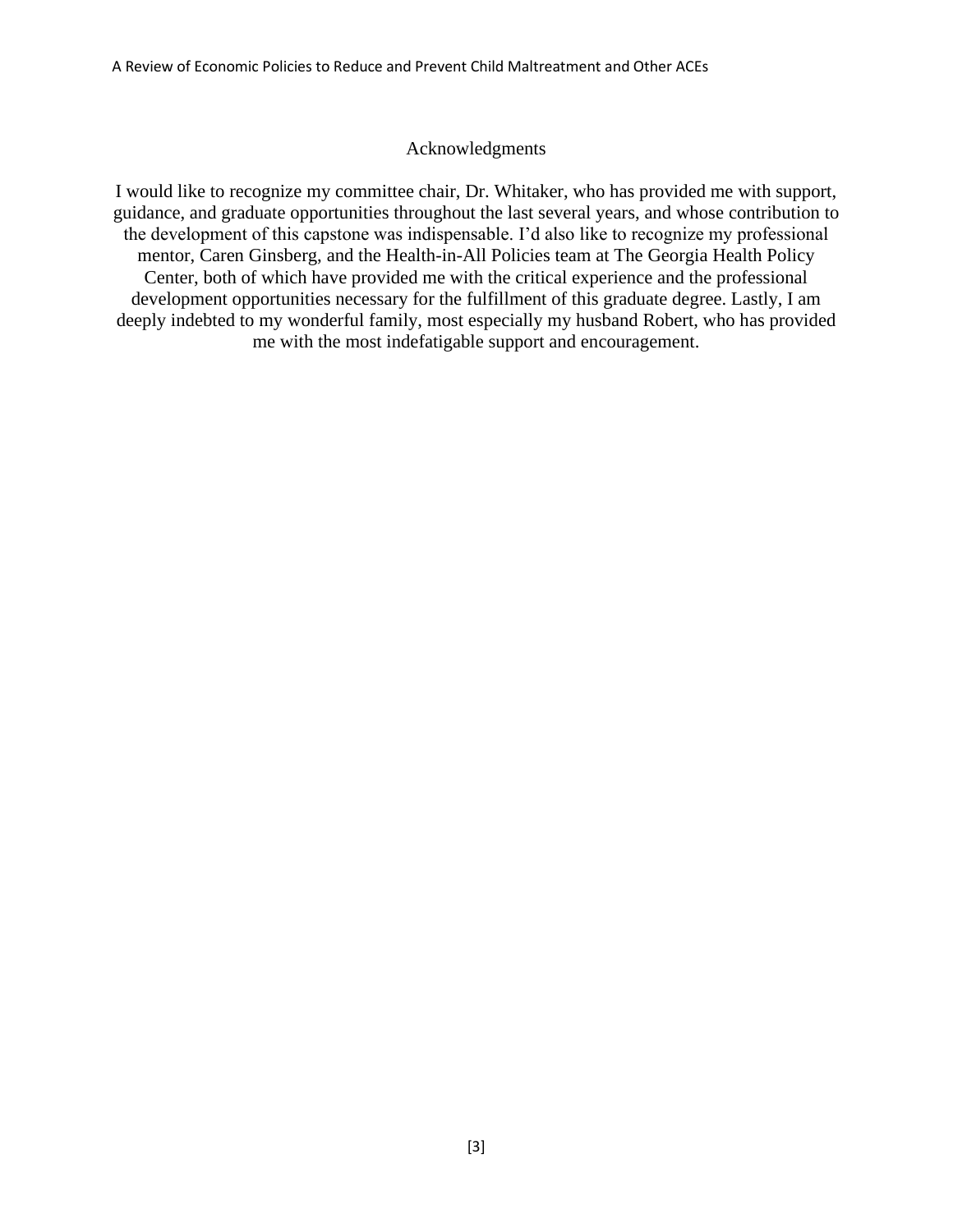# Acknowledgments

I would like to recognize my committee chair, Dr. Whitaker, who has provided me with support, guidance, and graduate opportunities throughout the last several years, and whose contribution to the development of this capstone was indispensable. I'd also like to recognize my professional mentor, Caren Ginsberg, and the Health-in-All Policies team at The Georgia Health Policy Center, both of which have provided me with the critical experience and the professional development opportunities necessary for the fulfillment of this graduate degree. Lastly, I am deeply indebted to my wonderful family, most especially my husband Robert, who has provided me with the most indefatigable support and encouragement.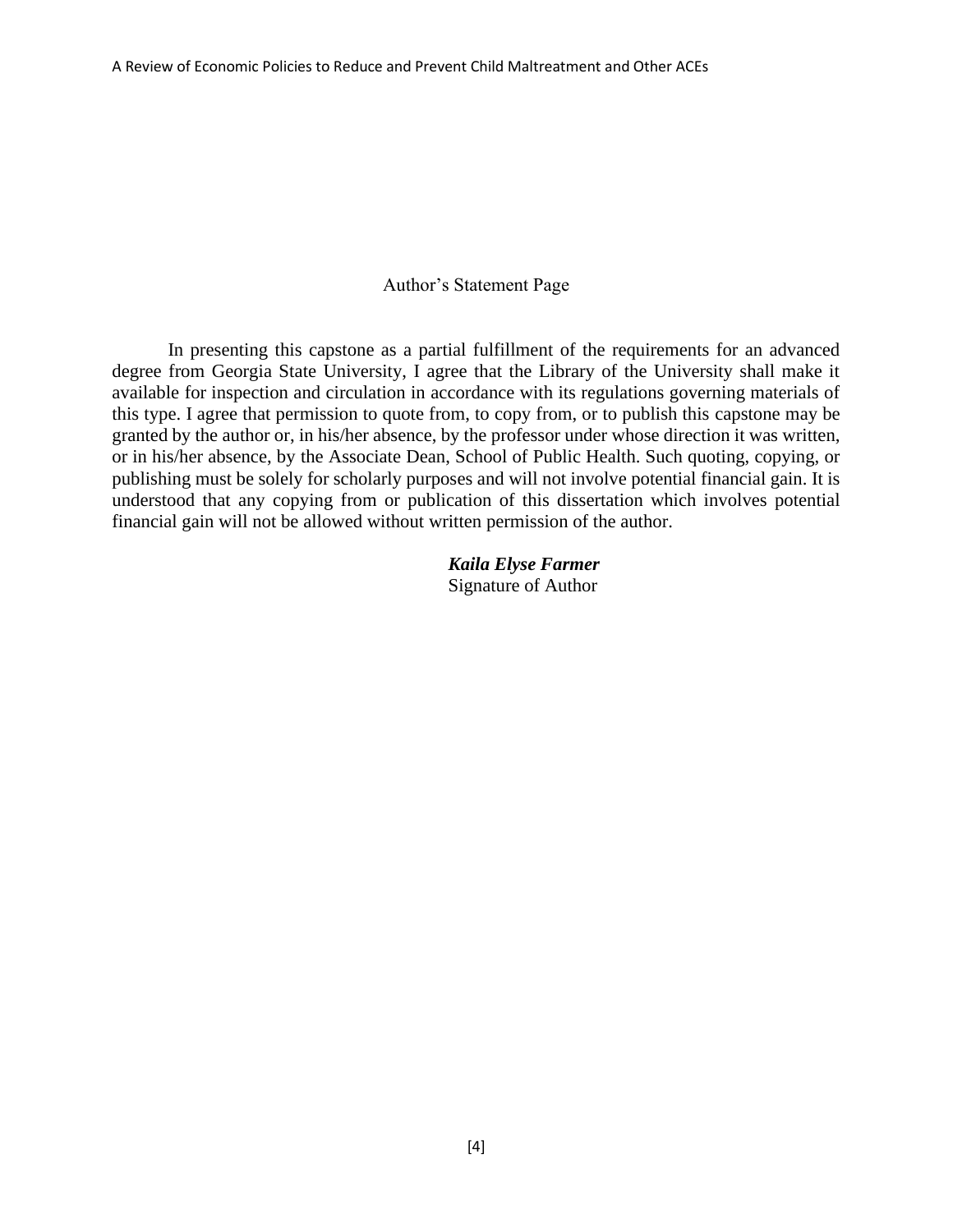# Author's Statement Page

In presenting this capstone as a partial fulfillment of the requirements for an advanced degree from Georgia State University, I agree that the Library of the University shall make it available for inspection and circulation in accordance with its regulations governing materials of this type. I agree that permission to quote from, to copy from, or to publish this capstone may be granted by the author or, in his/her absence, by the professor under whose direction it was written, or in his/her absence, by the Associate Dean, School of Public Health. Such quoting, copying, or publishing must be solely for scholarly purposes and will not involve potential financial gain. It is understood that any copying from or publication of this dissertation which involves potential financial gain will not be allowed without written permission of the author.

***Kaila Elyse Farmer***
Signature of Author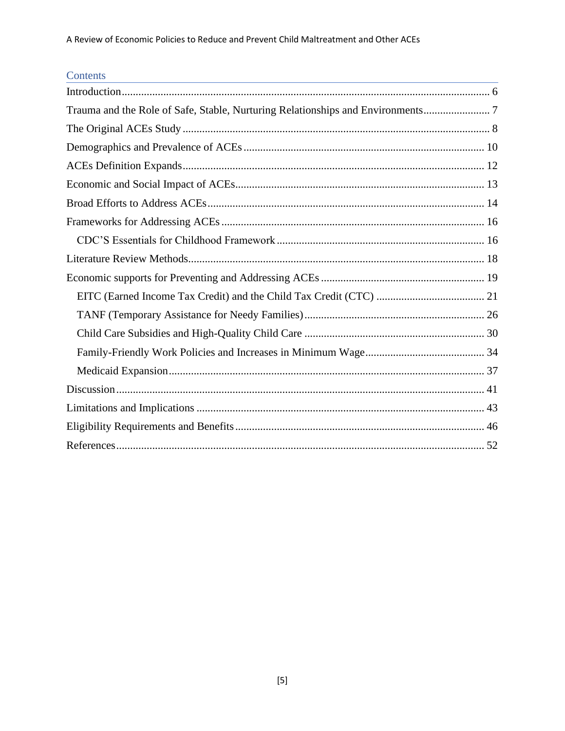## Contents

- Introduction ........................................................................................................................ 6
- Trauma and the Role of Safe, Stable, Nurturing Relationships and Environments........................ 7
- The Original ACEs Study .............................................................................................. 8
- Demographics and Prevalence of ACEs ...................................................................... 10
- ACEs Definition Expands............................................................................................ 12
- Economic and Social Impact of ACEs......................................................................... 13
- Broad Efforts to Address ACEs................................................................................... 14
- Frameworks for Addressing ACEs .............................................................................. 16
  - CDC'S Essentials for Childhood Framework .......................................................... 16
- Literature Review Methods.......................................................................................... 18
- Economic supports for Preventing and Addressing ACEs ........................................... 19
  - EITC (Earned Income Tax Credit) and the Child Tax Credit (CTC) ....................... 21
  - TANF (Temporary Assistance for Needy Families)................................................. 26
  - Child Care Subsidies and High-Quality Child Care ................................................. 30
  - Family-Friendly Work Policies and Increases in Minimum Wage........................... 34
  - Medicaid Expansion.................................................................................................. 37
- Discussion.................................................................................................................... 41
- Limitations and Implications ....................................................................................... 43
- Eligibility Requirements and Benefits......................................................................... 46
- References.................................................................................................................... 52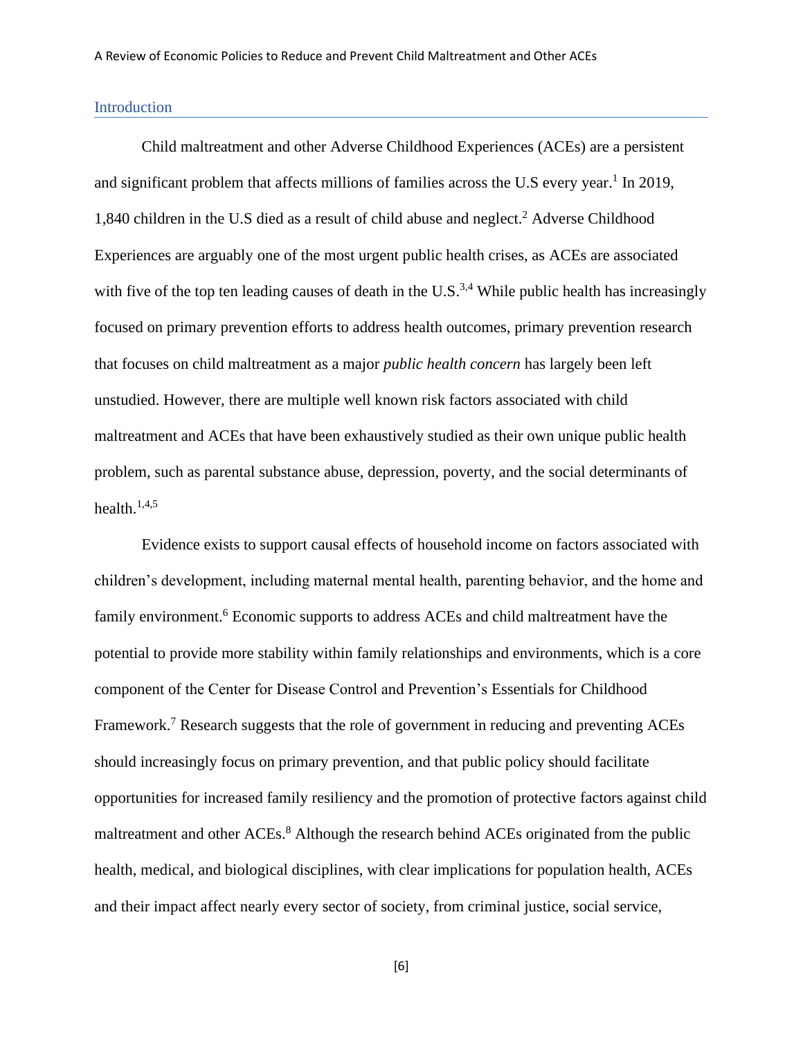## Introduction

Child maltreatment and other Adverse Childhood Experiences (ACEs) are a persistent and significant problem that affects millions of families across the U.S every year.[1] In 2019, 1,840 children in the U.S died as a result of child abuse and neglect.[2] Adverse Childhood Experiences are arguably one of the most urgent public health crises, as ACEs are associated with five of the top ten leading causes of death in the U.S.[3,4] While public health has increasingly focused on primary prevention efforts to address health outcomes, primary prevention research that focuses on child maltreatment as a major *public health concern* has largely been left unstudied. However, there are multiple well known risk factors associated with child maltreatment and ACEs that have been exhaustively studied as their own unique public health problem, such as parental substance abuse, depression, poverty, and the social determinants of health.[1,4,5]

Evidence exists to support causal effects of household income on factors associated with children's development, including maternal mental health, parenting behavior, and the home and family environment.[6] Economic supports to address ACEs and child maltreatment have the potential to provide more stability within family relationships and environments, which is a core component of the Center for Disease Control and Prevention's Essentials for Childhood Framework.[7] Research suggests that the role of government in reducing and preventing ACEs should increasingly focus on primary prevention, and that public policy should facilitate opportunities for increased family resiliency and the promotion of protective factors against child maltreatment and other ACEs.[8] Although the research behind ACEs originated from the public health, medical, and biological disciplines, with clear implications for population health, ACEs and their impact affect nearly every sector of society, from criminal justice, social service,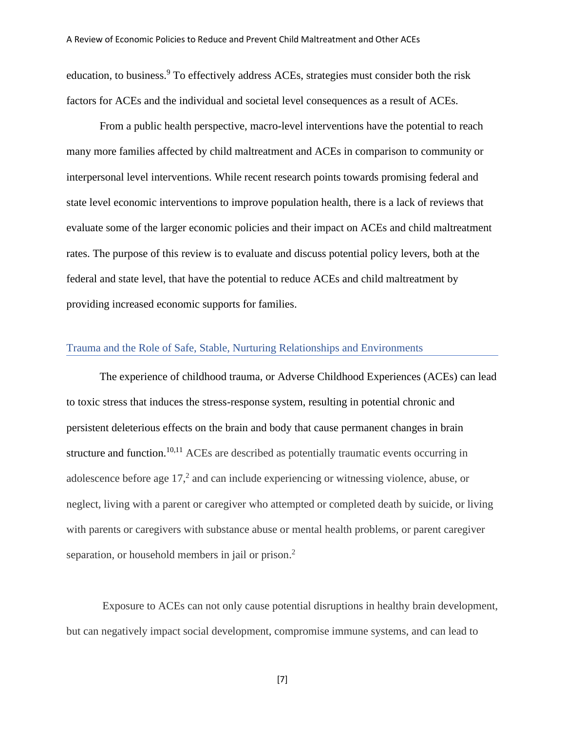education, to business.[9] To effectively address ACEs, strategies must consider both the risk factors for ACEs and the individual and societal level consequences as a result of ACEs.

From a public health perspective, macro-level interventions have the potential to reach many more families affected by child maltreatment and ACEs in comparison to community or interpersonal level interventions. While recent research points towards promising federal and state level economic interventions to improve population health, there is a lack of reviews that evaluate some of the larger economic policies and their impact on ACEs and child maltreatment rates. The purpose of this review is to evaluate and discuss potential policy levers, both at the federal and state level, that have the potential to reduce ACEs and child maltreatment by providing increased economic supports for families.

## Trauma and the Role of Safe, Stable, Nurturing Relationships and Environments

The experience of childhood trauma, or Adverse Childhood Experiences (ACEs) can lead to toxic stress that induces the stress-response system, resulting in potential chronic and persistent deleterious effects on the brain and body that cause permanent changes in brain structure and function.[10,11] ACEs are described as potentially traumatic events occurring in adolescence before age 17,[2] and can include experiencing or witnessing violence, abuse, or neglect, living with a parent or caregiver who attempted or completed death by suicide, or living with parents or caregivers with substance abuse or mental health problems, or parent caregiver separation, or household members in jail or prison.[2]

Exposure to ACEs can not only cause potential disruptions in healthy brain development, but can negatively impact social development, compromise immune systems, and can lead to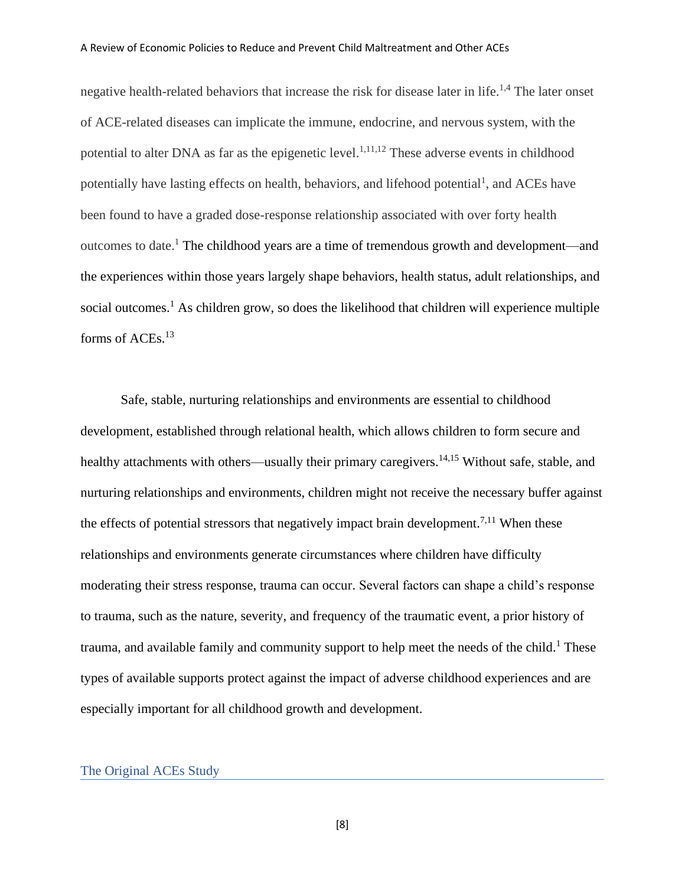negative health-related behaviors that increase the risk for disease later in life.[1,4] The later onset of ACE-related diseases can implicate the immune, endocrine, and nervous system, with the potential to alter DNA as far as the epigenetic level.[1,11,12] These adverse events in childhood potentially have lasting effects on health, behaviors, and lifehood potential[1], and ACEs have been found to have a graded dose-response relationship associated with over forty health outcomes to date.[1] The childhood years are a time of tremendous growth and development—and the experiences within those years largely shape behaviors, health status, adult relationships, and social outcomes.[1] As children grow, so does the likelihood that children will experience multiple forms of ACEs.[13]

Safe, stable, nurturing relationships and environments are essential to childhood development, established through relational health, which allows children to form secure and healthy attachments with others—usually their primary caregivers.[14,15] Without safe, stable, and nurturing relationships and environments, children might not receive the necessary buffer against the effects of potential stressors that negatively impact brain development.[7,11] When these relationships and environments generate circumstances where children have difficulty moderating their stress response, trauma can occur. Several factors can shape a child's response to trauma, such as the nature, severity, and frequency of the traumatic event, a prior history of trauma, and available family and community support to help meet the needs of the child.[1] These types of available supports protect against the impact of adverse childhood experiences and are especially important for all childhood growth and development.

## The Original ACEs Study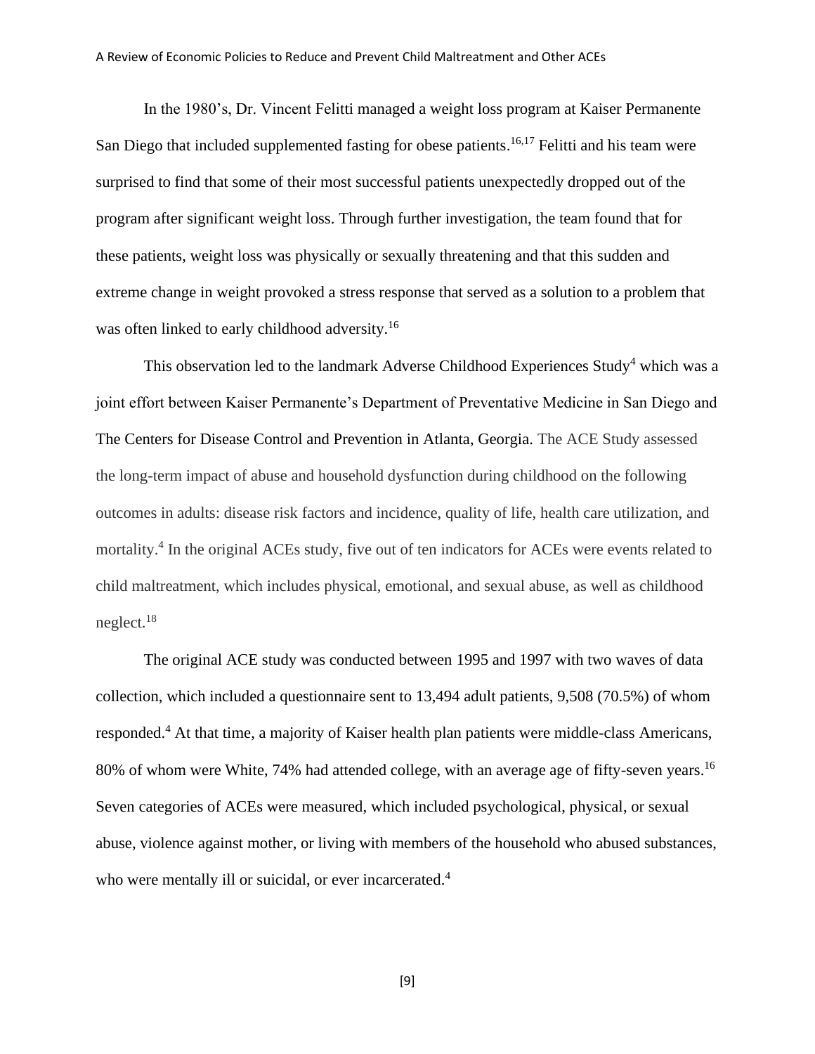In the 1980's, Dr. Vincent Felitti managed a weight loss program at Kaiser Permanente San Diego that included supplemented fasting for obese patients.[16,17] Felitti and his team were surprised to find that some of their most successful patients unexpectedly dropped out of the program after significant weight loss. Through further investigation, the team found that for these patients, weight loss was physically or sexually threatening and that this sudden and extreme change in weight provoked a stress response that served as a solution to a problem that was often linked to early childhood adversity.[16]

This observation led to the landmark Adverse Childhood Experiences Study[4] which was a joint effort between Kaiser Permanente's Department of Preventative Medicine in San Diego and The Centers for Disease Control and Prevention in Atlanta, Georgia. The ACE Study assessed the long-term impact of abuse and household dysfunction during childhood on the following outcomes in adults: disease risk factors and incidence, quality of life, health care utilization, and mortality.[4] In the original ACEs study, five out of ten indicators for ACEs were events related to child maltreatment, which includes physical, emotional, and sexual abuse, as well as childhood neglect.[18]

The original ACE study was conducted between 1995 and 1997 with two waves of data collection, which included a questionnaire sent to 13,494 adult patients, 9,508 (70.5%) of whom responded.[4] At that time, a majority of Kaiser health plan patients were middle-class Americans, 80% of whom were White, 74% had attended college, with an average age of fifty-seven years.[16] Seven categories of ACEs were measured, which included psychological, physical, or sexual abuse, violence against mother, or living with members of the household who abused substances, who were mentally ill or suicidal, or ever incarcerated.[4]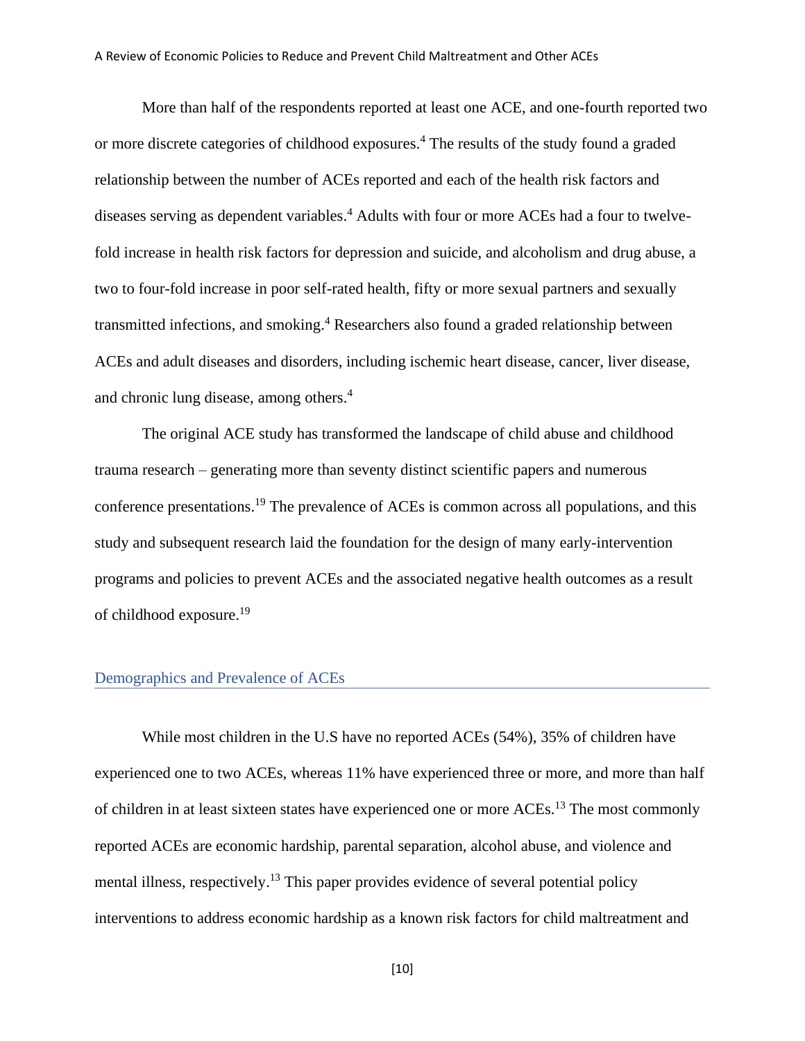More than half of the respondents reported at least one ACE, and one-fourth reported two or more discrete categories of childhood exposures.[4] The results of the study found a graded relationship between the number of ACEs reported and each of the health risk factors and diseases serving as dependent variables.[4] Adults with four or more ACEs had a four to twelve-fold increase in health risk factors for depression and suicide, and alcoholism and drug abuse, a two to four-fold increase in poor self-rated health, fifty or more sexual partners and sexually transmitted infections, and smoking.[4] Researchers also found a graded relationship between ACEs and adult diseases and disorders, including ischemic heart disease, cancer, liver disease, and chronic lung disease, among others.[4]

The original ACE study has transformed the landscape of child abuse and childhood trauma research – generating more than seventy distinct scientific papers and numerous conference presentations.[19] The prevalence of ACEs is common across all populations, and this study and subsequent research laid the foundation for the design of many early-intervention programs and policies to prevent ACEs and the associated negative health outcomes as a result of childhood exposure.[19]

## Demographics and Prevalence of ACEs

While most children in the U.S have no reported ACEs (54%), 35% of children have experienced one to two ACEs, whereas 11% have experienced three or more, and more than half of children in at least sixteen states have experienced one or more ACEs.[13] The most commonly reported ACEs are economic hardship, parental separation, alcohol abuse, and violence and mental illness, respectively.[13] This paper provides evidence of several potential policy interventions to address economic hardship as a known risk factors for child maltreatment and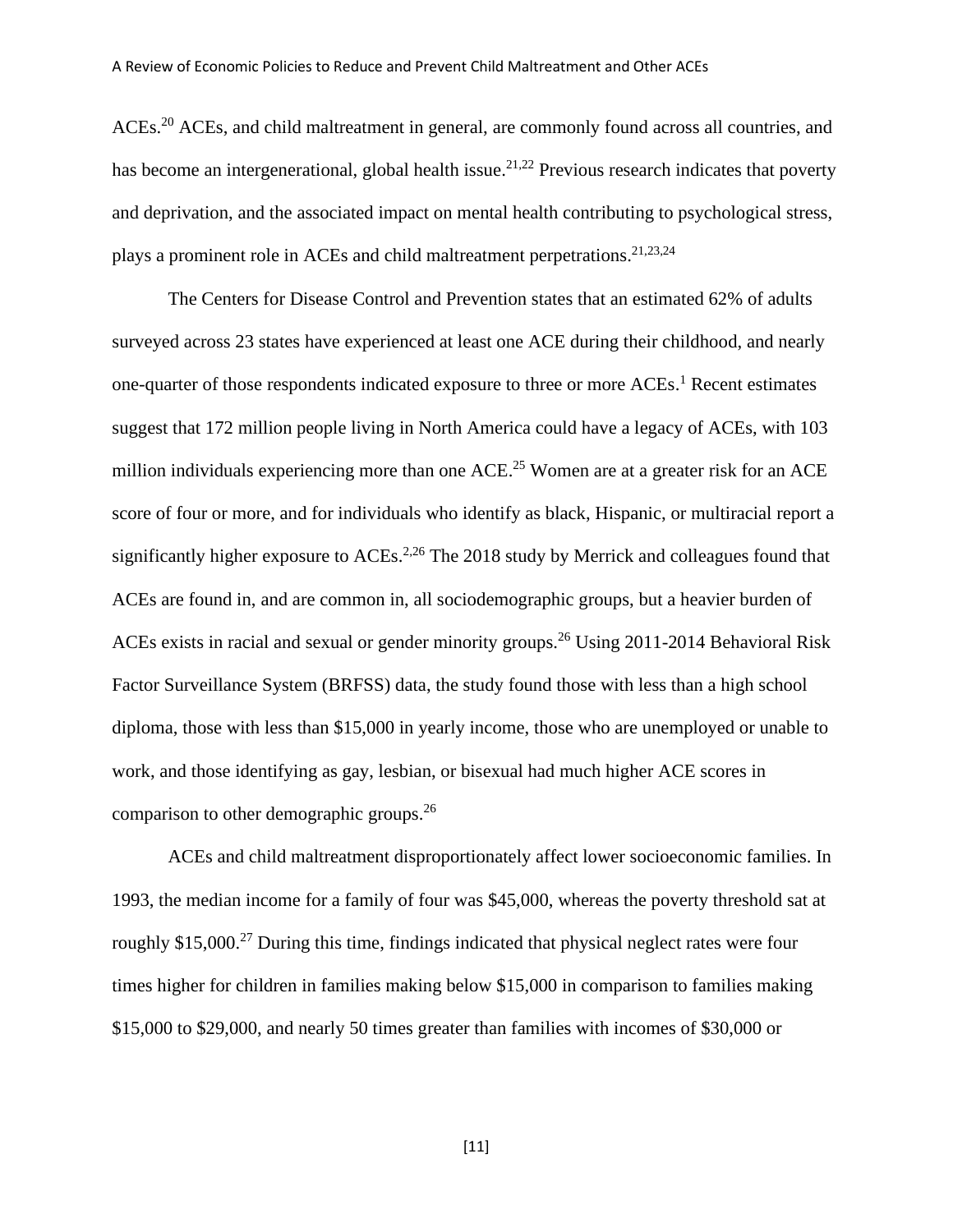ACEs.[20] ACEs, and child maltreatment in general, are commonly found across all countries, and has become an intergenerational, global health issue.[21,22] Previous research indicates that poverty and deprivation, and the associated impact on mental health contributing to psychological stress, plays a prominent role in ACEs and child maltreatment perpetrations.[21,23,24]

The Centers for Disease Control and Prevention states that an estimated 62% of adults surveyed across 23 states have experienced at least one ACE during their childhood, and nearly one-quarter of those respondents indicated exposure to three or more ACEs.[1] Recent estimates suggest that 172 million people living in North America could have a legacy of ACEs, with 103 million individuals experiencing more than one ACE.[25] Women are at a greater risk for an ACE score of four or more, and for individuals who identify as black, Hispanic, or multiracial report a significantly higher exposure to ACEs.[2,26] The 2018 study by Merrick and colleagues found that ACEs are found in, and are common in, all sociodemographic groups, but a heavier burden of ACEs exists in racial and sexual or gender minority groups.[26] Using 2011-2014 Behavioral Risk Factor Surveillance System (BRFSS) data, the study found those with less than a high school diploma, those with less than $15,000 in yearly income, those who are unemployed or unable to work, and those identifying as gay, lesbian, or bisexual had much higher ACE scores in comparison to other demographic groups.[26]

ACEs and child maltreatment disproportionately affect lower socioeconomic families. In 1993, the median income for a family of four was $45,000, whereas the poverty threshold sat at roughly $15,000.[27] During this time, findings indicated that physical neglect rates were four times higher for children in families making below $15,000 in comparison to families making $15,000 to $29,000, and nearly 50 times greater than families with incomes of $30,000 or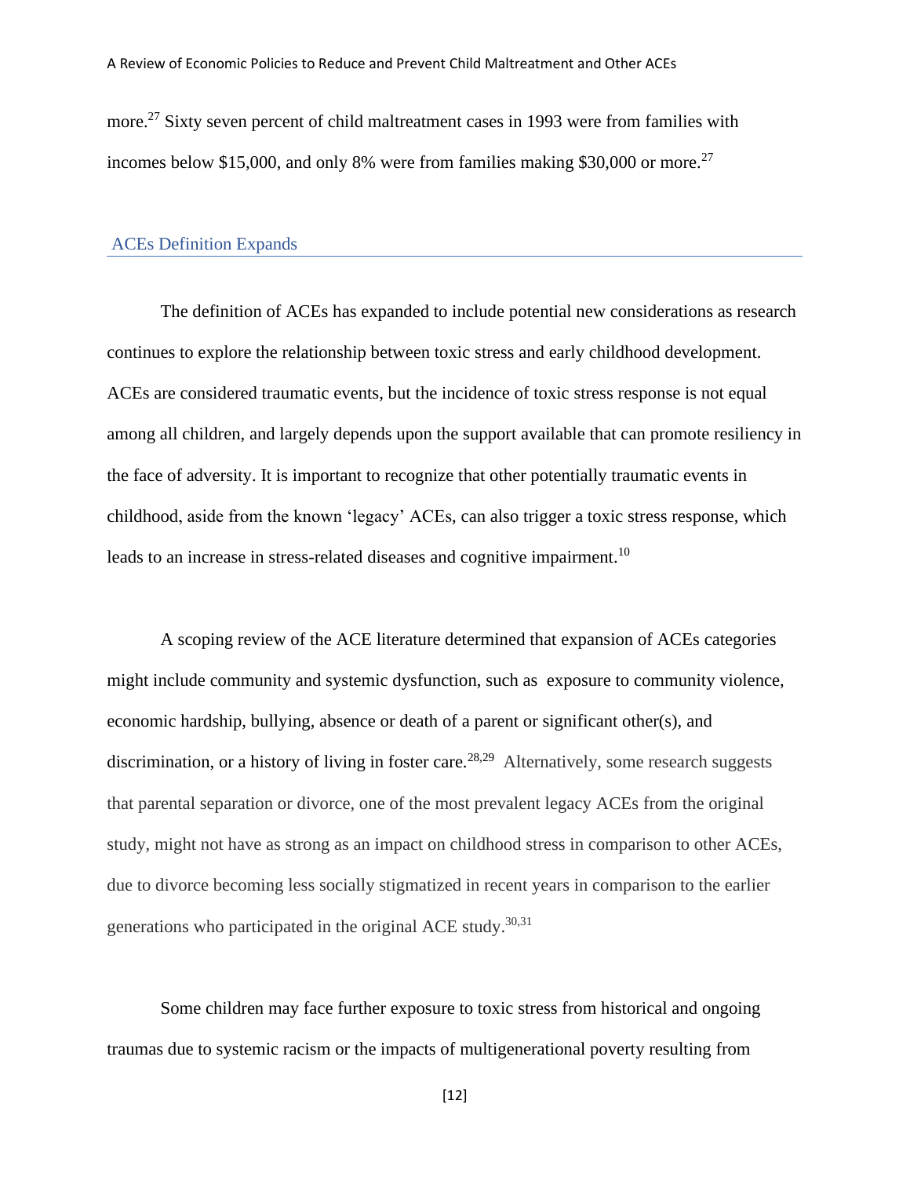more.[27] Sixty seven percent of child maltreatment cases in 1993 were from families with incomes below $15,000, and only 8% were from families making $30,000 or more.[27]

## ACEs Definition Expands

The definition of ACEs has expanded to include potential new considerations as research continues to explore the relationship between toxic stress and early childhood development. ACEs are considered traumatic events, but the incidence of toxic stress response is not equal among all children, and largely depends upon the support available that can promote resiliency in the face of adversity. It is important to recognize that other potentially traumatic events in childhood, aside from the known 'legacy' ACEs, can also trigger a toxic stress response, which leads to an increase in stress-related diseases and cognitive impairment.[10]

A scoping review of the ACE literature determined that expansion of ACEs categories might include community and systemic dysfunction, such as exposure to community violence, economic hardship, bullying, absence or death of a parent or significant other(s), and discrimination, or a history of living in foster care.[28,29] Alternatively, some research suggests that parental separation or divorce, one of the most prevalent legacy ACEs from the original study, might not have as strong as an impact on childhood stress in comparison to other ACEs, due to divorce becoming less socially stigmatized in recent years in comparison to the earlier generations who participated in the original ACE study.[30,31]

Some children may face further exposure to toxic stress from historical and ongoing traumas due to systemic racism or the impacts of multigenerational poverty resulting from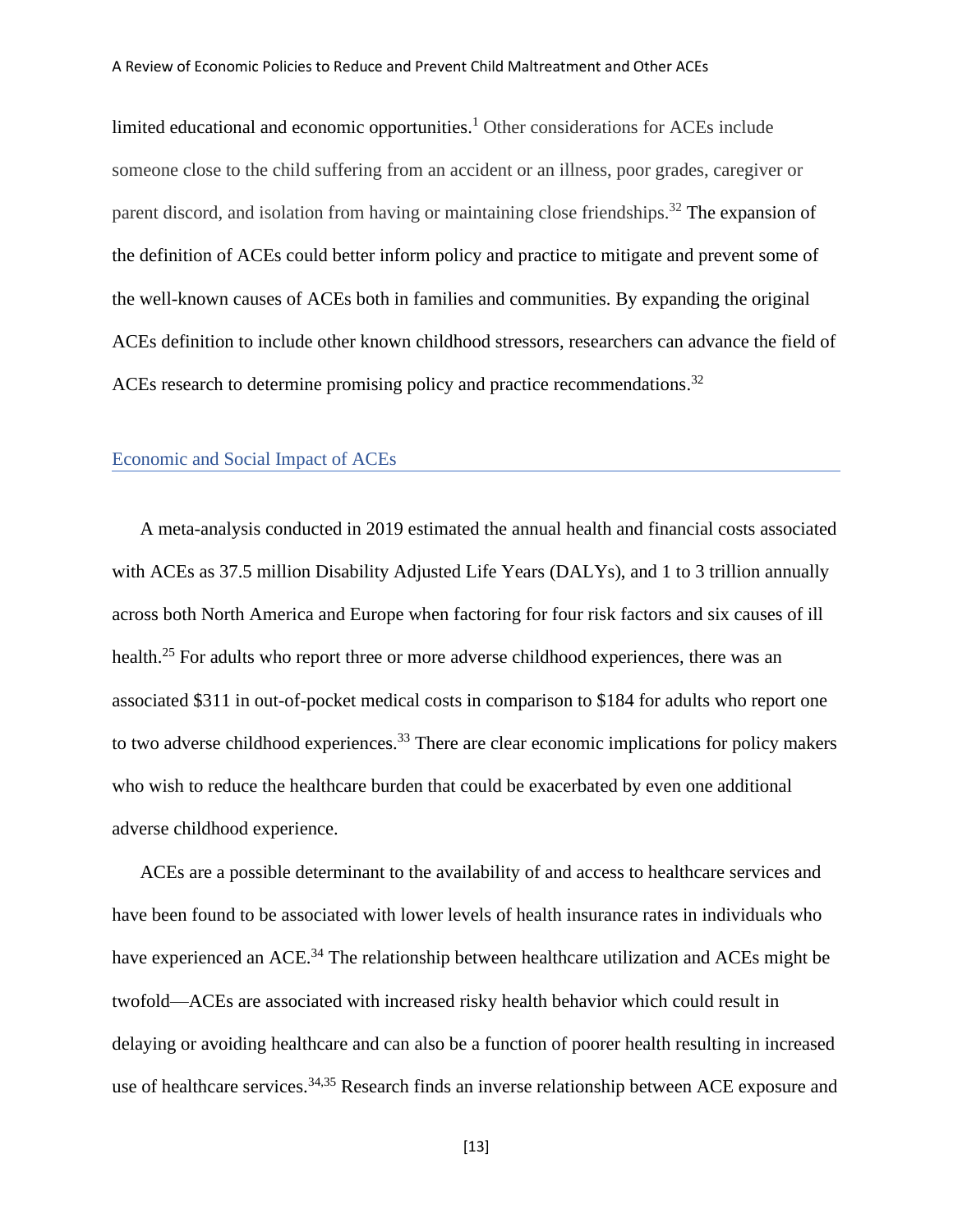limited educational and economic opportunities.[1] Other considerations for ACEs include someone close to the child suffering from an accident or an illness, poor grades, caregiver or parent discord, and isolation from having or maintaining close friendships.[32] The expansion of the definition of ACEs could better inform policy and practice to mitigate and prevent some of the well-known causes of ACEs both in families and communities. By expanding the original ACEs definition to include other known childhood stressors, researchers can advance the field of ACEs research to determine promising policy and practice recommendations.[32]

## Economic and Social Impact of ACEs

A meta-analysis conducted in 2019 estimated the annual health and financial costs associated with ACEs as 37.5 million Disability Adjusted Life Years (DALYs), and 1 to 3 trillion annually across both North America and Europe when factoring for four risk factors and six causes of ill health.[25] For adults who report three or more adverse childhood experiences, there was an associated $311 in out-of-pocket medical costs in comparison to $184 for adults who report one to two adverse childhood experiences.[33] There are clear economic implications for policy makers who wish to reduce the healthcare burden that could be exacerbated by even one additional adverse childhood experience.

ACEs are a possible determinant to the availability of and access to healthcare services and have been found to be associated with lower levels of health insurance rates in individuals who have experienced an ACE.[34] The relationship between healthcare utilization and ACEs might be twofold—ACEs are associated with increased risky health behavior which could result in delaying or avoiding healthcare and can also be a function of poorer health resulting in increased use of healthcare services.[34,35] Research finds an inverse relationship between ACE exposure and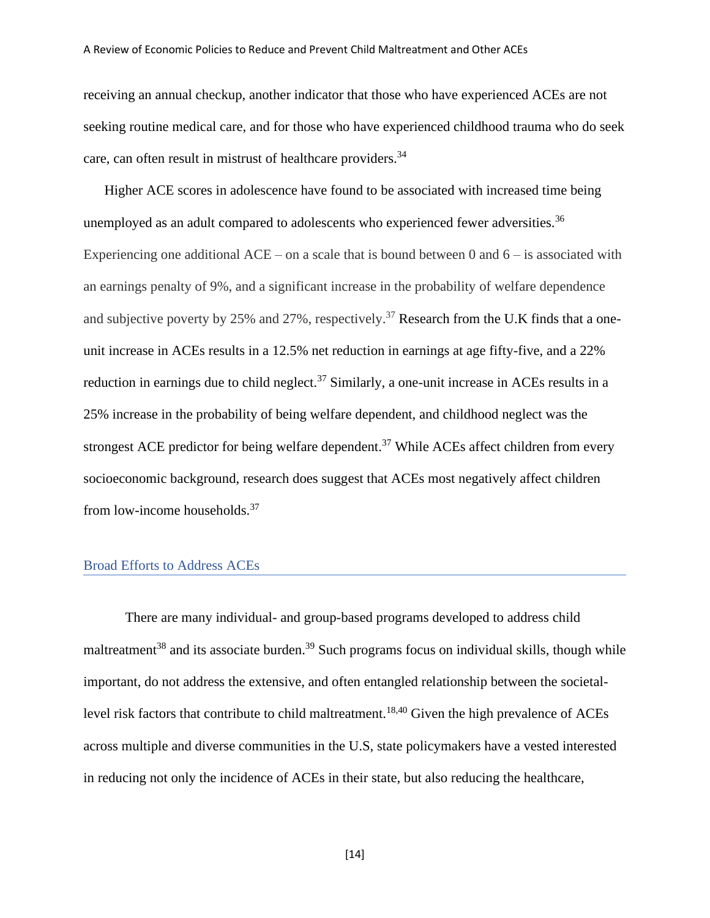receiving an annual checkup, another indicator that those who have experienced ACEs are not seeking routine medical care, and for those who have experienced childhood trauma who do seek care, can often result in mistrust of healthcare providers.[34]

Higher ACE scores in adolescence have found to be associated with increased time being unemployed as an adult compared to adolescents who experienced fewer adversities.[36] Experiencing one additional ACE – on a scale that is bound between 0 and 6 – is associated with an earnings penalty of 9%, and a significant increase in the probability of welfare dependence and subjective poverty by 25% and 27%, respectively.[37] Research from the U.K finds that a one-unit increase in ACEs results in a 12.5% net reduction in earnings at age fifty-five, and a 22% reduction in earnings due to child neglect.[37] Similarly, a one-unit increase in ACEs results in a 25% increase in the probability of being welfare dependent, and childhood neglect was the strongest ACE predictor for being welfare dependent.[37] While ACEs affect children from every socioeconomic background, research does suggest that ACEs most negatively affect children from low-income households.[37]

## Broad Efforts to Address ACEs

There are many individual- and group-based programs developed to address child maltreatment[38] and its associate burden.[39] Such programs focus on individual skills, though while important, do not address the extensive, and often entangled relationship between the societal-level risk factors that contribute to child maltreatment.[18,40] Given the high prevalence of ACEs across multiple and diverse communities in the U.S, state policymakers have a vested interested in reducing not only the incidence of ACEs in their state, but also reducing the healthcare,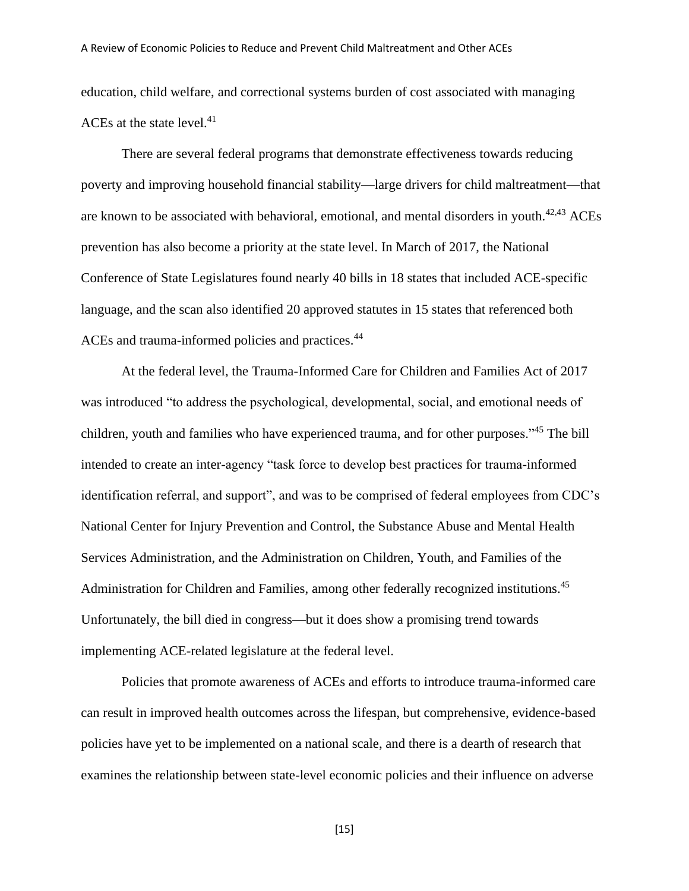education, child welfare, and correctional systems burden of cost associated with managing ACEs at the state level.[41]

There are several federal programs that demonstrate effectiveness towards reducing poverty and improving household financial stability—large drivers for child maltreatment—that are known to be associated with behavioral, emotional, and mental disorders in youth.[42,43] ACEs prevention has also become a priority at the state level. In March of 2017, the National Conference of State Legislatures found nearly 40 bills in 18 states that included ACE-specific language, and the scan also identified 20 approved statutes in 15 states that referenced both ACEs and trauma-informed policies and practices.[44]

At the federal level, the Trauma-Informed Care for Children and Families Act of 2017 was introduced "to address the psychological, developmental, social, and emotional needs of children, youth and families who have experienced trauma, and for other purposes."[45] The bill intended to create an inter-agency "task force to develop best practices for trauma-informed identification referral, and support", and was to be comprised of federal employees from CDC's National Center for Injury Prevention and Control, the Substance Abuse and Mental Health Services Administration, and the Administration on Children, Youth, and Families of the Administration for Children and Families, among other federally recognized institutions.[45] Unfortunately, the bill died in congress—but it does show a promising trend towards implementing ACE-related legislature at the federal level.

Policies that promote awareness of ACEs and efforts to introduce trauma-informed care can result in improved health outcomes across the lifespan, but comprehensive, evidence-based policies have yet to be implemented on a national scale, and there is a dearth of research that examines the relationship between state-level economic policies and their influence on adverse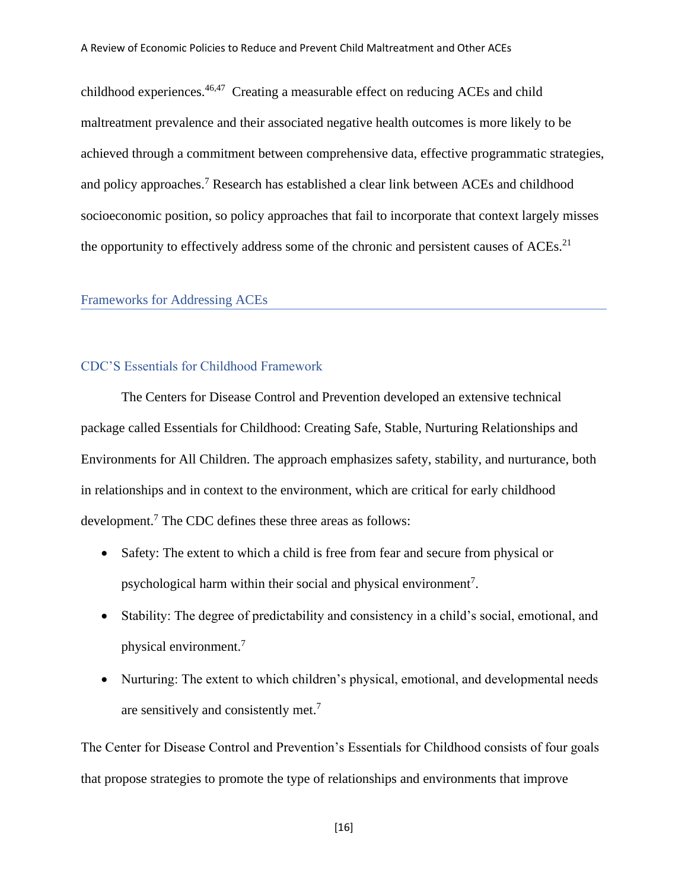childhood experiences.[46,47] Creating a measurable effect on reducing ACEs and child maltreatment prevalence and their associated negative health outcomes is more likely to be achieved through a commitment between comprehensive data, effective programmatic strategies, and policy approaches.[7] Research has established a clear link between ACEs and childhood socioeconomic position, so policy approaches that fail to incorporate that context largely misses the opportunity to effectively address some of the chronic and persistent causes of ACEs.[21]

## Frameworks for Addressing ACEs

### CDC'S Essentials for Childhood Framework

The Centers for Disease Control and Prevention developed an extensive technical package called Essentials for Childhood: Creating Safe, Stable, Nurturing Relationships and Environments for All Children. The approach emphasizes safety, stability, and nurturance, both in relationships and in context to the environment, which are critical for early childhood development.[7] The CDC defines these three areas as follows:

- Safety: The extent to which a child is free from fear and secure from physical or psychological harm within their social and physical environment[7].
- Stability: The degree of predictability and consistency in a child's social, emotional, and physical environment.[7]
- Nurturing: The extent to which children's physical, emotional, and developmental needs are sensitively and consistently met.[7]

The Center for Disease Control and Prevention's Essentials for Childhood consists of four goals that propose strategies to promote the type of relationships and environments that improve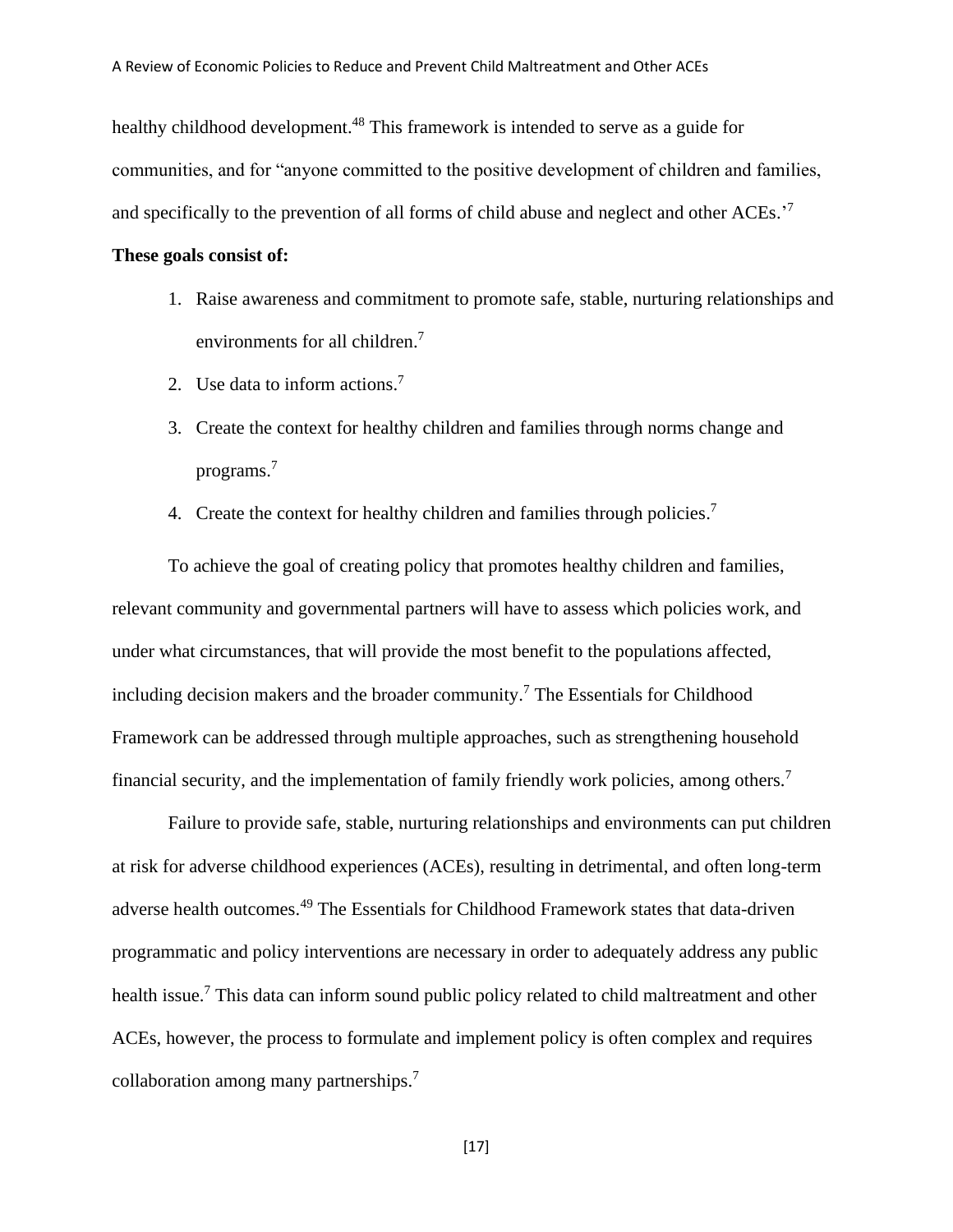healthy childhood development.[48] This framework is intended to serve as a guide for communities, and for "anyone committed to the positive development of children and families, and specifically to the prevention of all forms of child abuse and neglect and other ACEs.'[7]

**These goals consist of:**

1. Raise awareness and commitment to promote safe, stable, nurturing relationships and environments for all children.[7]
2. Use data to inform actions.[7]
3. Create the context for healthy children and families through norms change and programs.[7]
4. Create the context for healthy children and families through policies.[7]

To achieve the goal of creating policy that promotes healthy children and families, relevant community and governmental partners will have to assess which policies work, and under what circumstances, that will provide the most benefit to the populations affected, including decision makers and the broader community.[7] The Essentials for Childhood Framework can be addressed through multiple approaches, such as strengthening household financial security, and the implementation of family friendly work policies, among others.[7]

Failure to provide safe, stable, nurturing relationships and environments can put children at risk for adverse childhood experiences (ACEs), resulting in detrimental, and often long-term adverse health outcomes.[49] The Essentials for Childhood Framework states that data-driven programmatic and policy interventions are necessary in order to adequately address any public health issue.[7] This data can inform sound public policy related to child maltreatment and other ACEs, however, the process to formulate and implement policy is often complex and requires collaboration among many partnerships.[7]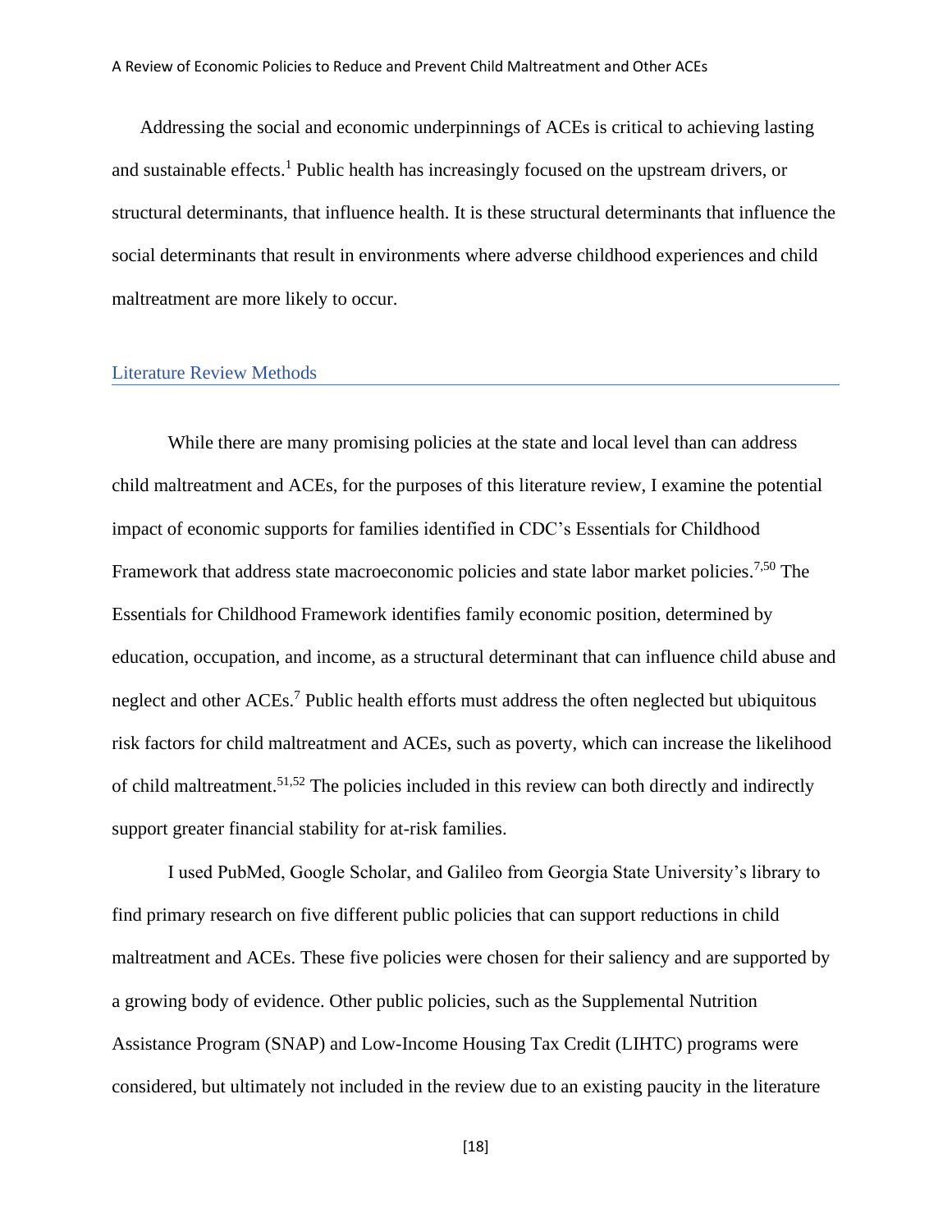Addressing the social and economic underpinnings of ACEs is critical to achieving lasting and sustainable effects.[1] Public health has increasingly focused on the upstream drivers, or structural determinants, that influence health. It is these structural determinants that influence the social determinants that result in environments where adverse childhood experiences and child maltreatment are more likely to occur.

## Literature Review Methods

While there are many promising policies at the state and local level than can address child maltreatment and ACEs, for the purposes of this literature review, I examine the potential impact of economic supports for families identified in CDC's Essentials for Childhood Framework that address state macroeconomic policies and state labor market policies.[7,50] The Essentials for Childhood Framework identifies family economic position, determined by education, occupation, and income, as a structural determinant that can influence child abuse and neglect and other ACEs.[7] Public health efforts must address the often neglected but ubiquitous risk factors for child maltreatment and ACEs, such as poverty, which can increase the likelihood of child maltreatment.[51,52] The policies included in this review can both directly and indirectly support greater financial stability for at-risk families.

I used PubMed, Google Scholar, and Galileo from Georgia State University's library to find primary research on five different public policies that can support reductions in child maltreatment and ACEs. These five policies were chosen for their saliency and are supported by a growing body of evidence. Other public policies, such as the Supplemental Nutrition Assistance Program (SNAP) and Low-Income Housing Tax Credit (LIHTC) programs were considered, but ultimately not included in the review due to an existing paucity in the literature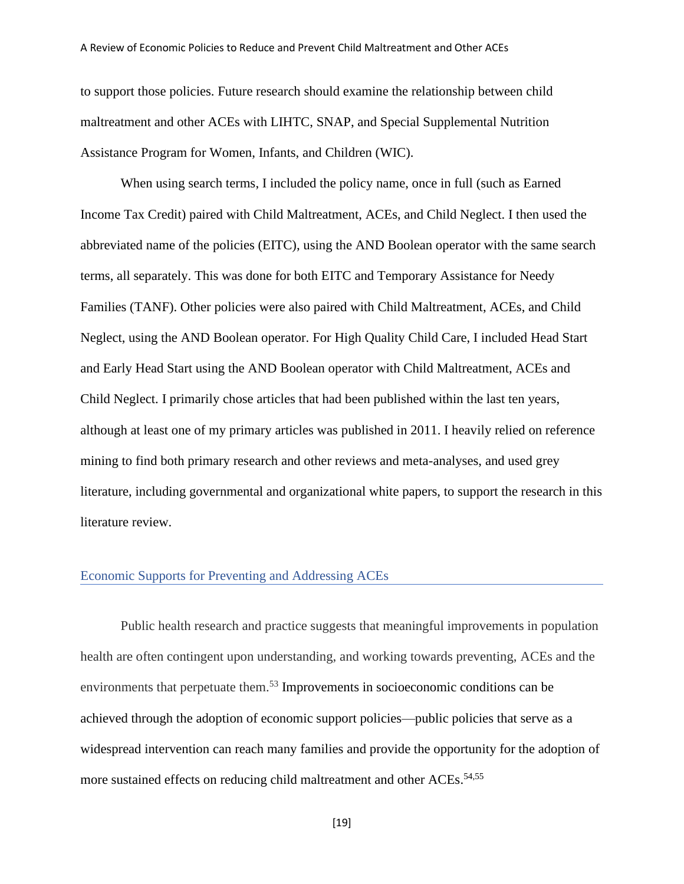to support those policies. Future research should examine the relationship between child maltreatment and other ACEs with LIHTC, SNAP, and Special Supplemental Nutrition Assistance Program for Women, Infants, and Children (WIC).

When using search terms, I included the policy name, once in full (such as Earned Income Tax Credit) paired with Child Maltreatment, ACEs, and Child Neglect. I then used the abbreviated name of the policies (EITC), using the AND Boolean operator with the same search terms, all separately. This was done for both EITC and Temporary Assistance for Needy Families (TANF). Other policies were also paired with Child Maltreatment, ACEs, and Child Neglect, using the AND Boolean operator. For High Quality Child Care, I included Head Start and Early Head Start using the AND Boolean operator with Child Maltreatment, ACEs and Child Neglect. I primarily chose articles that had been published within the last ten years, although at least one of my primary articles was published in 2011. I heavily relied on reference mining to find both primary research and other reviews and meta-analyses, and used grey literature, including governmental and organizational white papers, to support the research in this literature review.

## Economic Supports for Preventing and Addressing ACEs

Public health research and practice suggests that meaningful improvements in population health are often contingent upon understanding, and working towards preventing, ACEs and the environments that perpetuate them.[53] Improvements in socioeconomic conditions can be achieved through the adoption of economic support policies—public policies that serve as a widespread intervention can reach many families and provide the opportunity for the adoption of more sustained effects on reducing child maltreatment and other ACEs.[54,55]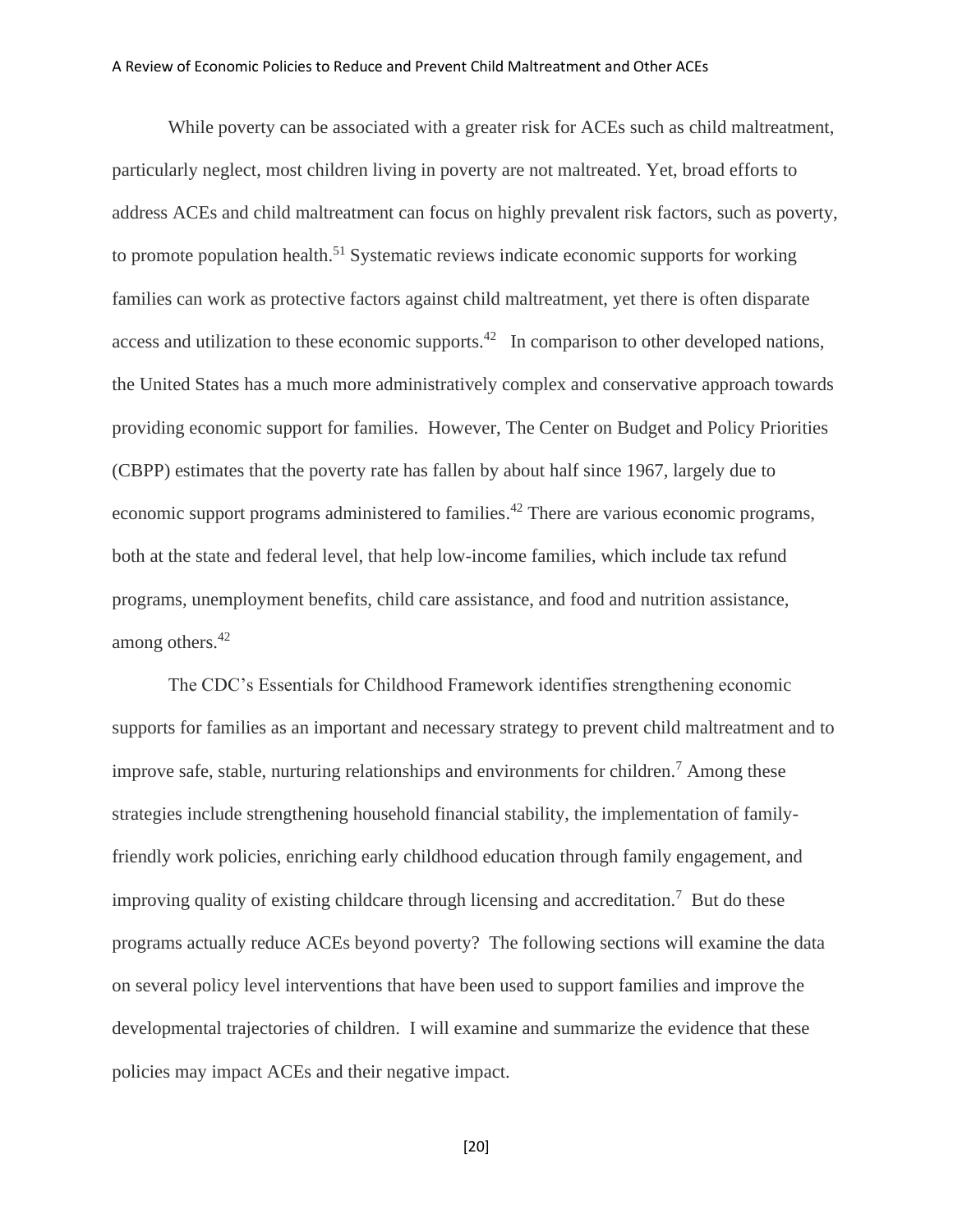While poverty can be associated with a greater risk for ACEs such as child maltreatment, particularly neglect, most children living in poverty are not maltreated. Yet, broad efforts to address ACEs and child maltreatment can focus on highly prevalent risk factors, such as poverty, to promote population health.[51] Systematic reviews indicate economic supports for working families can work as protective factors against child maltreatment, yet there is often disparate access and utilization to these economic supports.[42] In comparison to other developed nations, the United States has a much more administratively complex and conservative approach towards providing economic support for families. However, The Center on Budget and Policy Priorities (CBPP) estimates that the poverty rate has fallen by about half since 1967, largely due to economic support programs administered to families.[42] There are various economic programs, both at the state and federal level, that help low-income families, which include tax refund programs, unemployment benefits, child care assistance, and food and nutrition assistance, among others.[42]

The CDC's Essentials for Childhood Framework identifies strengthening economic supports for families as an important and necessary strategy to prevent child maltreatment and to improve safe, stable, nurturing relationships and environments for children.[7] Among these strategies include strengthening household financial stability, the implementation of family-friendly work policies, enriching early childhood education through family engagement, and improving quality of existing childcare through licensing and accreditation.[7] But do these programs actually reduce ACEs beyond poverty? The following sections will examine the data on several policy level interventions that have been used to support families and improve the developmental trajectories of children. I will examine and summarize the evidence that these policies may impact ACEs and their negative impact.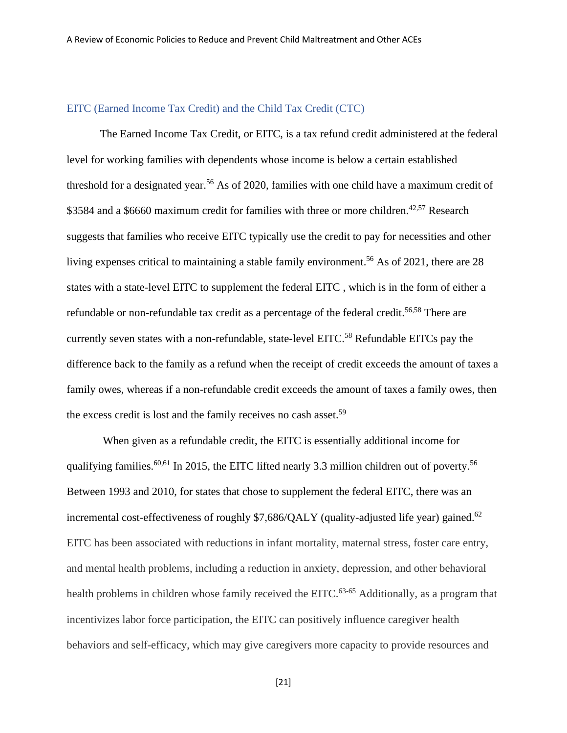## EITC (Earned Income Tax Credit) and the Child Tax Credit (CTC)

The Earned Income Tax Credit, or EITC, is a tax refund credit administered at the federal level for working families with dependents whose income is below a certain established threshold for a designated year.[56] As of 2020, families with one child have a maximum credit of $3584 and a $6660 maximum credit for families with three or more children.[42,57] Research suggests that families who receive EITC typically use the credit to pay for necessities and other living expenses critical to maintaining a stable family environment.[56] As of 2021, there are 28 states with a state-level EITC to supplement the federal EITC , which is in the form of either a refundable or non-refundable tax credit as a percentage of the federal credit.[56,58] There are currently seven states with a non-refundable, state-level EITC.[58] Refundable EITCs pay the difference back to the family as a refund when the receipt of credit exceeds the amount of taxes a family owes, whereas if a non-refundable credit exceeds the amount of taxes a family owes, then the excess credit is lost and the family receives no cash asset.[59]

When given as a refundable credit, the EITC is essentially additional income for qualifying families.[60,61] In 2015, the EITC lifted nearly 3.3 million children out of poverty.[56] Between 1993 and 2010, for states that chose to supplement the federal EITC, there was an incremental cost-effectiveness of roughly $7,686/QALY (quality-adjusted life year) gained.[62] EITC has been associated with reductions in infant mortality, maternal stress, foster care entry, and mental health problems, including a reduction in anxiety, depression, and other behavioral health problems in children whose family received the EITC.[63-65] Additionally, as a program that incentivizes labor force participation, the EITC can positively influence caregiver health behaviors and self-efficacy, which may give caregivers more capacity to provide resources and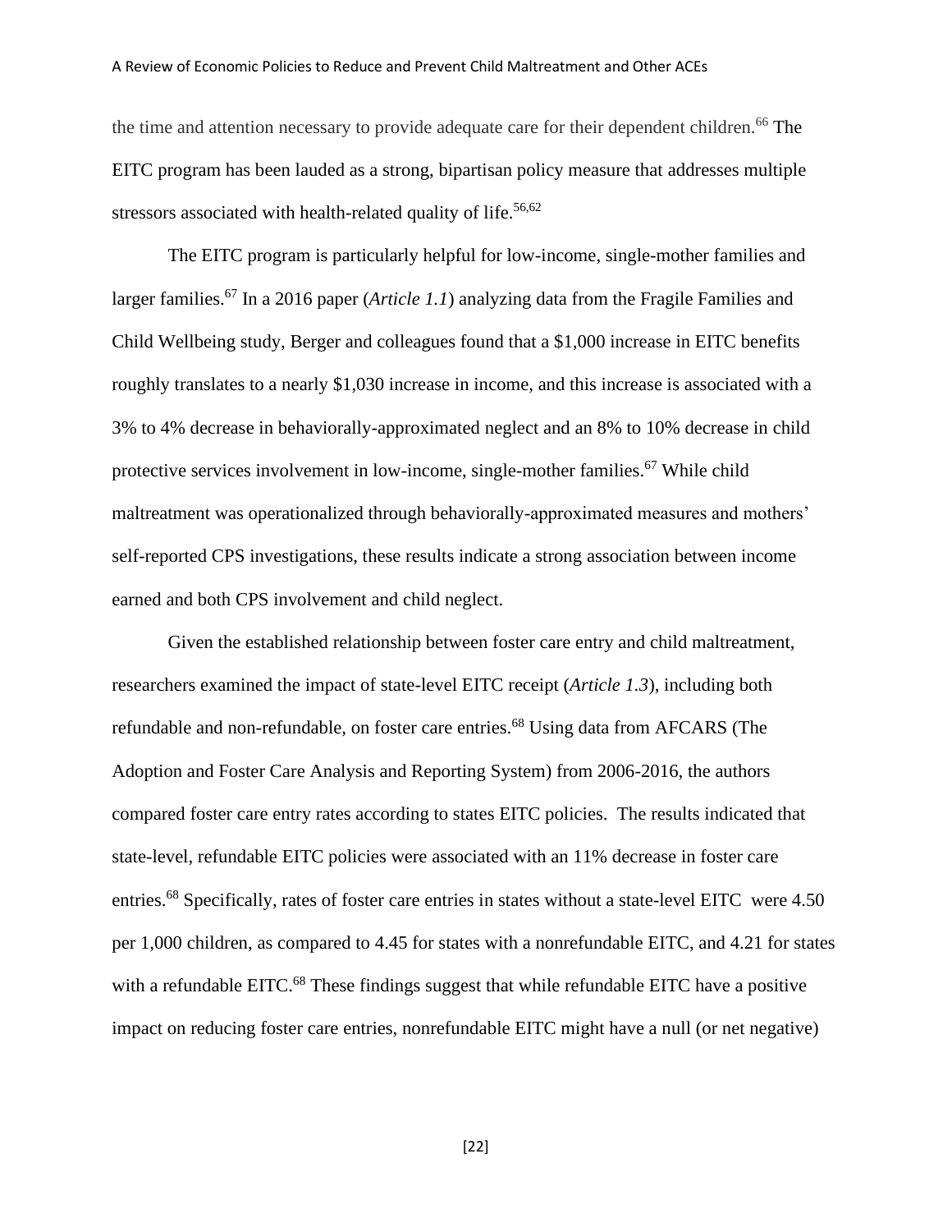the time and attention necessary to provide adequate care for their dependent children.[66] The EITC program has been lauded as a strong, bipartisan policy measure that addresses multiple stressors associated with health-related quality of life.[56,62]

The EITC program is particularly helpful for low-income, single-mother families and larger families.[67] In a 2016 paper (*Article 1.1*) analyzing data from the Fragile Families and Child Wellbeing study, Berger and colleagues found that a $1,000 increase in EITC benefits roughly translates to a nearly $1,030 increase in income, and this increase is associated with a 3% to 4% decrease in behaviorally-approximated neglect and an 8% to 10% decrease in child protective services involvement in low-income, single-mother families.[67] While child maltreatment was operationalized through behaviorally-approximated measures and mothers' self-reported CPS investigations, these results indicate a strong association between income earned and both CPS involvement and child neglect.

Given the established relationship between foster care entry and child maltreatment, researchers examined the impact of state-level EITC receipt (*Article 1.3*), including both refundable and non-refundable, on foster care entries.[68] Using data from AFCARS (The Adoption and Foster Care Analysis and Reporting System) from 2006-2016, the authors compared foster care entry rates according to states EITC policies. The results indicated that state-level, refundable EITC policies were associated with an 11% decrease in foster care entries.[68] Specifically, rates of foster care entries in states without a state-level EITC were 4.50 per 1,000 children, as compared to 4.45 for states with a nonrefundable EITC, and 4.21 for states with a refundable EITC.[68] These findings suggest that while refundable EITC have a positive impact on reducing foster care entries, nonrefundable EITC might have a null (or net negative)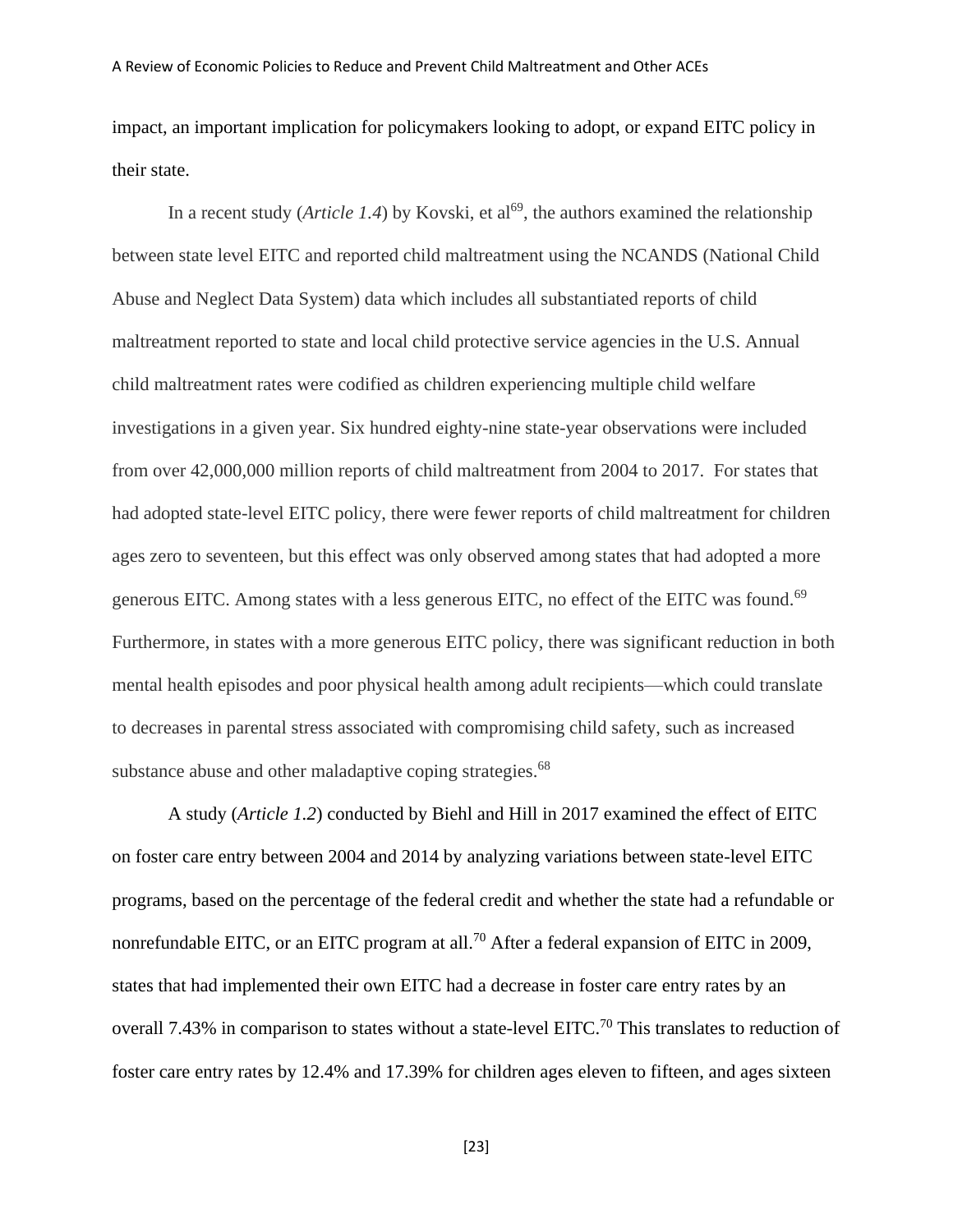impact, an important implication for policymakers looking to adopt, or expand EITC policy in their state.

In a recent study (*Article 1.4*) by Kovski, et al[69], the authors examined the relationship between state level EITC and reported child maltreatment using the NCANDS (National Child Abuse and Neglect Data System) data which includes all substantiated reports of child maltreatment reported to state and local child protective service agencies in the U.S. Annual child maltreatment rates were codified as children experiencing multiple child welfare investigations in a given year. Six hundred eighty-nine state-year observations were included from over 42,000,000 million reports of child maltreatment from 2004 to 2017. For states that had adopted state-level EITC policy, there were fewer reports of child maltreatment for children ages zero to seventeen, but this effect was only observed among states that had adopted a more generous EITC. Among states with a less generous EITC, no effect of the EITC was found.[69] Furthermore, in states with a more generous EITC policy, there was significant reduction in both mental health episodes and poor physical health among adult recipients—which could translate to decreases in parental stress associated with compromising child safety, such as increased substance abuse and other maladaptive coping strategies.[68]

A study (*Article 1.2*) conducted by Biehl and Hill in 2017 examined the effect of EITC on foster care entry between 2004 and 2014 by analyzing variations between state-level EITC programs, based on the percentage of the federal credit and whether the state had a refundable or nonrefundable EITC, or an EITC program at all.[70] After a federal expansion of EITC in 2009, states that had implemented their own EITC had a decrease in foster care entry rates by an overall 7.43% in comparison to states without a state-level EITC.[70] This translates to reduction of foster care entry rates by 12.4% and 17.39% for children ages eleven to fifteen, and ages sixteen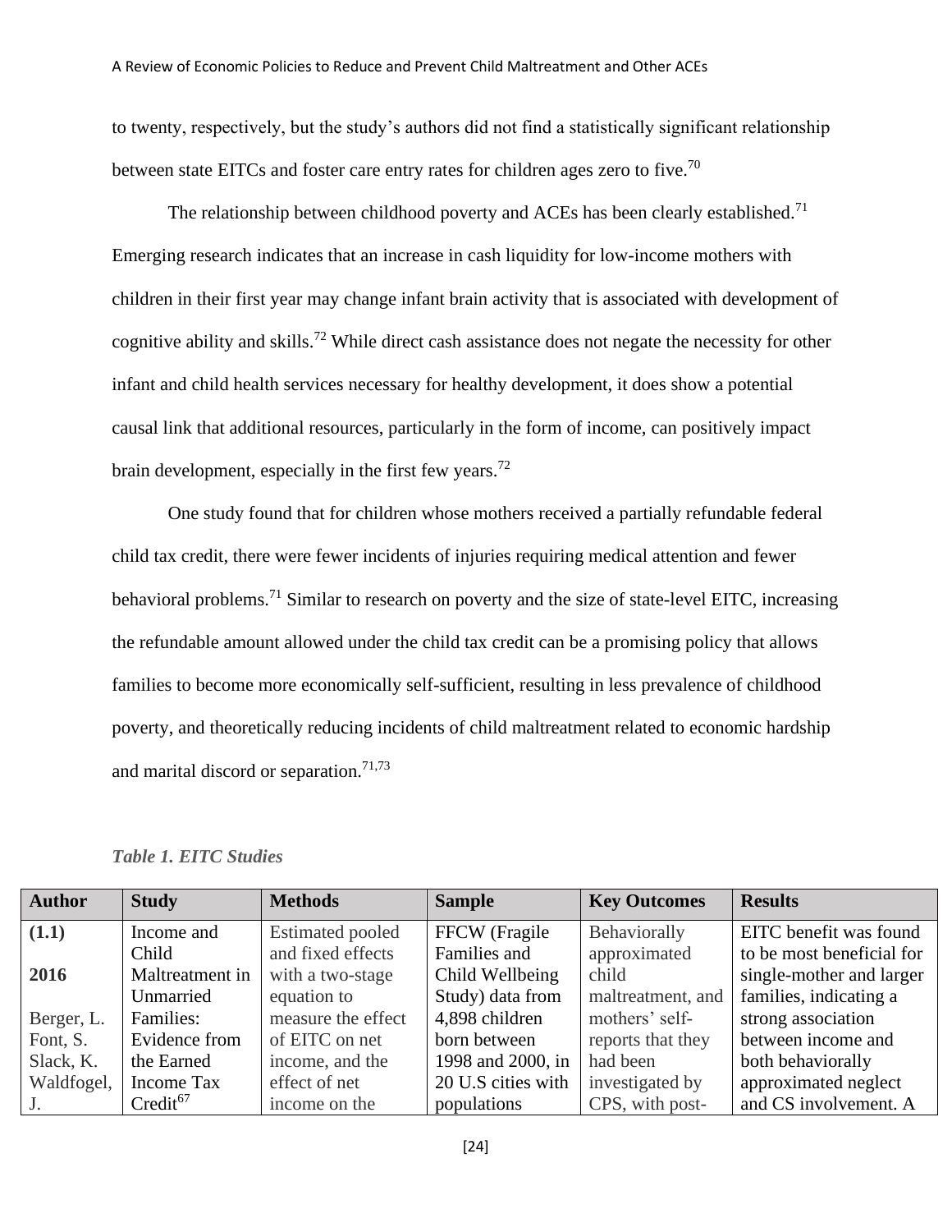to twenty, respectively, but the study's authors did not find a statistically significant relationship between state EITCs and foster care entry rates for children ages zero to five.[70]

The relationship between childhood poverty and ACEs has been clearly established.[71] Emerging research indicates that an increase in cash liquidity for low-income mothers with children in their first year may change infant brain activity that is associated with development of cognitive ability and skills.[72] While direct cash assistance does not negate the necessity for other infant and child health services necessary for healthy development, it does show a potential causal link that additional resources, particularly in the form of income, can positively impact brain development, especially in the first few years.[72]

One study found that for children whose mothers received a partially refundable federal child tax credit, there were fewer incidents of injuries requiring medical attention and fewer behavioral problems.[71] Similar to research on poverty and the size of state-level EITC, increasing the refundable amount allowed under the child tax credit can be a promising policy that allows families to become more economically self-sufficient, resulting in less prevalence of childhood poverty, and theoretically reducing incidents of child maltreatment related to economic hardship and marital discord or separation.[71,73]

*Table 1. EITC Studies*

| Author | Study | Methods | Sample | Key Outcomes | Results |
|---|---|---|---|---|---|
| **(1.1)** <br> **2016** <br> Berger, L. Font, S. Slack, K. Waldfogel, J. | Income and Child Maltreatment in Unmarried Families: Evidence from the Earned Income Tax Credit[67] | Estimated pooled and fixed effects with a two-stage equation to measure the effect of EITC on net income, and the effect of net income on the | FFCW (Fragile Families and Child Wellbeing Study) data from 4,898 children born between 1998 and 2000, in 20 U.S cities with populations | Behaviorally approximated child maltreatment, and mothers' self-reports that they had been investigated by CPS, with post- | EITC benefit was found to be most beneficial for single-mother and larger families, indicating a strong association between income and both behaviorally approximated neglect and CS involvement. A |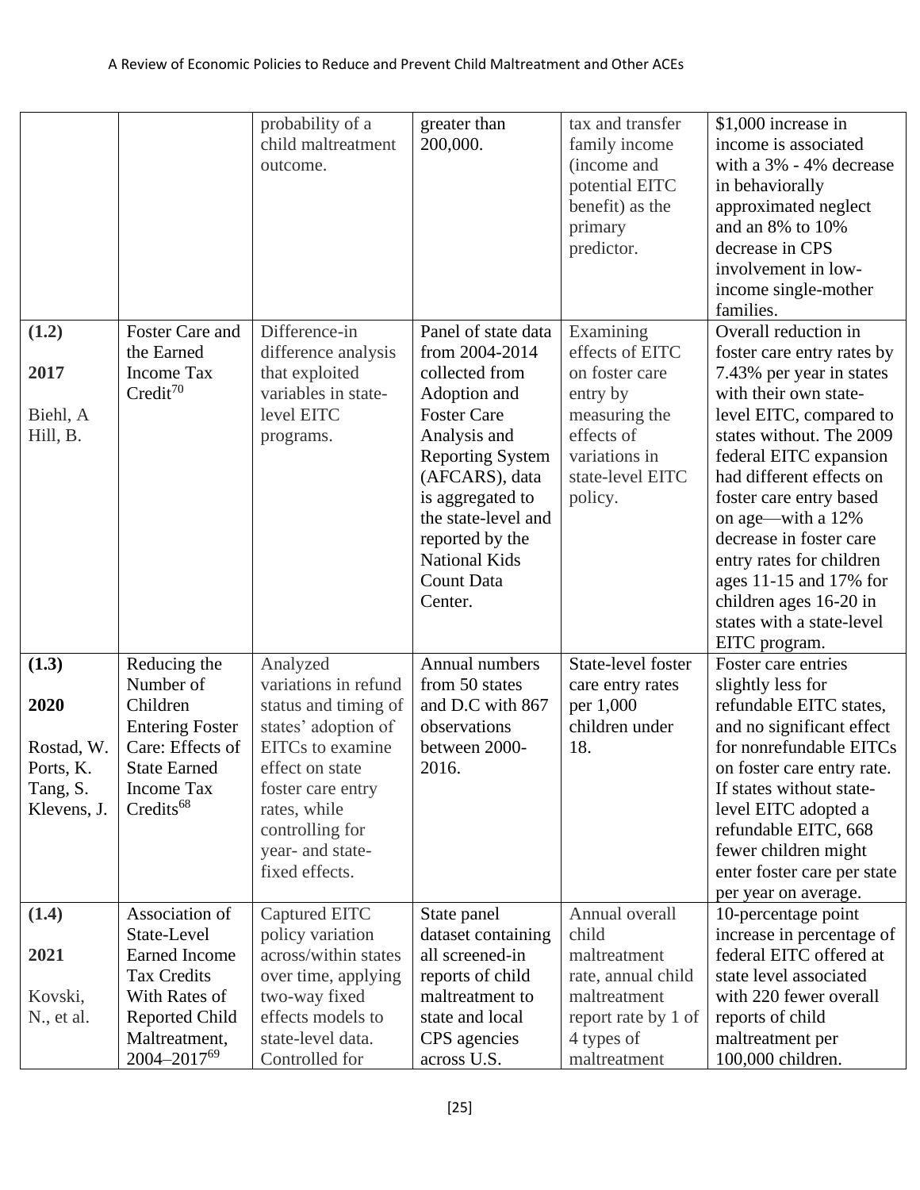| | | probability of a child maltreatment outcome. | greater than 200,000. | tax and transfer family income (income and potential EITC benefit) as the primary predictor. | $1,000 increase in income is associated with a 3% - 4% decrease in behaviorally approximated neglect and an 8% to 10% decrease in CPS involvement in low-income single-mother families. |
|---|---|---|---|---|---|
| **(1.2)** **2017** Biehl, A Hill, B. | Foster Care and the Earned Income Tax Credit[70] | Difference-in difference analysis that exploited variables in state-level EITC programs. | Panel of state data from 2004-2014 collected from Adoption and Foster Care Analysis and Reporting System (AFCARS), data is aggregated to the state-level and reported by the National Kids Count Data Center. | Examining effects of EITC on foster care entry by measuring the effects of variations in state-level EITC policy. | Overall reduction in foster care entry rates by 7.43% per year in states with their own state-level EITC, compared to states without. The 2009 federal EITC expansion had different effects on foster care entry based on age—with a 12% decrease in foster care entry rates for children ages 11-15 and 17% for children ages 16-20 in states with a state-level EITC program. |
| **(1.3)** **2020** Rostad, W. Ports, K. Tang, S. Klevens, J. | Reducing the Number of Children Entering Foster Care: Effects of State Earned Income Tax Credits[68] | Analyzed variations in refund status and timing of states' adoption of EITCs to examine effect on state foster care entry rates, while controlling for year- and state-fixed effects. | Annual numbers from 50 states and D.C with 867 observations between 2000-2016. | State-level foster care entry rates per 1,000 children under 18. | Foster care entries slightly less for refundable EITC states, and no significant effect for nonrefundable EITCs on foster care entry rate. If states without state-level EITC adopted a refundable EITC, 668 fewer children might enter foster care per state per year on average. |
| **(1.4)** **2021** Kovski, N., et al. | Association of State-Level Earned Income Tax Credits With Rates of Reported Child Maltreatment, 2004–2017[69] | Captured EITC policy variation across/within states over time, applying two-way fixed effects models to state-level data. Controlled for | State panel dataset containing all screened-in reports of child maltreatment to state and local CPS agencies across U.S. | Annual overall child maltreatment rate, annual child maltreatment report rate by 1 of 4 types of maltreatment | 10-percentage point increase in percentage of federal EITC offered at state level associated with 220 fewer overall reports of child maltreatment per 100,000 children. |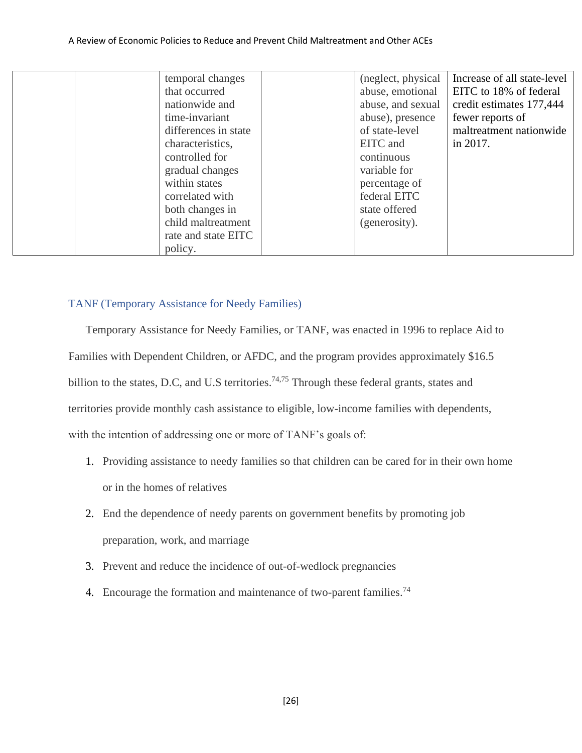| | | temporal changes that occurred nationwide and time-invariant differences in state characteristics, controlled for gradual changes within states correlated with both changes in child maltreatment rate and state EITC policy. | | (neglect, physical abuse, emotional abuse, and sexual abuse), presence of state-level EITC and continuous variable for percentage of federal EITC state offered (generosity). | Increase of all state-level EITC to 18% of federal credit estimates 177,444 fewer reports of maltreatment nationwide in 2017. |
|---|---|---|---|---|---|

### TANF (Temporary Assistance for Needy Families)

Temporary Assistance for Needy Families, or TANF, was enacted in 1996 to replace Aid to Families with Dependent Children, or AFDC, and the program provides approximately $16.5 billion to the states, D.C, and U.S territories.[74,75] Through these federal grants, states and territories provide monthly cash assistance to eligible, low-income families with dependents, with the intention of addressing one or more of TANF's goals of:

1. Providing assistance to needy families so that children can be cared for in their own home or in the homes of relatives
2. End the dependence of needy parents on government benefits by promoting job preparation, work, and marriage
3. Prevent and reduce the incidence of out-of-wedlock pregnancies
4. Encourage the formation and maintenance of two-parent families.[74]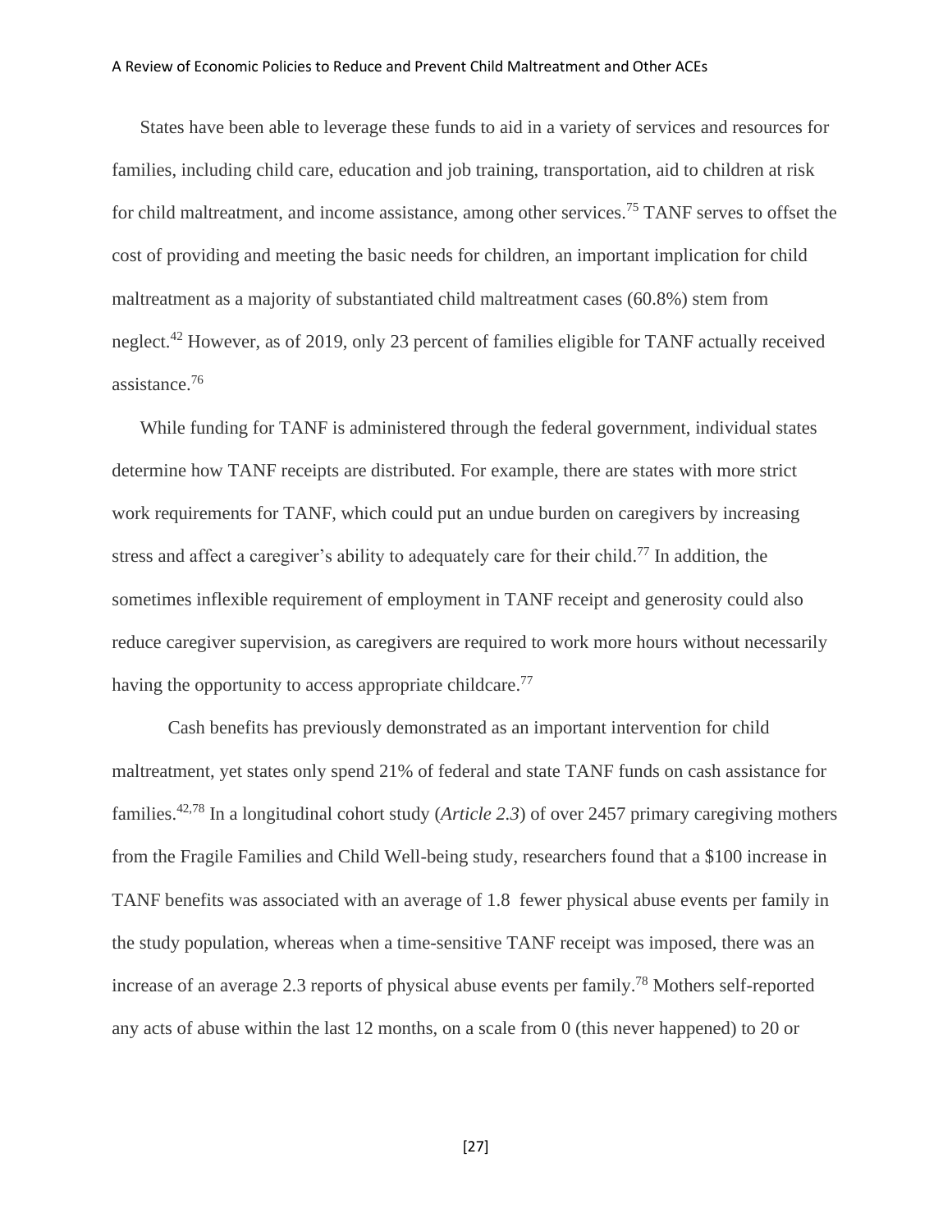States have been able to leverage these funds to aid in a variety of services and resources for families, including child care, education and job training, transportation, aid to children at risk for child maltreatment, and income assistance, among other services.[75] TANF serves to offset the cost of providing and meeting the basic needs for children, an important implication for child maltreatment as a majority of substantiated child maltreatment cases (60.8%) stem from neglect.[42] However, as of 2019, only 23 percent of families eligible for TANF actually received assistance.[76]

While funding for TANF is administered through the federal government, individual states determine how TANF receipts are distributed. For example, there are states with more strict work requirements for TANF, which could put an undue burden on caregivers by increasing stress and affect a caregiver's ability to adequately care for their child.[77] In addition, the sometimes inflexible requirement of employment in TANF receipt and generosity could also reduce caregiver supervision, as caregivers are required to work more hours without necessarily having the opportunity to access appropriate childcare.[77]

Cash benefits has previously demonstrated as an important intervention for child maltreatment, yet states only spend 21% of federal and state TANF funds on cash assistance for families.[42,78] In a longitudinal cohort study (*Article 2.3*) of over 2457 primary caregiving mothers from the Fragile Families and Child Well-being study, researchers found that a $100 increase in TANF benefits was associated with an average of 1.8 fewer physical abuse events per family in the study population, whereas when a time-sensitive TANF receipt was imposed, there was an increase of an average 2.3 reports of physical abuse events per family.[78] Mothers self-reported any acts of abuse within the last 12 months, on a scale from 0 (this never happened) to 20 or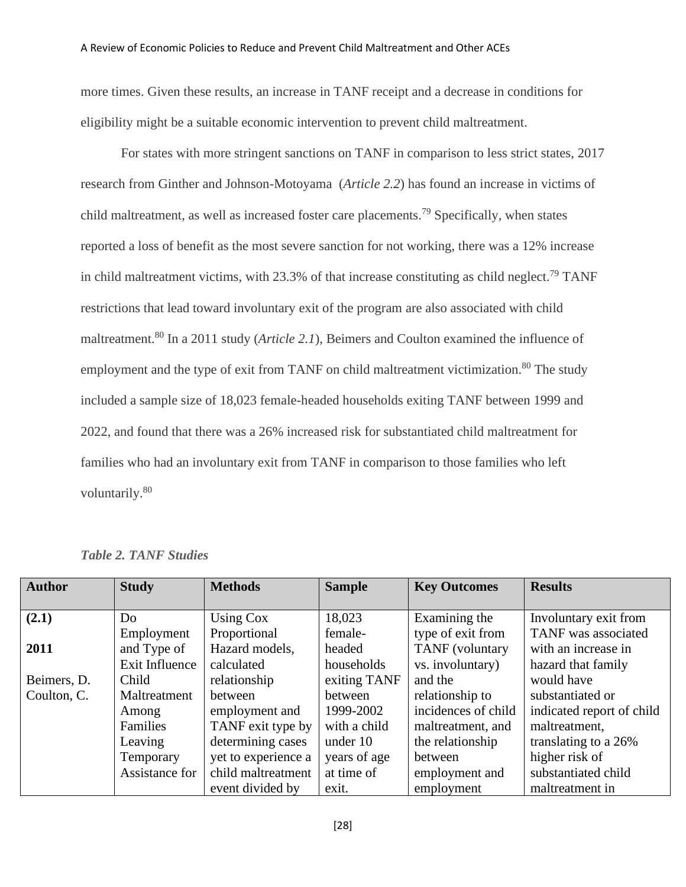more times. Given these results, an increase in TANF receipt and a decrease in conditions for eligibility might be a suitable economic intervention to prevent child maltreatment.

For states with more stringent sanctions on TANF in comparison to less strict states, 2017 research from Ginther and Johnson-Motoyama (*Article 2.2*) has found an increase in victims of child maltreatment, as well as increased foster care placements.[79] Specifically, when states reported a loss of benefit as the most severe sanction for not working, there was a 12% increase in child maltreatment victims, with 23.3% of that increase constituting as child neglect.[79] TANF restrictions that lead toward involuntary exit of the program are also associated with child maltreatment.[80] In a 2011 study (*Article 2.1*), Beimers and Coulton examined the influence of employment and the type of exit from TANF on child maltreatment victimization.[80] The study included a sample size of 18,023 female-headed households exiting TANF between 1999 and 2022, and found that there was a 26% increased risk for substantiated child maltreatment for families who had an involuntary exit from TANF in comparison to those families who left voluntarily.[80]

***Table 2. TANF Studies***

| Author | Study | Methods | Sample | Key Outcomes | Results |
|---|---|---|---|---|---|
| **(2.1)** <br><br> **2011** <br><br> Beimers, D. Coulton, C. | Do Employment and Type of Exit Influence Child Maltreatment Among Families Leaving Temporary Assistance for | Using Cox Proportional Hazard models, calculated relationship between employment and TANF exit type by determining cases yet to experience a child maltreatment event divided by | 18,023 female-headed households exiting TANF between 1999-2002 with a child under 10 years of age at time of exit. | Examining the type of exit from TANF (voluntary vs. involuntary) and the relationship to incidences of child maltreatment, and the relationship between employment and employment | Involuntary exit from TANF was associated with an increase in hazard that family would have substantiated or indicated report of child maltreatment, translating to a 26% higher risk of substantiated child maltreatment in |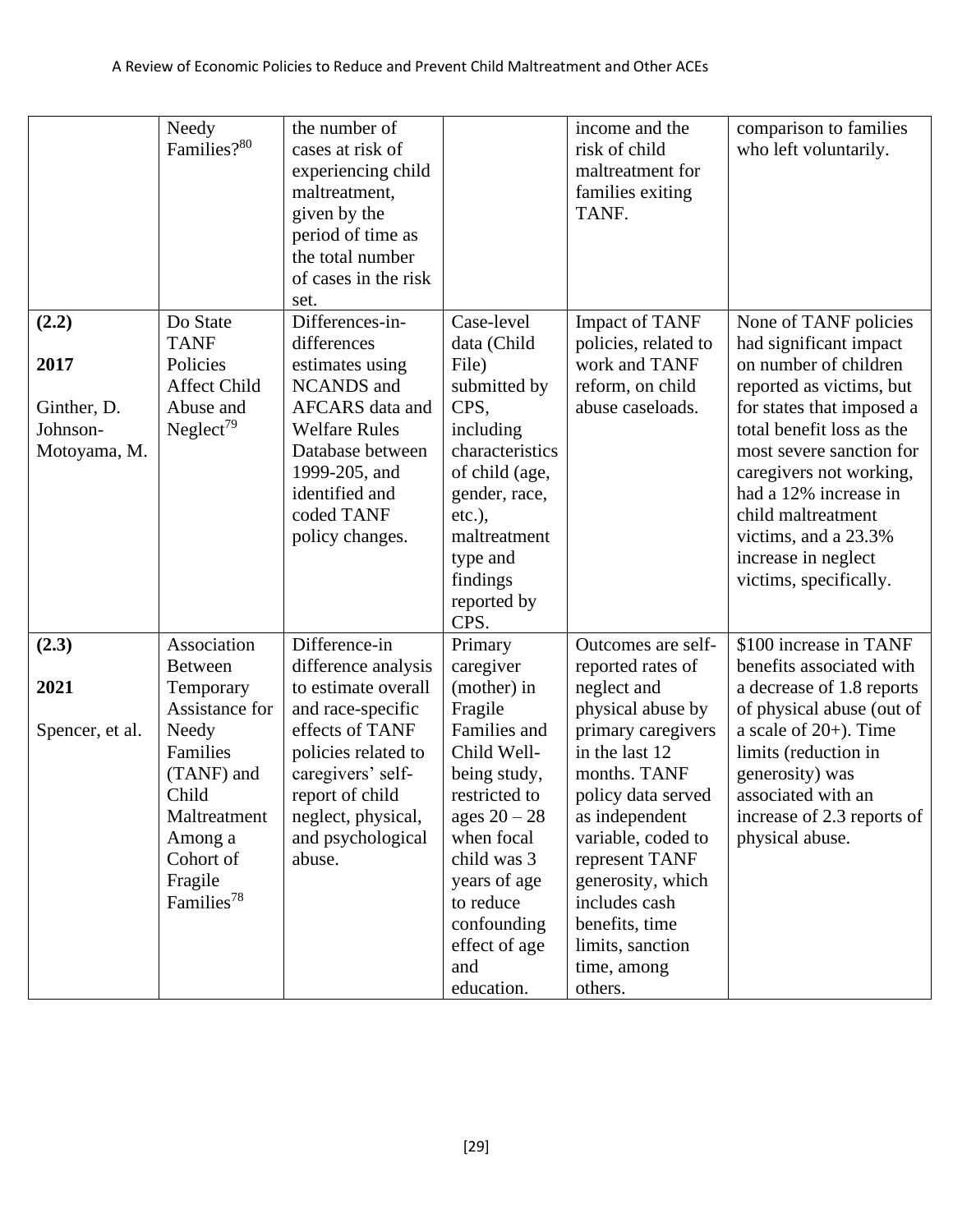| | | | | | |
|---|---|---|---|---|---|
| | Needy Families?[80] | the number of cases at risk of experiencing child maltreatment, given by the period of time as the total number of cases in the risk set. | | income and the risk of child maltreatment for families exiting TANF. | comparison to families who left voluntarily. |
| **(2.2)** <br> **2017** <br> Ginther, D. Johnson-Motoyama, M. | Do State TANF Policies Affect Child Abuse and Neglect[79] | Differences-in-differences estimates using NCANDS and AFCARS data and Welfare Rules Database between 1999-205, and identified and coded TANF policy changes. | Case-level data (Child File) submitted by CPS, including characteristics of child (age, gender, race, etc.), maltreatment type and findings reported by CPS. | Impact of TANF policies, related to work and TANF reform, on child abuse caseloads. | None of TANF policies had significant impact on number of children reported as victims, but for states that imposed a total benefit loss as the most severe sanction for caregivers not working, had a 12% increase in child maltreatment victims, and a 23.3% increase in neglect victims, specifically. |
| **(2.3)** <br> **2021** <br> Spencer, et al. | Association Between Temporary Assistance for Needy Families (TANF) and Child Maltreatment Among a Cohort of Fragile Families[78] | Difference-in difference analysis to estimate overall and race-specific effects of TANF policies related to caregivers' self-report of child neglect, physical, and psychological abuse. | Primary caregiver (mother) in Fragile Families and Child Well-being study, restricted to ages 20 – 28 when focal child was 3 years of age to reduce confounding effect of age and education. | Outcomes are self-reported rates of neglect and physical abuse by primary caregivers in the last 12 months. TANF policy data served as independent variable, coded to represent TANF generosity, which includes cash benefits, time limits, sanction time, among others. | $100 increase in TANF benefits associated with a decrease of 1.8 reports of physical abuse (out of a scale of 20+). Time limits (reduction in generosity) was associated with an increase of 2.3 reports of physical abuse. |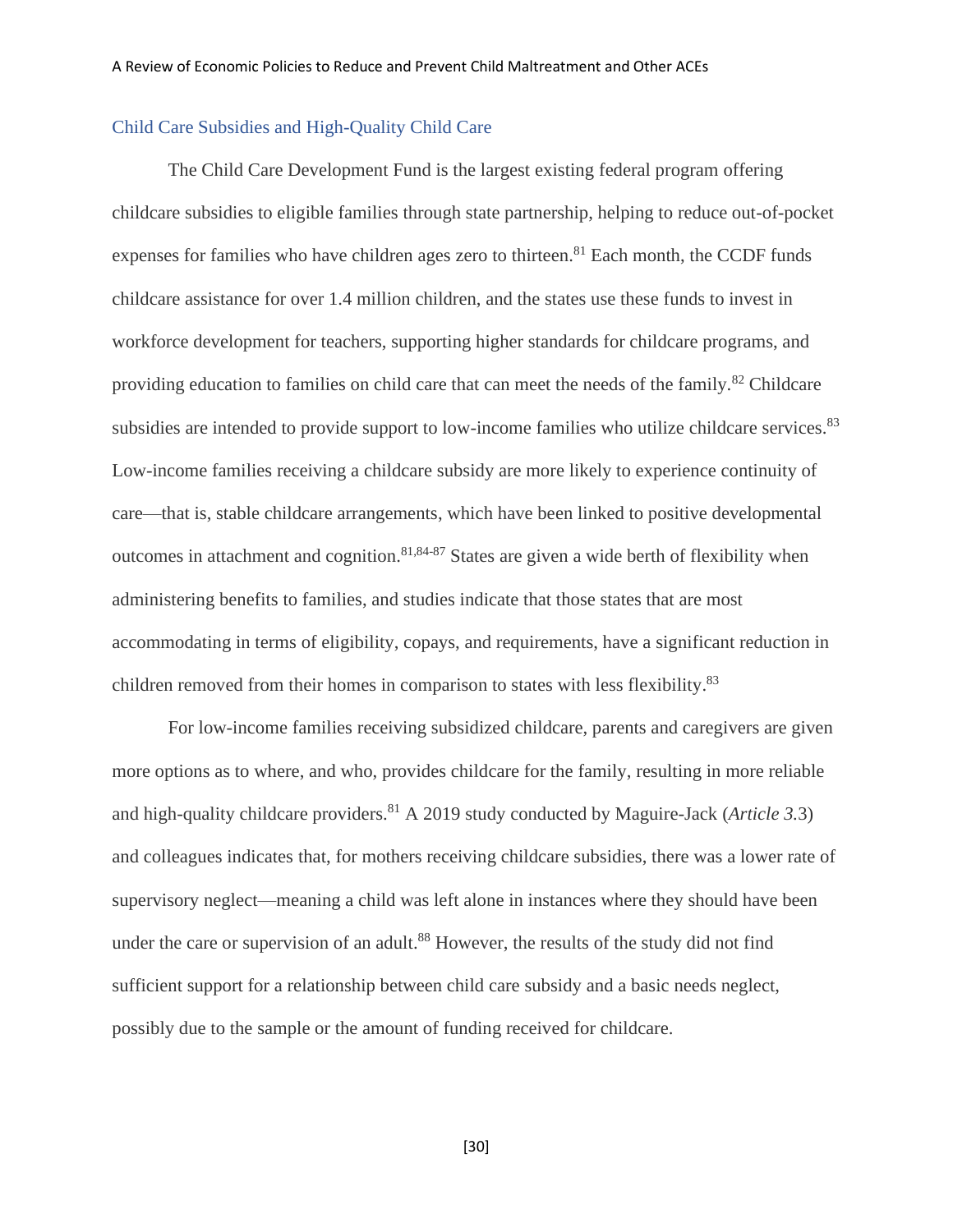## Child Care Subsidies and High-Quality Child Care

The Child Care Development Fund is the largest existing federal program offering childcare subsidies to eligible families through state partnership, helping to reduce out-of-pocket expenses for families who have children ages zero to thirteen.[81] Each month, the CCDF funds childcare assistance for over 1.4 million children, and the states use these funds to invest in workforce development for teachers, supporting higher standards for childcare programs, and providing education to families on child care that can meet the needs of the family.[82] Childcare subsidies are intended to provide support to low-income families who utilize childcare services.[83] Low-income families receiving a childcare subsidy are more likely to experience continuity of care—that is, stable childcare arrangements, which have been linked to positive developmental outcomes in attachment and cognition.[81,84-87] States are given a wide berth of flexibility when administering benefits to families, and studies indicate that those states that are most accommodating in terms of eligibility, copays, and requirements, have a significant reduction in children removed from their homes in comparison to states with less flexibility.[83]

For low-income families receiving subsidized childcare, parents and caregivers are given more options as to where, and who, provides childcare for the family, resulting in more reliable and high-quality childcare providers.[81] A 2019 study conducted by Maguire-Jack (*Article 3.3*) and colleagues indicates that, for mothers receiving childcare subsidies, there was a lower rate of supervisory neglect—meaning a child was left alone in instances where they should have been under the care or supervision of an adult.[88] However, the results of the study did not find sufficient support for a relationship between child care subsidy and a basic needs neglect, possibly due to the sample or the amount of funding received for childcare.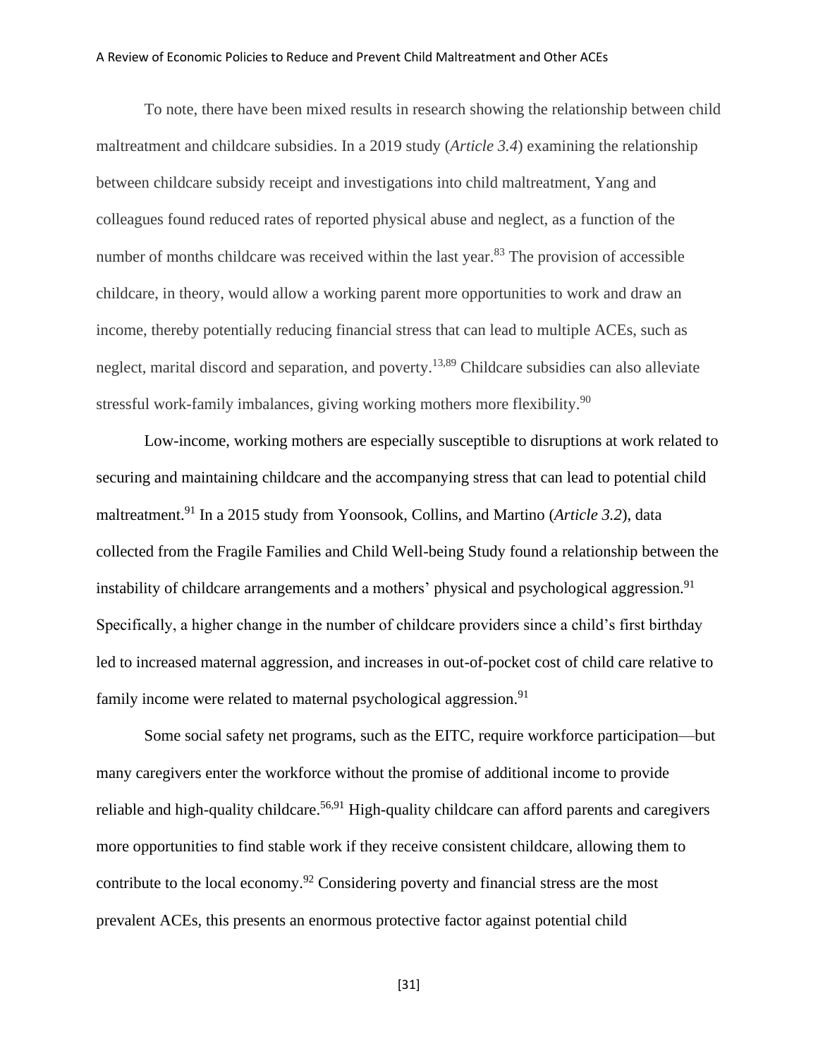To note, there have been mixed results in research showing the relationship between child maltreatment and childcare subsidies. In a 2019 study (*Article 3.4*) examining the relationship between childcare subsidy receipt and investigations into child maltreatment, Yang and colleagues found reduced rates of reported physical abuse and neglect, as a function of the number of months childcare was received within the last year.[83] The provision of accessible childcare, in theory, would allow a working parent more opportunities to work and draw an income, thereby potentially reducing financial stress that can lead to multiple ACEs, such as neglect, marital discord and separation, and poverty.[13,89] Childcare subsidies can also alleviate stressful work-family imbalances, giving working mothers more flexibility.[90]

Low-income, working mothers are especially susceptible to disruptions at work related to securing and maintaining childcare and the accompanying stress that can lead to potential child maltreatment.[91] In a 2015 study from Yoonsook, Collins, and Martino (*Article 3.2*), data collected from the Fragile Families and Child Well-being Study found a relationship between the instability of childcare arrangements and a mothers' physical and psychological aggression.[91] Specifically, a higher change in the number of childcare providers since a child's first birthday led to increased maternal aggression, and increases in out-of-pocket cost of child care relative to family income were related to maternal psychological aggression.[91]

Some social safety net programs, such as the EITC, require workforce participation—but many caregivers enter the workforce without the promise of additional income to provide reliable and high-quality childcare.[56,91] High-quality childcare can afford parents and caregivers more opportunities to find stable work if they receive consistent childcare, allowing them to contribute to the local economy.[92] Considering poverty and financial stress are the most prevalent ACEs, this presents an enormous protective factor against potential child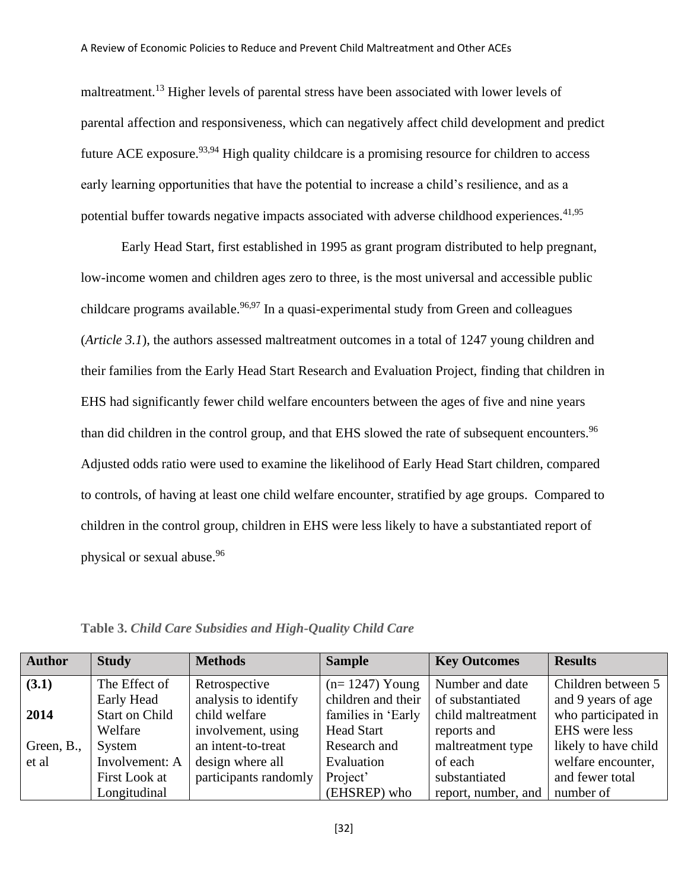maltreatment.[13] Higher levels of parental stress have been associated with lower levels of parental affection and responsiveness, which can negatively affect child development and predict future ACE exposure.[93,94] High quality childcare is a promising resource for children to access early learning opportunities that have the potential to increase a child's resilience, and as a potential buffer towards negative impacts associated with adverse childhood experiences.[41,95]

Early Head Start, first established in 1995 as grant program distributed to help pregnant, low-income women and children ages zero to three, is the most universal and accessible public childcare programs available.[96,97] In a quasi-experimental study from Green and colleagues (*Article 3.1*), the authors assessed maltreatment outcomes in a total of 1247 young children and their families from the Early Head Start Research and Evaluation Project, finding that children in EHS had significantly fewer child welfare encounters between the ages of five and nine years than did children in the control group, and that EHS slowed the rate of subsequent encounters.[96] Adjusted odds ratio were used to examine the likelihood of Early Head Start children, compared to controls, of having at least one child welfare encounter, stratified by age groups. Compared to children in the control group, children in EHS were less likely to have a substantiated report of physical or sexual abuse.[96]

**Table 3.** ***Child Care Subsidies and High-Quality Child Care***

| Author | Study | Methods | Sample | Key Outcomes | Results |
|---|---|---|---|---|---|
| **(3.1)** **2014** Green, B., et al | The Effect of Early Head Start on Child Welfare System Involvement: A First Look at Longitudinal | Retrospective analysis to identify child welfare involvement, using an intent-to-treat design where all participants randomly | (n= 1247) Young children and their families in 'Early Head Start Research and Evaluation Project' (EHSREP) who | Number and date of substantiated child maltreatment reports and maltreatment type of each substantiated report, number, and | Children between 5 and 9 years of age who participated in EHS were less likely to have child welfare encounter, and fewer total number of |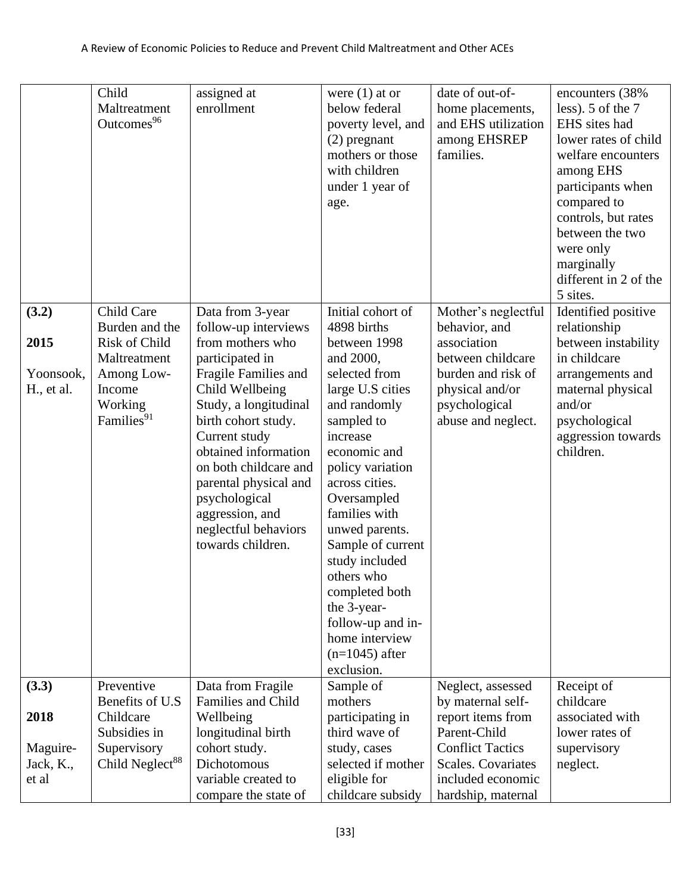| | | | | | |
|---|---|---|---|---|---|
| | Child Maltreatment Outcomes[96] | assigned at enrollment | were (1) at or below federal poverty level, and (2) pregnant mothers or those with children under 1 year of age. | date of out-of-home placements, and EHS utilization among EHSREP families. | encounters (38% less). 5 of the 7 EHS sites had lower rates of child welfare encounters among EHS participants when compared to controls, but rates between the two were only marginally different in 2 of the 5 sites. |
| **(3.2)** **2015** Yoonsook, H., et al. | Child Care Burden and the Risk of Child Maltreatment Among Low-Income Working Families[91] | Data from 3-year follow-up interviews from mothers who participated in Fragile Families and Child Wellbeing Study, a longitudinal birth cohort study. Current study obtained information on both childcare and parental physical and psychological aggression, and neglectful behaviors towards children. | Initial cohort of 4898 births between 1998 and 2000, selected from large U.S cities and randomly sampled to increase economic and policy variation across cities. Oversampled families with unwed parents. Sample of current study included others who completed both the 3-year-follow-up and in-home interview (n=1045) after exclusion. | Mother's neglectful behavior, and association between childcare burden and risk of physical and/or psychological abuse and neglect. | Identified positive relationship between instability in childcare arrangements and maternal physical and/or psychological aggression towards children. |
| **(3.3)** **2018** Maguire-Jack, K., et al | Preventive Benefits of U.S Childcare Subsidies in Supervisory Child Neglect[88] | Data from Fragile Families and Child Wellbeing longitudinal birth cohort study. Dichotomous variable created to compare the state of | Sample of mothers participating in third wave of study, cases selected if mother eligible for childcare subsidy | Neglect, assessed by maternal self-report items from Parent-Child Conflict Tactics Scales. Covariates included economic hardship, maternal | Receipt of childcare associated with lower rates of supervisory neglect. |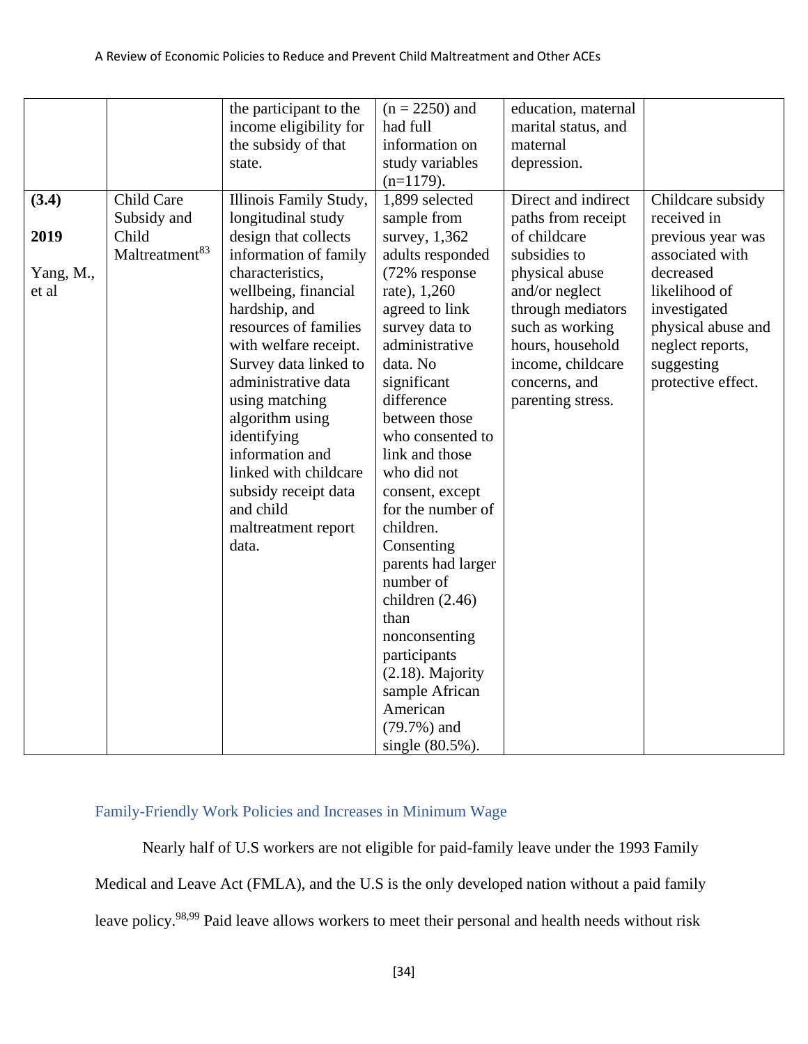| | | the participant to the income eligibility for the subsidy of that state. | (n = 2250) and had full information on study variables (n=1179). | education, maternal marital status, and maternal depression. | |
|---|---|---|---|---|---|
| **(3.4)** **2019** Yang, M., et al | Child Care Subsidy and Child Maltreatment[83] | Illinois Family Study, longitudinal study design that collects information of family characteristics, wellbeing, financial hardship, and resources of families with welfare receipt. Survey data linked to administrative data using matching algorithm using identifying information and linked with childcare subsidy receipt data and child maltreatment report data. | 1,899 selected sample from survey, 1,362 adults responded (72% response rate), 1,260 agreed to link survey data to administrative data. No significant difference between those who consented to link and those who did not consent, except for the number of children. Consenting parents had larger number of children (2.46) than nonconsenting participants (2.18). Majority sample African American (79.7%) and single (80.5%). | Direct and indirect paths from receipt of childcare subsidies to physical abuse and/or neglect through mediators such as working hours, household income, childcare concerns, and parenting stress. | Childcare subsidy received in previous year was associated with decreased likelihood of investigated physical abuse and neglect reports, suggesting protective effect. |

### Family-Friendly Work Policies and Increases in Minimum Wage

Nearly half of U.S workers are not eligible for paid-family leave under the 1993 Family Medical and Leave Act (FMLA), and the U.S is the only developed nation without a paid family leave policy.[98,99] Paid leave allows workers to meet their personal and health needs without risk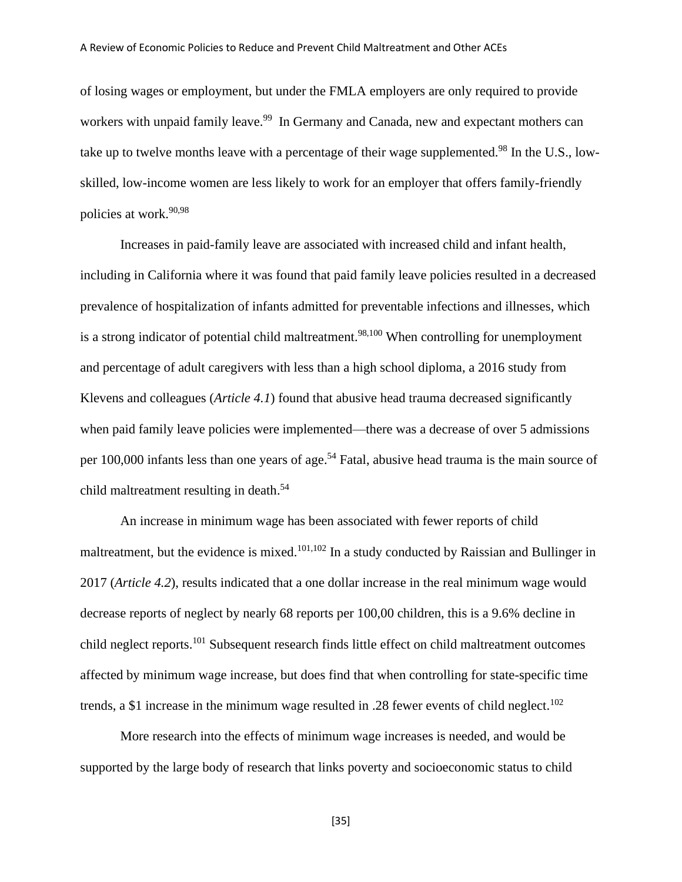of losing wages or employment, but under the FMLA employers are only required to provide workers with unpaid family leave.[99] In Germany and Canada, new and expectant mothers can take up to twelve months leave with a percentage of their wage supplemented.[98] In the U.S., low-skilled, low-income women are less likely to work for an employer that offers family-friendly policies at work.[90,98]

Increases in paid-family leave are associated with increased child and infant health, including in California where it was found that paid family leave policies resulted in a decreased prevalence of hospitalization of infants admitted for preventable infections and illnesses, which is a strong indicator of potential child maltreatment.[98,100] When controlling for unemployment and percentage of adult caregivers with less than a high school diploma, a 2016 study from Klevens and colleagues (*Article 4.1*) found that abusive head trauma decreased significantly when paid family leave policies were implemented—there was a decrease of over 5 admissions per 100,000 infants less than one years of age.[54] Fatal, abusive head trauma is the main source of child maltreatment resulting in death.[54]

An increase in minimum wage has been associated with fewer reports of child maltreatment, but the evidence is mixed.[101,102] In a study conducted by Raissian and Bullinger in 2017 (*Article 4.2*), results indicated that a one dollar increase in the real minimum wage would decrease reports of neglect by nearly 68 reports per 100,00 children, this is a 9.6% decline in child neglect reports.[101] Subsequent research finds little effect on child maltreatment outcomes affected by minimum wage increase, but does find that when controlling for state-specific time trends, a $1 increase in the minimum wage resulted in .28 fewer events of child neglect.[102]

More research into the effects of minimum wage increases is needed, and would be supported by the large body of research that links poverty and socioeconomic status to child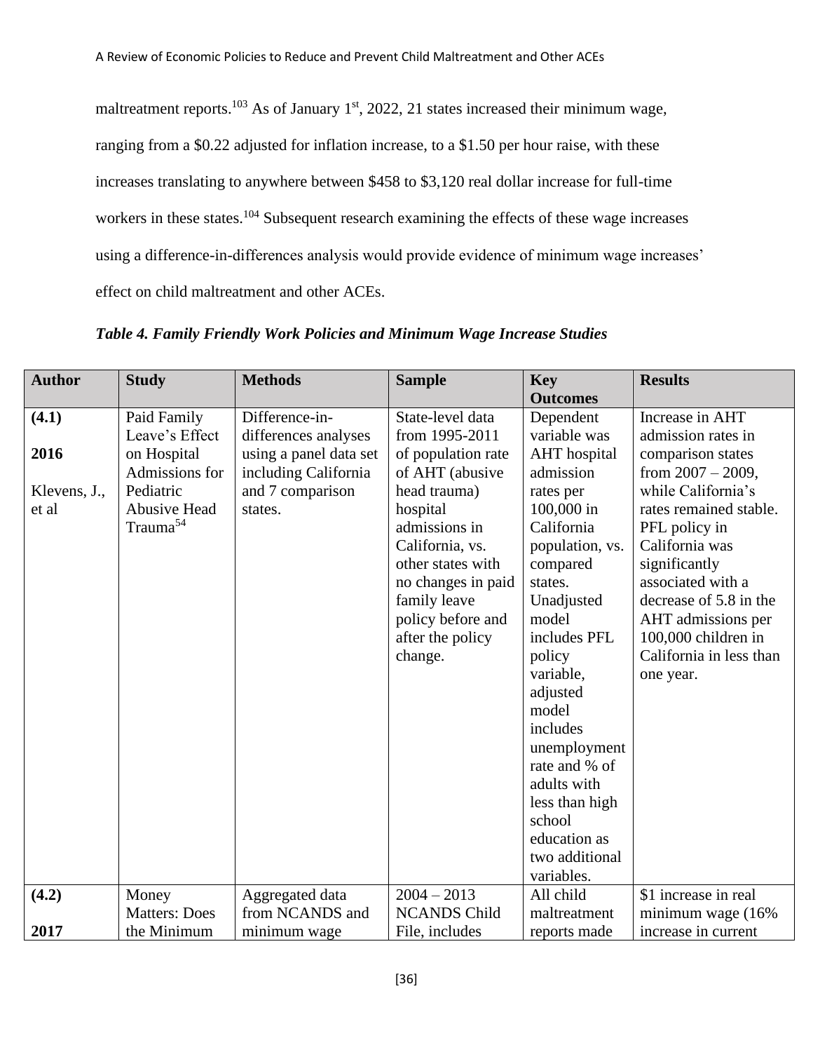maltreatment reports.[103] As of January 1st, 2022, 21 states increased their minimum wage, ranging from a $0.22 adjusted for inflation increase, to a $1.50 per hour raise, with these increases translating to anywhere between $458 to $3,120 real dollar increase for full-time workers in these states.[104] Subsequent research examining the effects of these wage increases using a difference-in-differences analysis would provide evidence of minimum wage increases' effect on child maltreatment and other ACEs.

***Table 4. Family Friendly Work Policies and Minimum Wage Increase Studies***

| **Author** | **Study** | **Methods** | **Sample** | **Key Outcomes** | **Results** |
|---|---|---|---|---|---|
| **(4.1)** **2016** Klevens, J., et al | Paid Family Leave's Effect on Hospital Admissions for Pediatric Abusive Head Trauma[54] | Difference-in-differences analyses using a panel data set including California and 7 comparison states. | State-level data from 1995-2011 of population rate of AHT (abusive head trauma) hospital admissions in California, vs. other states with no changes in paid family leave policy before and after the policy change. | Dependent variable was AHT hospital admission rates per 100,000 in California population, vs. compared states. Unadjusted model includes PFL policy variable, adjusted model includes unemployment rate and % of adults with less than high school education as two additional variables. | Increase in AHT admission rates in comparison states from 2007 – 2009, while California's rates remained stable. PFL policy in California was significantly associated with a decrease of 5.8 in the AHT admissions per 100,000 children in California in less than one year. |
| **(4.2)** **2017** | Money Matters: Does the Minimum | Aggregated data from NCANDS and minimum wage | 2004 – 2013 NCANDS Child File, includes | All child maltreatment reports made | $1 increase in real minimum wage (16% increase in current |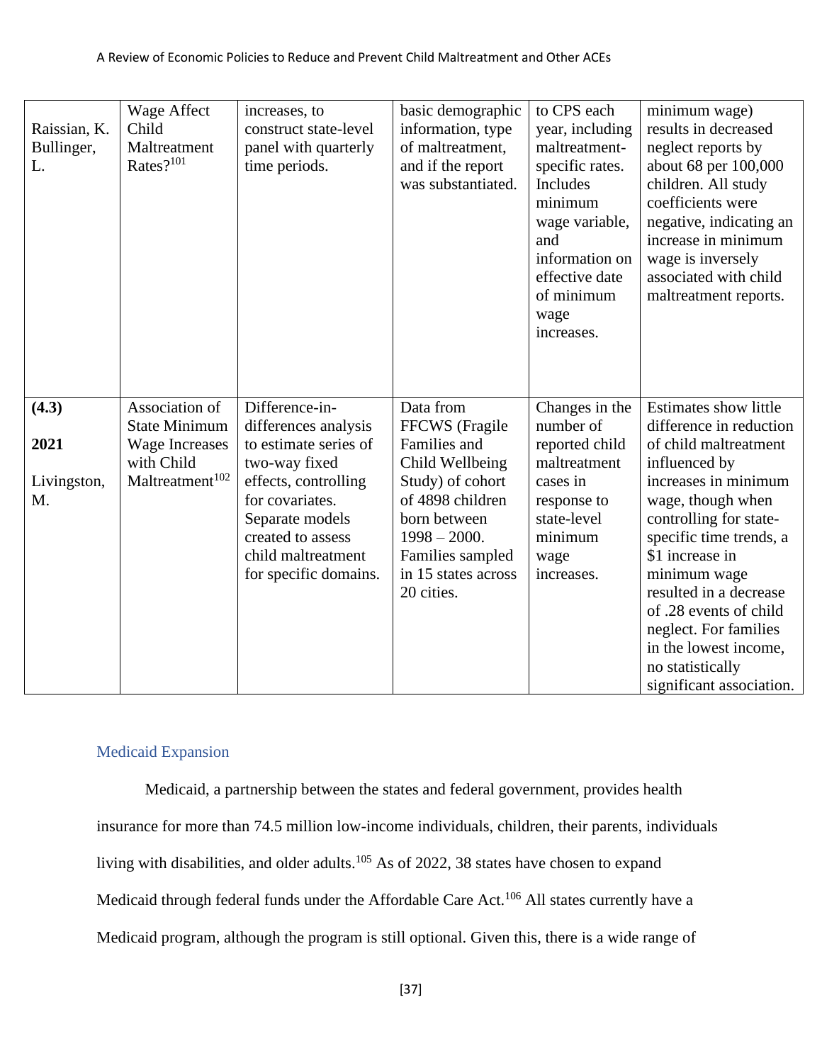| Raissian, K. Bullinger, L. | Wage Affect Child Maltreatment Rates?[101] | increases, to construct state-level panel with quarterly time periods. | basic demographic information, type of maltreatment, and if the report was substantiated. | to CPS each year, including maltreatment-specific rates. Includes minimum wage variable, and information on effective date of minimum wage increases. | minimum wage) results in decreased neglect reports by about 68 per 100,000 children. All study coefficients were negative, indicating an increase in minimum wage is inversely associated with child maltreatment reports. |
|---|---|---|---|---|---|
| **(4.3)** **2021** Livingston, M. | Association of State Minimum Wage Increases with Child Maltreatment[102] | Difference-in-differences analysis to estimate series of two-way fixed effects, controlling for covariates. Separate models created to assess child maltreatment for specific domains. | Data from FFCWS (Fragile Families and Child Wellbeing Study) of cohort of 4898 children born between 1998 – 2000. Families sampled in 15 states across 20 cities. | Changes in the number of reported child maltreatment cases in response to state-level minimum wage increases. | Estimates show little difference in reduction of child maltreatment influenced by increases in minimum wage, though when controlling for state-specific time trends, a \$1 increase in minimum wage resulted in a decrease of .28 events of child neglect. For families in the lowest income, no statistically significant association. |

## Medicaid Expansion

Medicaid, a partnership between the states and federal government, provides health insurance for more than 74.5 million low-income individuals, children, their parents, individuals living with disabilities, and older adults.[105] As of 2022, 38 states have chosen to expand Medicaid through federal funds under the Affordable Care Act.[106] All states currently have a Medicaid program, although the program is still optional. Given this, there is a wide range of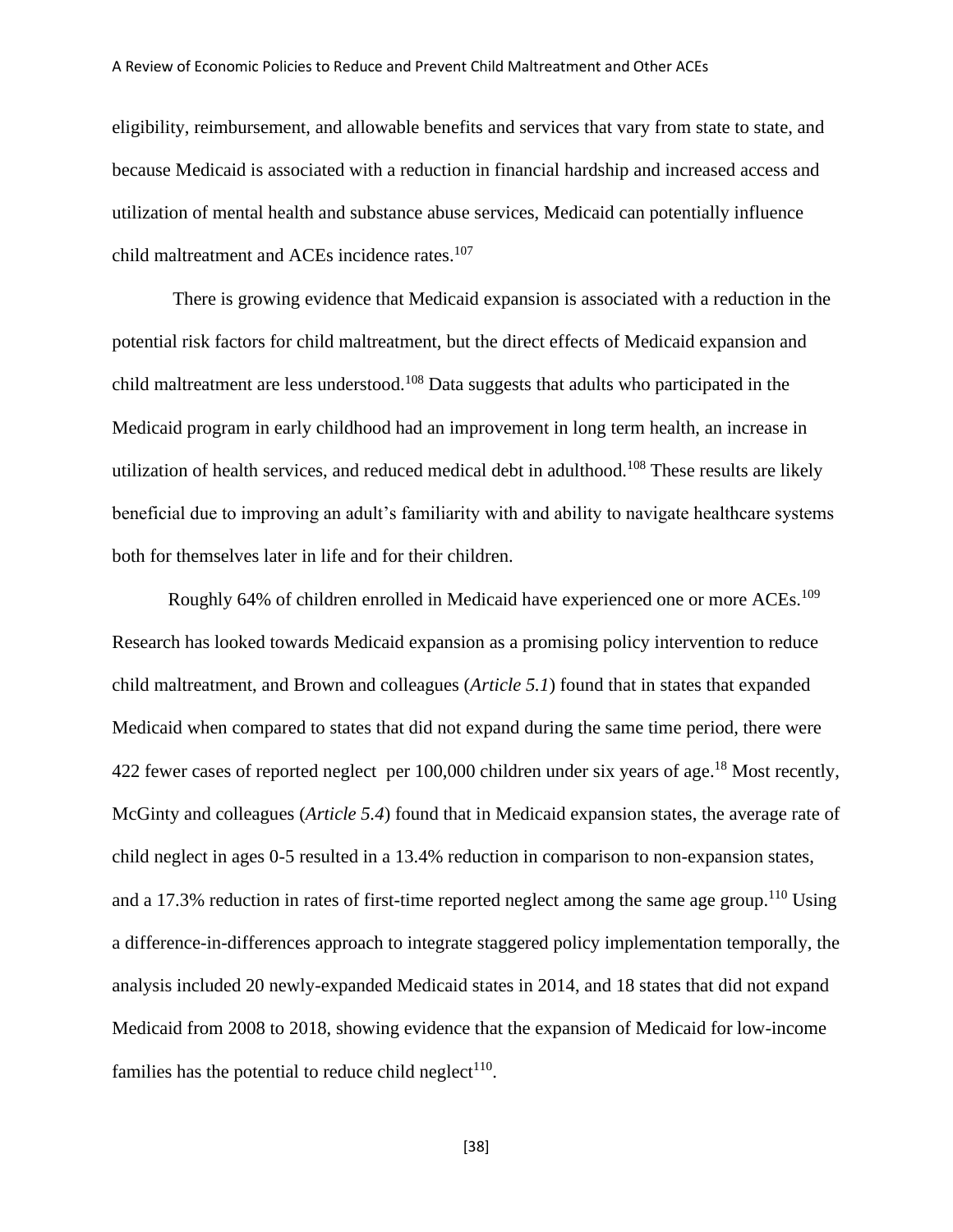eligibility, reimbursement, and allowable benefits and services that vary from state to state, and because Medicaid is associated with a reduction in financial hardship and increased access and utilization of mental health and substance abuse services, Medicaid can potentially influence child maltreatment and ACEs incidence rates.[107]

There is growing evidence that Medicaid expansion is associated with a reduction in the potential risk factors for child maltreatment, but the direct effects of Medicaid expansion and child maltreatment are less understood.[108] Data suggests that adults who participated in the Medicaid program in early childhood had an improvement in long term health, an increase in utilization of health services, and reduced medical debt in adulthood.[108] These results are likely beneficial due to improving an adult's familiarity with and ability to navigate healthcare systems both for themselves later in life and for their children.

Roughly 64% of children enrolled in Medicaid have experienced one or more ACEs.[109] Research has looked towards Medicaid expansion as a promising policy intervention to reduce child maltreatment, and Brown and colleagues (*Article 5.1*) found that in states that expanded Medicaid when compared to states that did not expand during the same time period, there were 422 fewer cases of reported neglect per 100,000 children under six years of age.[18] Most recently, McGinty and colleagues (*Article 5.4*) found that in Medicaid expansion states, the average rate of child neglect in ages 0-5 resulted in a 13.4% reduction in comparison to non-expansion states, and a 17.3% reduction in rates of first-time reported neglect among the same age group.[110] Using a difference-in-differences approach to integrate staggered policy implementation temporally, the analysis included 20 newly-expanded Medicaid states in 2014, and 18 states that did not expand Medicaid from 2008 to 2018, showing evidence that the expansion of Medicaid for low-income families has the potential to reduce child neglect[110].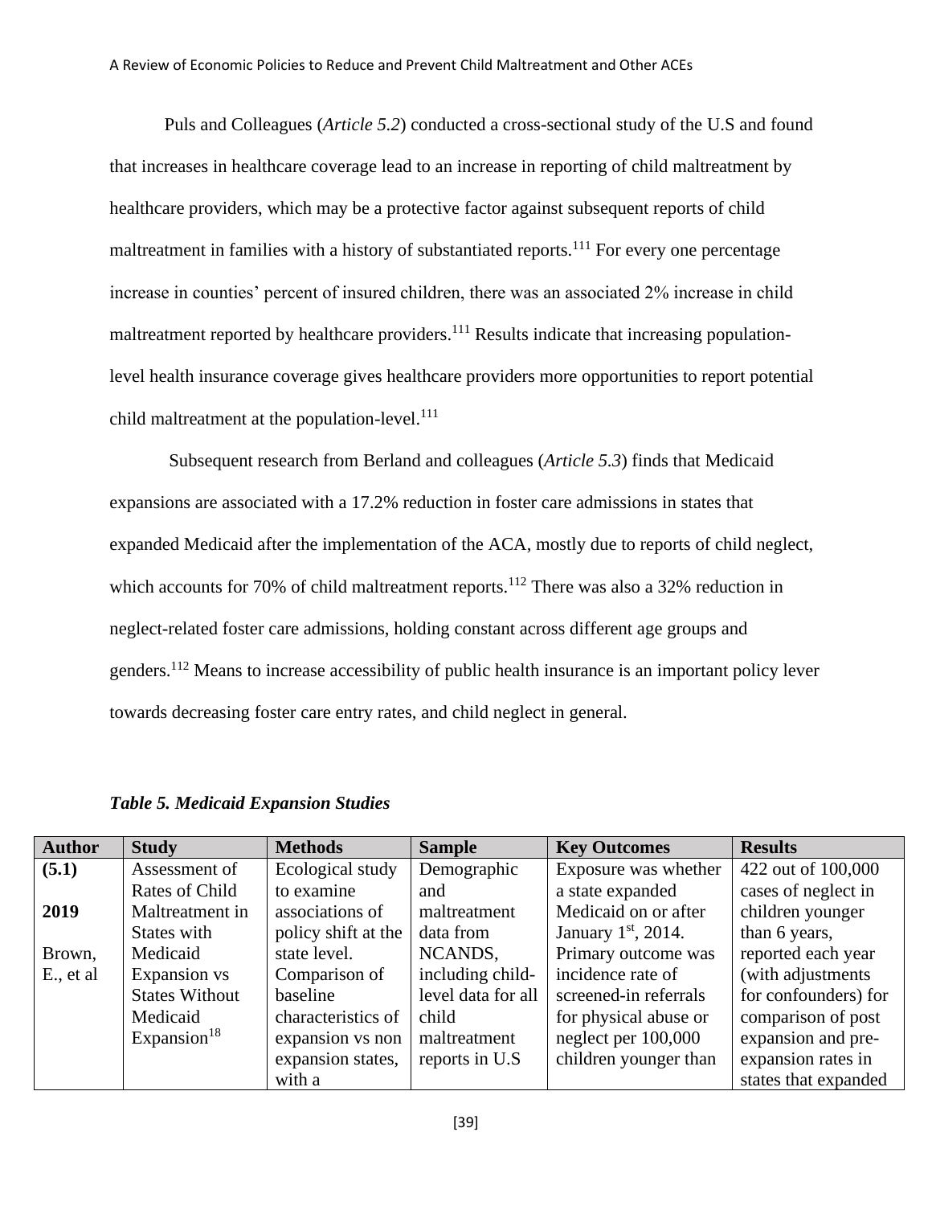Puls and Colleagues (*Article 5.2*) conducted a cross-sectional study of the U.S and found that increases in healthcare coverage lead to an increase in reporting of child maltreatment by healthcare providers, which may be a protective factor against subsequent reports of child maltreatment in families with a history of substantiated reports.[111] For every one percentage increase in counties' percent of insured children, there was an associated 2% increase in child maltreatment reported by healthcare providers.[111] Results indicate that increasing population-level health insurance coverage gives healthcare providers more opportunities to report potential child maltreatment at the population-level.[111]

Subsequent research from Berland and colleagues (*Article 5.3*) finds that Medicaid expansions are associated with a 17.2% reduction in foster care admissions in states that expanded Medicaid after the implementation of the ACA, mostly due to reports of child neglect, which accounts for 70% of child maltreatment reports.[112] There was also a 32% reduction in neglect-related foster care admissions, holding constant across different age groups and genders.[112] Means to increase accessibility of public health insurance is an important policy lever towards decreasing foster care entry rates, and child neglect in general.

***Table 5. Medicaid Expansion Studies***

| Author | Study | Methods | Sample | Key Outcomes | Results |
|---|---|---|---|---|---|
| **(5.1)** **2019** Brown, E., et al | Assessment of Rates of Child Maltreatment in States with Medicaid Expansion vs States Without Medicaid Expansion[18] | Ecological study to examine associations of policy shift at the state level. Comparison of baseline characteristics of expansion vs non expansion states, with a | Demographic and maltreatment data from NCANDS, including child-level data for all child maltreatment reports in U.S | Exposure was whether a state expanded Medicaid on or after January 1st, 2014. Primary outcome was incidence rate of screened-in referrals for physical abuse or neglect per 100,000 children younger than | 422 out of 100,000 cases of neglect in children younger than 6 years, reported each year (with adjustments for confounders) for comparison of post expansion and pre-expansion rates in states that expanded |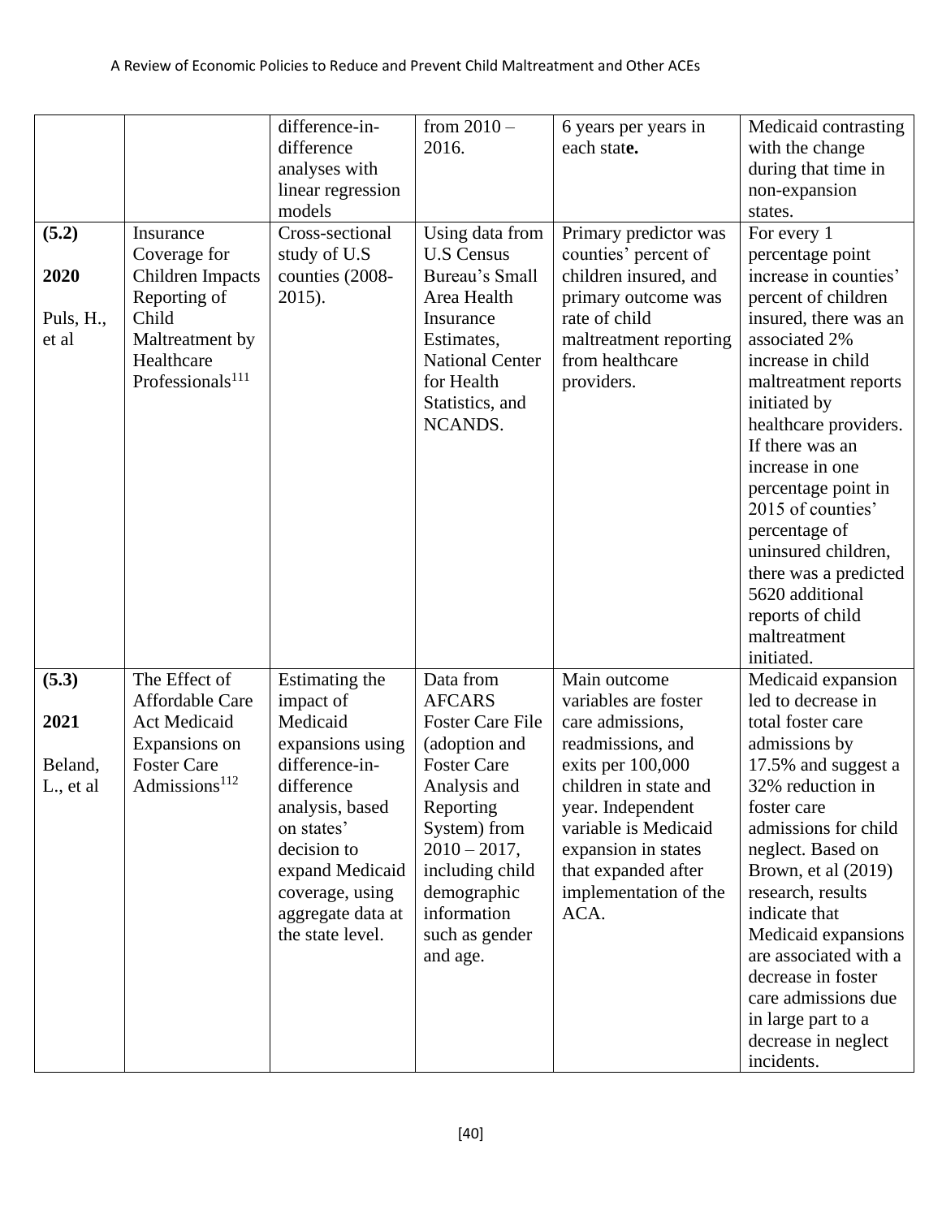| | | | | | |
|---|---|---|---|---|---|
| | | difference-in-difference analyses with linear regression models | from 2010 – 2016. | 6 years per years in each state. | Medicaid contrasting with the change during that time in non-expansion states. |
| **(5.2)**<br><br>**2020**<br><br>Puls, H., et al | Insurance Coverage for Children Impacts Reporting of Child Maltreatment by Healthcare Professionals[111] | Cross-sectional study of U.S counties (2008-2015). | Using data from U.S Census Bureau's Small Area Health Insurance Estimates, National Center for Health Statistics, and NCANDS. | Primary predictor was counties' percent of children insured, and primary outcome was rate of child maltreatment reporting from healthcare providers. | For every 1 percentage point increase in counties' percent of children insured, there was an associated 2% increase in child maltreatment reports initiated by healthcare providers. If there was an increase in one percentage point in 2015 of counties' percentage of uninsured children, there was a predicted 5620 additional reports of child maltreatment initiated. |
| **(5.3)**<br><br>**2021**<br><br>Beland, L., et al | The Effect of Affordable Care Act Medicaid Expansions on Foster Care Admissions[112] | Estimating the impact of Medicaid expansions using difference-in-difference analysis, based on states' decision to expand Medicaid coverage, using aggregate data at the state level. | Data from AFCARS Foster Care File (adoption and Foster Care Analysis and Reporting System) from 2010 – 2017, including child demographic information such as gender and age. | Main outcome variables are foster care admissions, readmissions, and exits per 100,000 children in state and year. Independent variable is Medicaid expansion in states that expanded after implementation of the ACA. | Medicaid expansion led to decrease in total foster care admissions by 17.5% and suggest a 32% reduction in foster care admissions for child neglect. Based on Brown, et al (2019) research, results indicate that Medicaid expansions are associated with a decrease in foster care admissions due in large part to a decrease in neglect incidents. |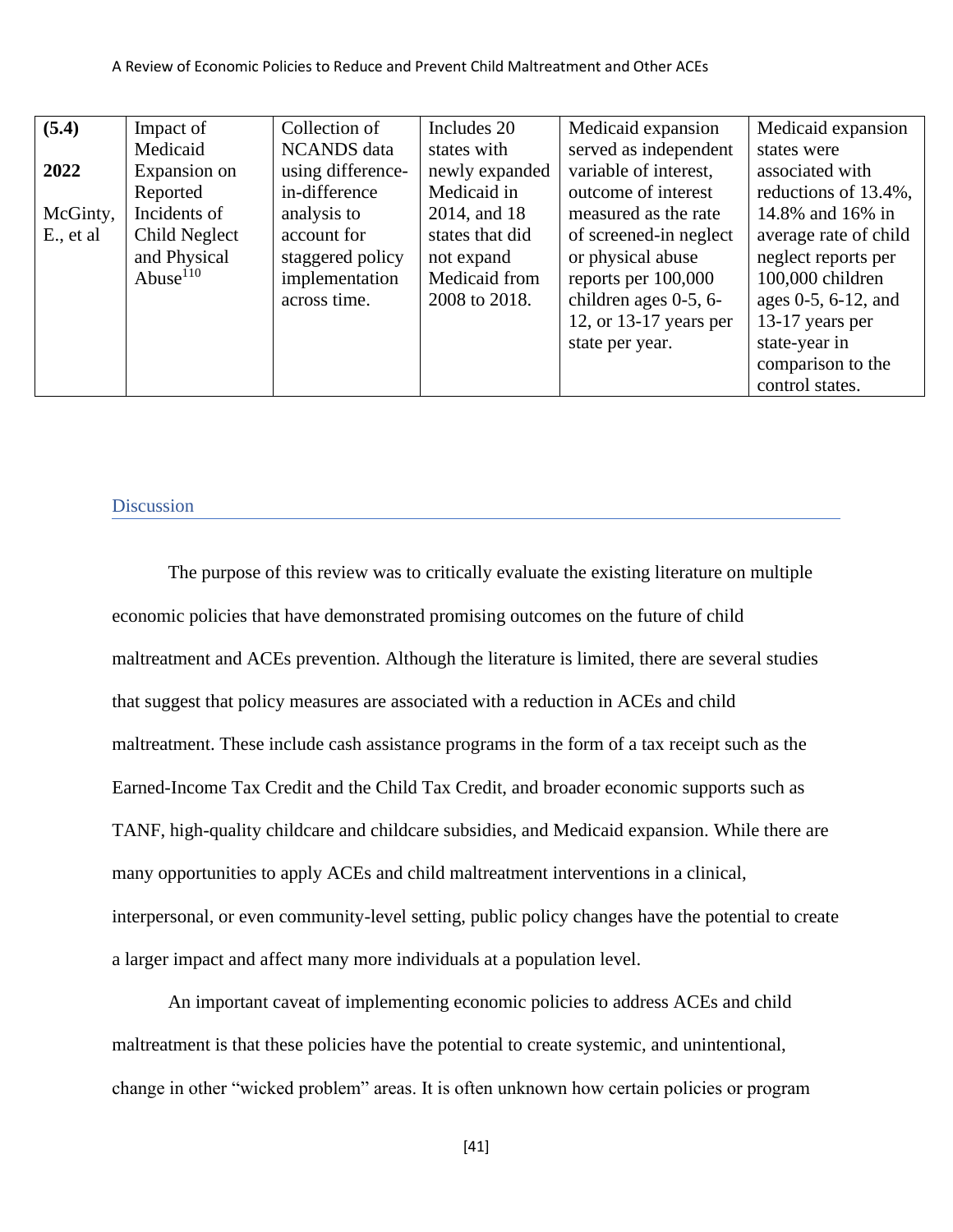| (5.4) 2022 McGinty, E., et al | Impact of Medicaid Expansion on Reported Incidents of Child Neglect and Physical Abuse[110] | Collection of NCANDS data using difference-in-difference analysis to account for staggered policy implementation across time. | Includes 20 states with newly expanded Medicaid in 2014, and 18 states that did not expand Medicaid from 2008 to 2018. | Medicaid expansion served as independent variable of interest, outcome of interest measured as the rate of screened-in neglect or physical abuse reports per 100,000 children ages 0-5, 6-12, or 13-17 years per state per year. | Medicaid expansion states were associated with reductions of 13.4%, 14.8% and 16% in average rate of child neglect reports per 100,000 children ages 0-5, 6-12, and 13-17 years per state-year in comparison to the control states. |
|---|---|---|---|---|---|

## Discussion

The purpose of this review was to critically evaluate the existing literature on multiple economic policies that have demonstrated promising outcomes on the future of child maltreatment and ACEs prevention. Although the literature is limited, there are several studies that suggest that policy measures are associated with a reduction in ACEs and child maltreatment. These include cash assistance programs in the form of a tax receipt such as the Earned-Income Tax Credit and the Child Tax Credit, and broader economic supports such as TANF, high-quality childcare and childcare subsidies, and Medicaid expansion. While there are many opportunities to apply ACEs and child maltreatment interventions in a clinical, interpersonal, or even community-level setting, public policy changes have the potential to create a larger impact and affect many more individuals at a population level.

An important caveat of implementing economic policies to address ACEs and child maltreatment is that these policies have the potential to create systemic, and unintentional, change in other "wicked problem" areas. It is often unknown how certain policies or program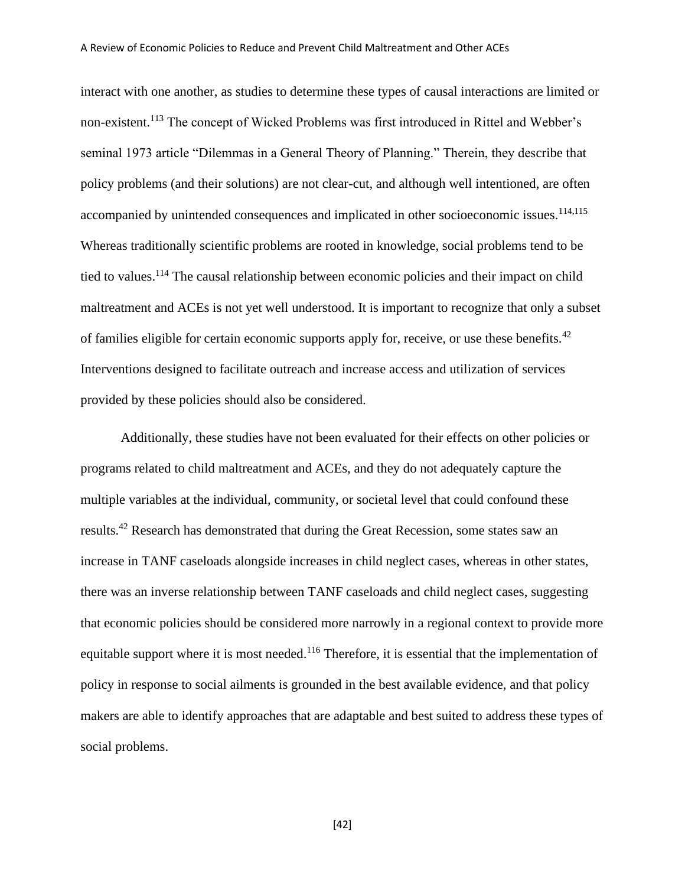interact with one another, as studies to determine these types of causal interactions are limited or non-existent.[113] The concept of Wicked Problems was first introduced in Rittel and Webber's seminal 1973 article "Dilemmas in a General Theory of Planning." Therein, they describe that policy problems (and their solutions) are not clear-cut, and although well intentioned, are often accompanied by unintended consequences and implicated in other socioeconomic issues.[114,115] Whereas traditionally scientific problems are rooted in knowledge, social problems tend to be tied to values.[114] The causal relationship between economic policies and their impact on child maltreatment and ACEs is not yet well understood. It is important to recognize that only a subset of families eligible for certain economic supports apply for, receive, or use these benefits.[42] Interventions designed to facilitate outreach and increase access and utilization of services provided by these policies should also be considered.

Additionally, these studies have not been evaluated for their effects on other policies or programs related to child maltreatment and ACEs, and they do not adequately capture the multiple variables at the individual, community, or societal level that could confound these results.[42] Research has demonstrated that during the Great Recession, some states saw an increase in TANF caseloads alongside increases in child neglect cases, whereas in other states, there was an inverse relationship between TANF caseloads and child neglect cases, suggesting that economic policies should be considered more narrowly in a regional context to provide more equitable support where it is most needed.[116] Therefore, it is essential that the implementation of policy in response to social ailments is grounded in the best available evidence, and that policy makers are able to identify approaches that are adaptable and best suited to address these types of social problems.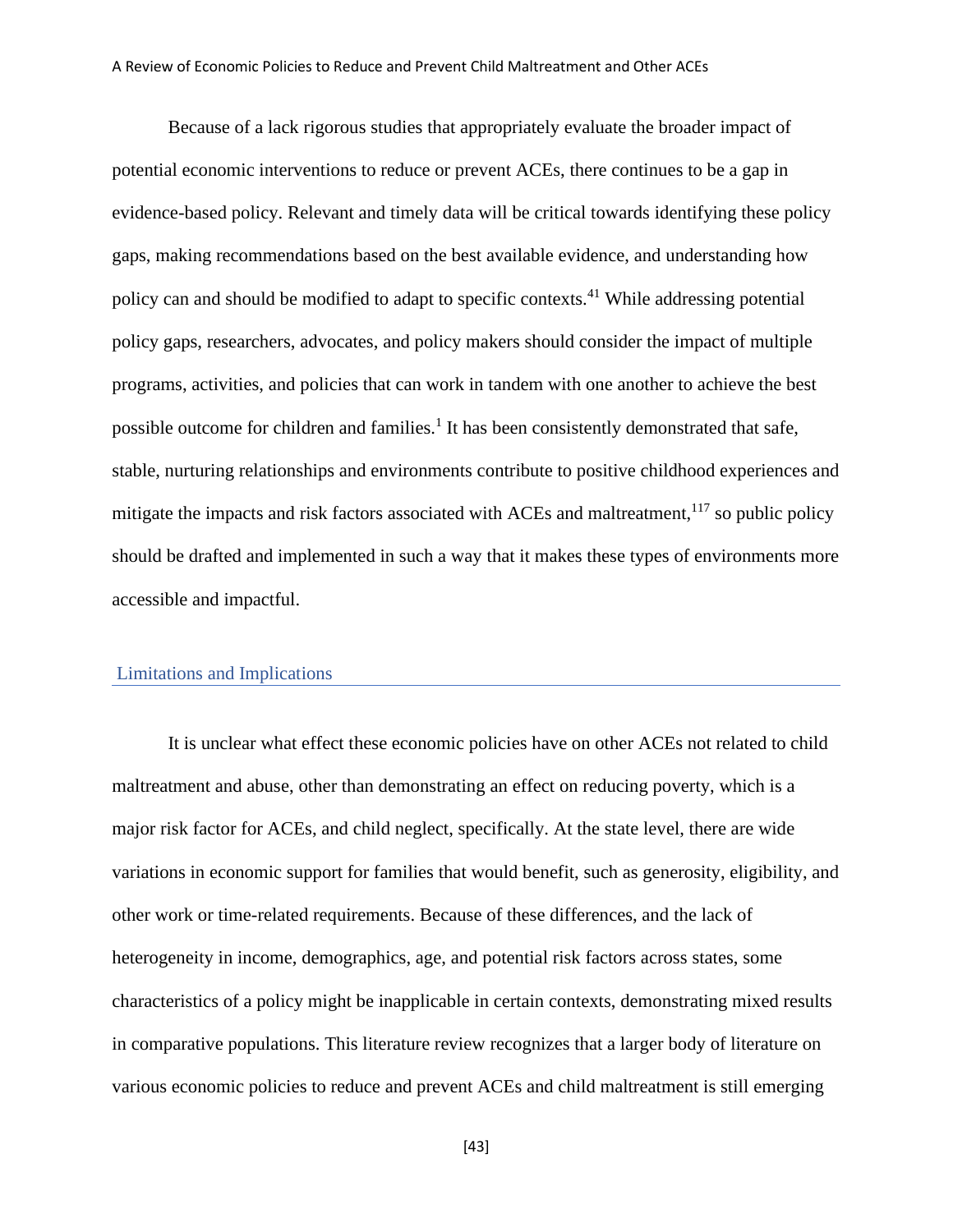Because of a lack rigorous studies that appropriately evaluate the broader impact of potential economic interventions to reduce or prevent ACEs, there continues to be a gap in evidence-based policy. Relevant and timely data will be critical towards identifying these policy gaps, making recommendations based on the best available evidence, and understanding how policy can and should be modified to adapt to specific contexts.[41] While addressing potential policy gaps, researchers, advocates, and policy makers should consider the impact of multiple programs, activities, and policies that can work in tandem with one another to achieve the best possible outcome for children and families.[1] It has been consistently demonstrated that safe, stable, nurturing relationships and environments contribute to positive childhood experiences and mitigate the impacts and risk factors associated with ACEs and maltreatment,[117] so public policy should be drafted and implemented in such a way that it makes these types of environments more accessible and impactful.

## Limitations and Implications

It is unclear what effect these economic policies have on other ACEs not related to child maltreatment and abuse, other than demonstrating an effect on reducing poverty, which is a major risk factor for ACEs, and child neglect, specifically. At the state level, there are wide variations in economic support for families that would benefit, such as generosity, eligibility, and other work or time-related requirements. Because of these differences, and the lack of heterogeneity in income, demographics, age, and potential risk factors across states, some characteristics of a policy might be inapplicable in certain contexts, demonstrating mixed results in comparative populations. This literature review recognizes that a larger body of literature on various economic policies to reduce and prevent ACEs and child maltreatment is still emerging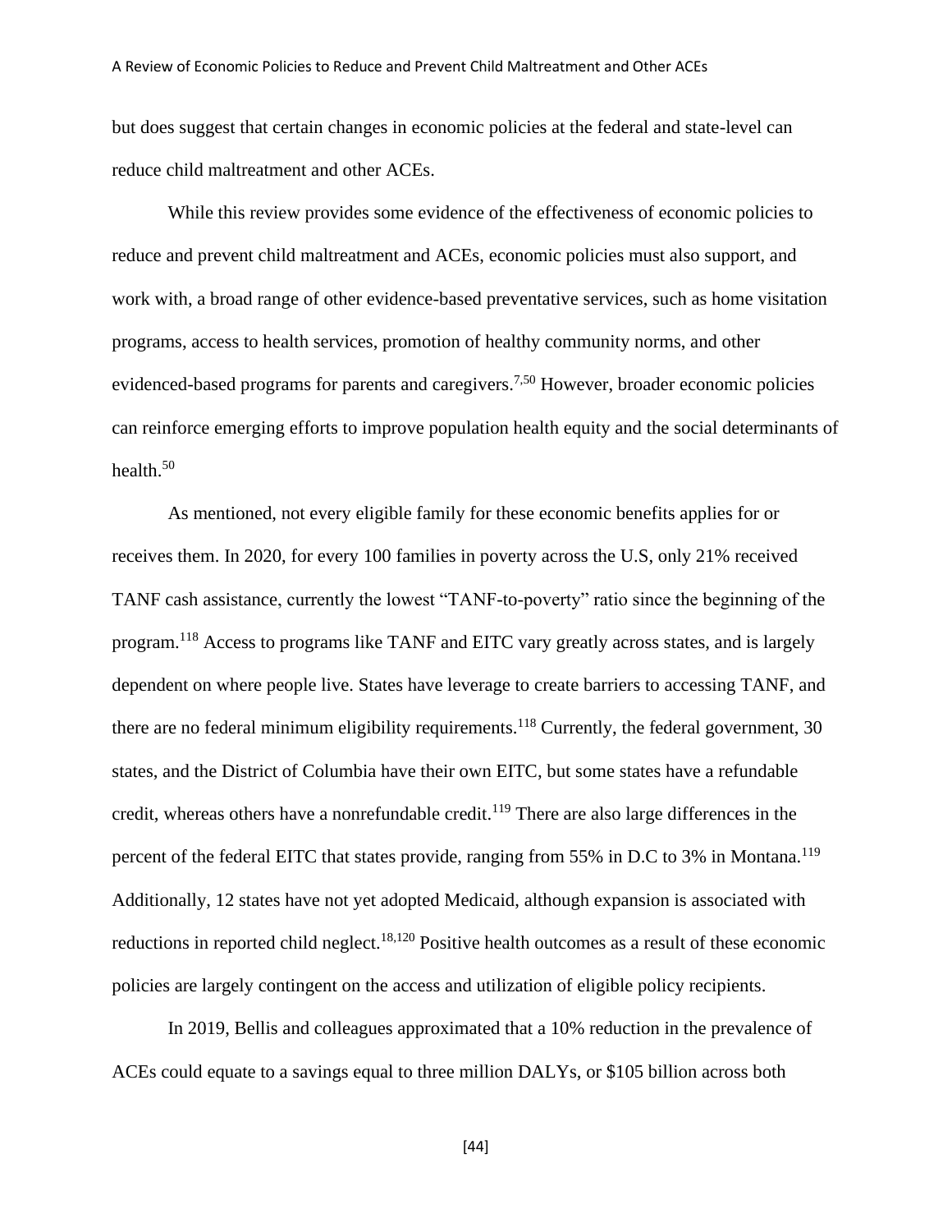but does suggest that certain changes in economic policies at the federal and state-level can reduce child maltreatment and other ACEs.

While this review provides some evidence of the effectiveness of economic policies to reduce and prevent child maltreatment and ACEs, economic policies must also support, and work with, a broad range of other evidence-based preventative services, such as home visitation programs, access to health services, promotion of healthy community norms, and other evidenced-based programs for parents and caregivers.[7,50] However, broader economic policies can reinforce emerging efforts to improve population health equity and the social determinants of health.[50]

As mentioned, not every eligible family for these economic benefits applies for or receives them. In 2020, for every 100 families in poverty across the U.S, only 21% received TANF cash assistance, currently the lowest "TANF-to-poverty" ratio since the beginning of the program.[118] Access to programs like TANF and EITC vary greatly across states, and is largely dependent on where people live. States have leverage to create barriers to accessing TANF, and there are no federal minimum eligibility requirements.[118] Currently, the federal government, 30 states, and the District of Columbia have their own EITC, but some states have a refundable credit, whereas others have a nonrefundable credit.[119] There are also large differences in the percent of the federal EITC that states provide, ranging from 55% in D.C to 3% in Montana.[119] Additionally, 12 states have not yet adopted Medicaid, although expansion is associated with reductions in reported child neglect.[18,120] Positive health outcomes as a result of these economic policies are largely contingent on the access and utilization of eligible policy recipients.

In 2019, Bellis and colleagues approximated that a 10% reduction in the prevalence of ACEs could equate to a savings equal to three million DALYs, or \$105 billion across both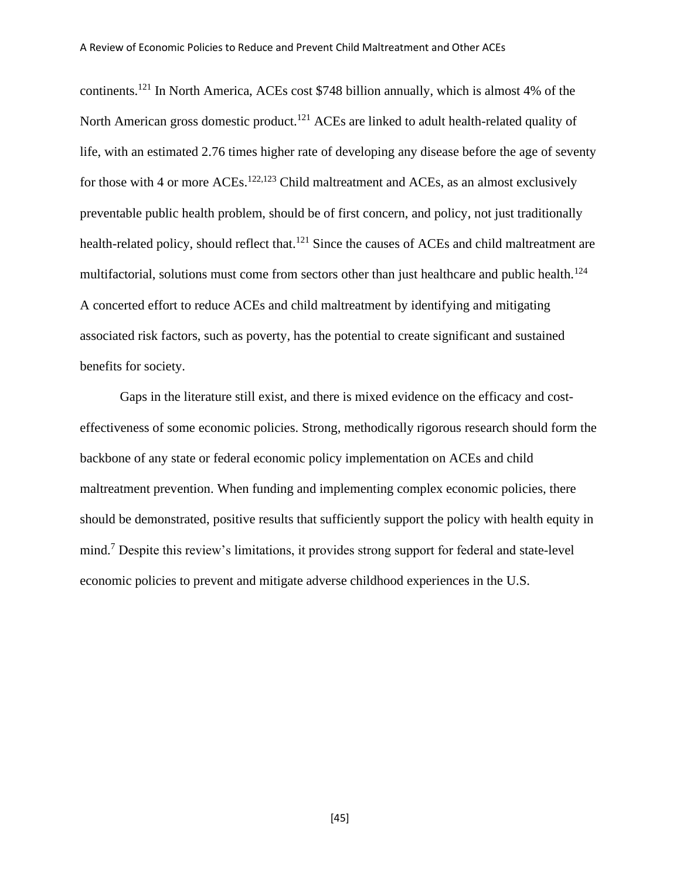continents.[121] In North America, ACEs cost $748 billion annually, which is almost 4% of the North American gross domestic product.[121] ACEs are linked to adult health-related quality of life, with an estimated 2.76 times higher rate of developing any disease before the age of seventy for those with 4 or more ACEs.[122,123] Child maltreatment and ACEs, as an almost exclusively preventable public health problem, should be of first concern, and policy, not just traditionally health-related policy, should reflect that.[121] Since the causes of ACEs and child maltreatment are multifactorial, solutions must come from sectors other than just healthcare and public health.[124] A concerted effort to reduce ACEs and child maltreatment by identifying and mitigating associated risk factors, such as poverty, has the potential to create significant and sustained benefits for society.

Gaps in the literature still exist, and there is mixed evidence on the efficacy and cost-effectiveness of some economic policies. Strong, methodically rigorous research should form the backbone of any state or federal economic policy implementation on ACEs and child maltreatment prevention. When funding and implementing complex economic policies, there should be demonstrated, positive results that sufficiently support the policy with health equity in mind.[7] Despite this review's limitations, it provides strong support for federal and state-level economic policies to prevent and mitigate adverse childhood experiences in the U.S.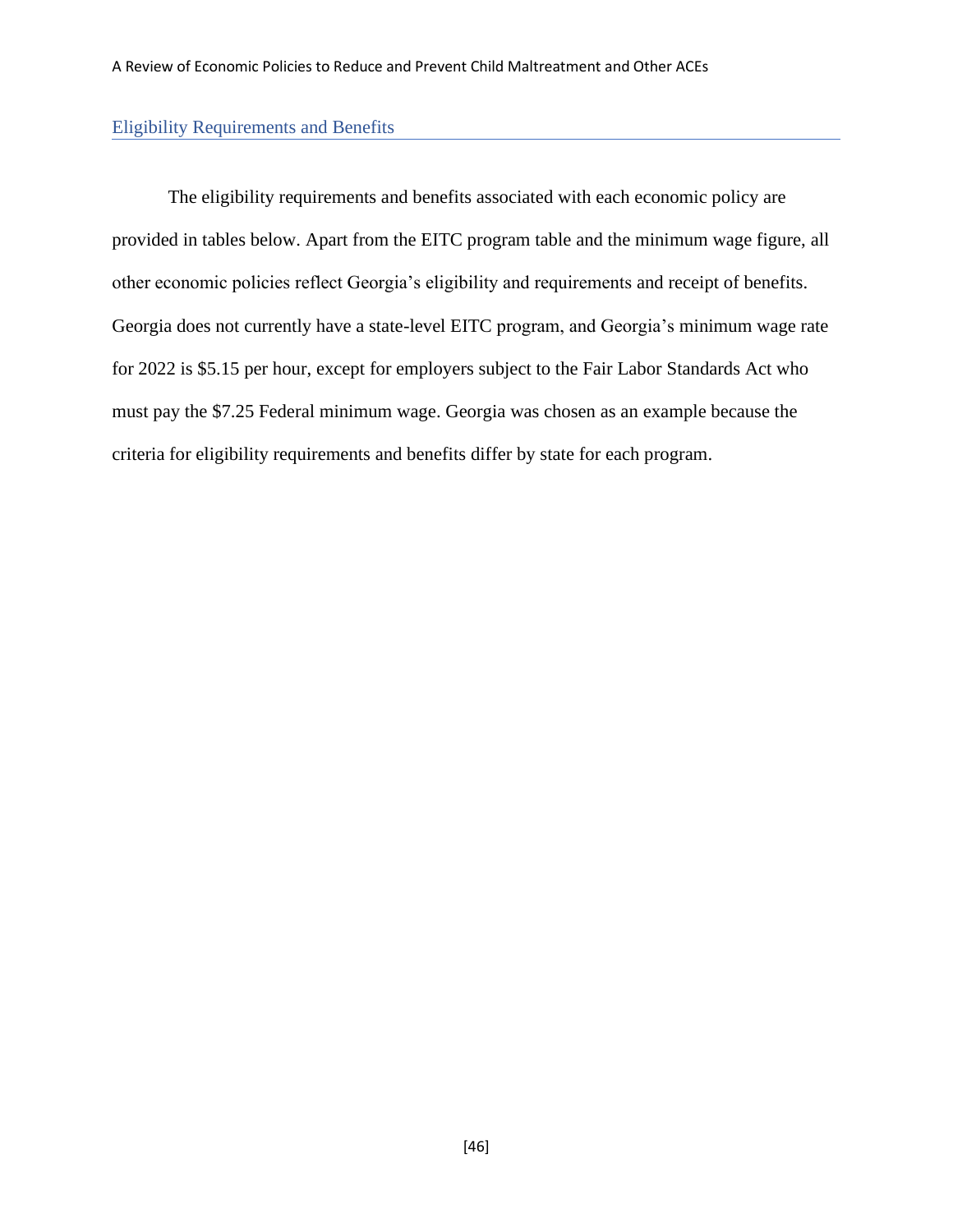## Eligibility Requirements and Benefits

The eligibility requirements and benefits associated with each economic policy are provided in tables below. Apart from the EITC program table and the minimum wage figure, all other economic policies reflect Georgia's eligibility and requirements and receipt of benefits. Georgia does not currently have a state-level EITC program, and Georgia's minimum wage rate for 2022 is $5.15 per hour, except for employers subject to the Fair Labor Standards Act who must pay the $7.25 Federal minimum wage. Georgia was chosen as an example because the criteria for eligibility requirements and benefits differ by state for each program.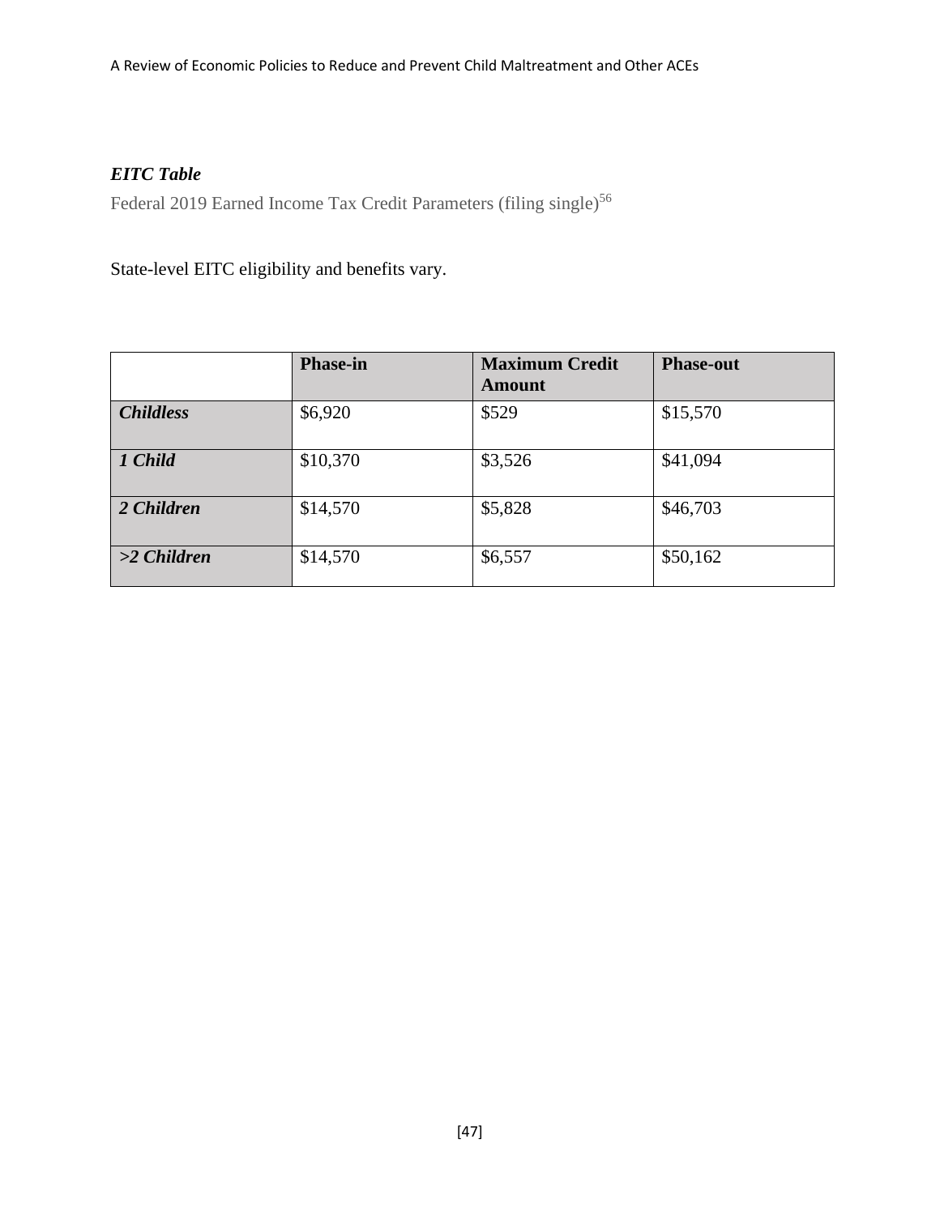***EITC Table***

Federal 2019 Earned Income Tax Credit Parameters (filing single)[56]

State-level EITC eligibility and benefits vary.

| | **Phase-in** | **Maximum Credit Amount** | **Phase-out** |
|---|---|---|---|
| ***Childless*** | $6,920 | $529 | $15,570 |
| ***1 Child*** | $10,370 | $3,526 | $41,094 |
| ***2 Children*** | $14,570 | $5,828 | $46,703 |
| ***>2 Children*** | $14,570 | $6,557 | $50,162 |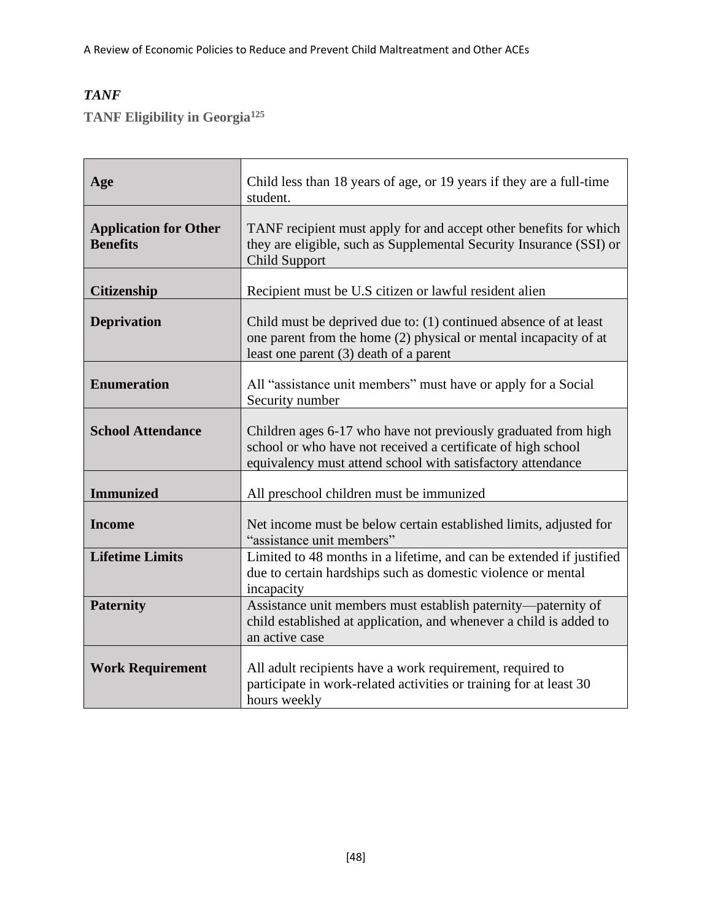### *TANF*

**TANF Eligibility in Georgia**[125]

| | |
|---|---|
| **Age** | Child less than 18 years of age, or 19 years if they are a full-time student. |
| **Application for Other Benefits** | TANF recipient must apply for and accept other benefits for which they are eligible, such as Supplemental Security Insurance (SSI) or Child Support |
| **Citizenship** | Recipient must be U.S citizen or lawful resident alien |
| **Deprivation** | Child must be deprived due to: (1) continued absence of at least one parent from the home (2) physical or mental incapacity of at least one parent (3) death of a parent |
| **Enumeration** | All "assistance unit members" must have or apply for a Social Security number |
| **School Attendance** | Children ages 6-17 who have not previously graduated from high school or who have not received a certificate of high school equivalency must attend school with satisfactory attendance |
| **Immunized** | All preschool children must be immunized |
| **Income** | Net income must be below certain established limits, adjusted for "assistance unit members" |
| **Lifetime Limits** | Limited to 48 months in a lifetime, and can be extended if justified due to certain hardships such as domestic violence or mental incapacity |
| **Paternity** | Assistance unit members must establish paternity—paternity of child established at application, and whenever a child is added to an active case |
| **Work Requirement** | All adult recipients have a work requirement, required to participate in work-related activities or training for at least 30 hours weekly |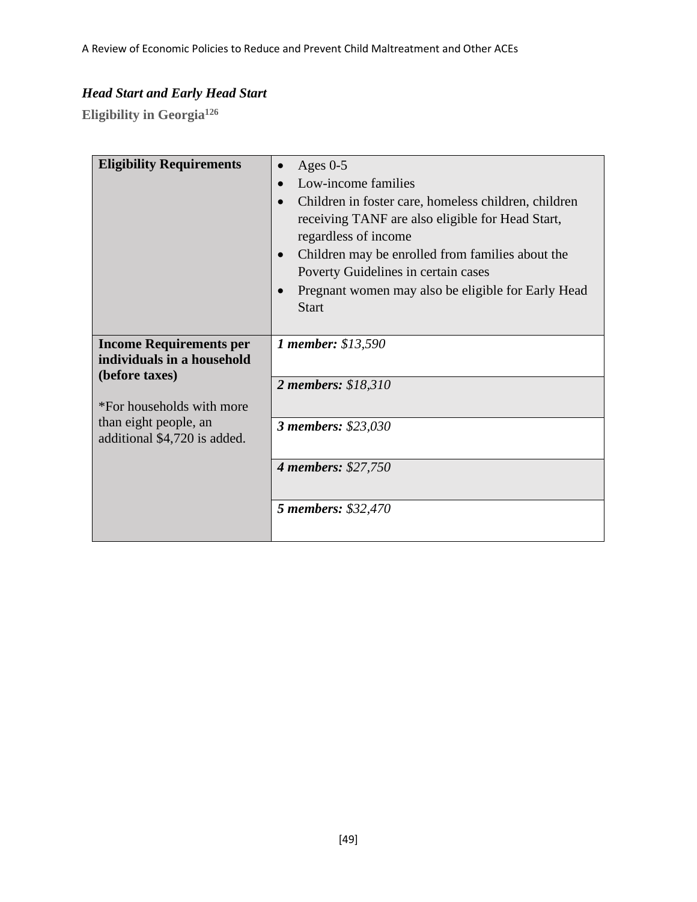### *Head Start and Early Head Start*

**Eligibility in Georgia**[126]

| | |
|---|---|
| **Eligibility Requirements** | • Ages 0-5<br>• Low-income families<br>• Children in foster care, homeless children, children receiving TANF are also eligible for Head Start, regardless of income<br>• Children may be enrolled from families about the Poverty Guidelines in certain cases<br>• Pregnant women may also be eligible for Early Head Start |
| **Income Requirements per individuals in a household (before taxes)**<br><br>*For households with more than eight people, an additional $4,720 is added. | ***1 member:** $13,590* |
| | ***2 members:** $18,310* |
| | ***3 members:** $23,030* |
| | ***4 members:** $27,750* |
| | ***5 members:** $32,470* |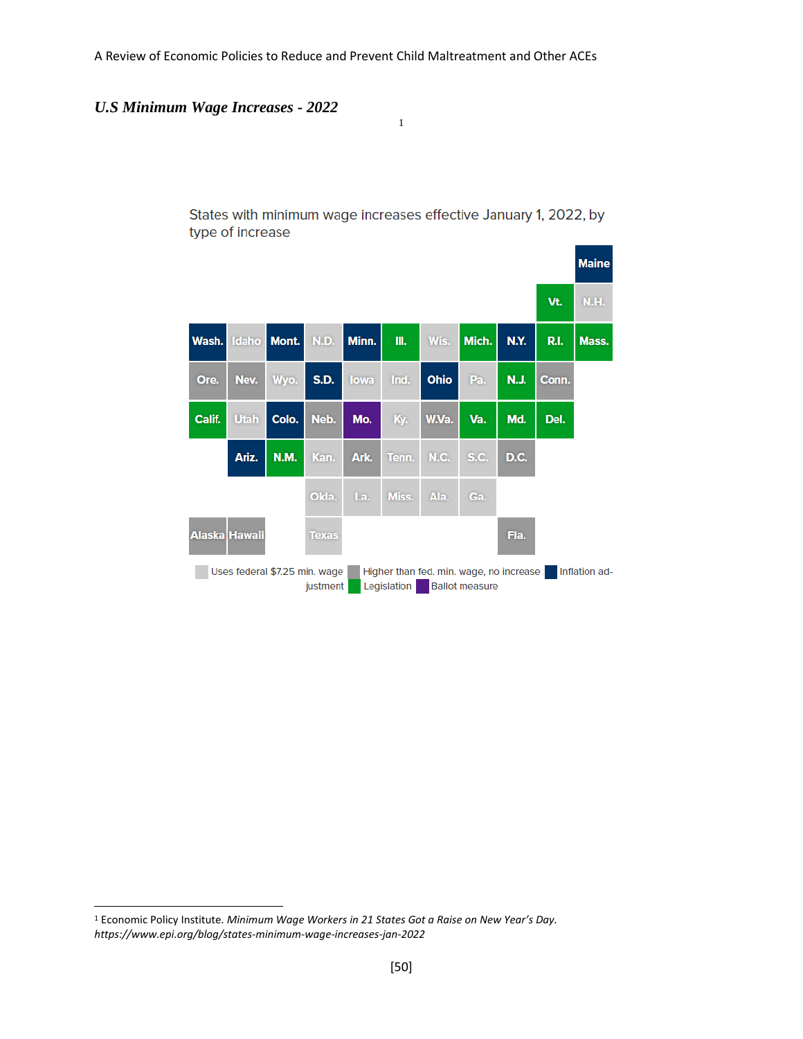*U.S Minimum Wage Increases - 2022* [1]

States with minimum wage increases effective January 1, 2022, by type of increase

| | | | | | | | | | | Maine |
|---|---|---|---|---|---|---|---|---|---|---|
| | | | | | | | | | Vt. | N.H. |
| Wash. | Idaho | Mont. | N.D. | Minn. | Ill. | Wis. | Mich. | N.Y. | R.I. | Mass. |
| Ore. | Nev. | Wyo. | S.D. | Iowa | Ind. | Ohio | Pa. | N.J. | Conn. | |
| Calif. | Utah | Colo. | Neb. | Mo. | Ky. | W.Va. | Va. | Md. | Del. | |
| | Ariz. | N.M. | Kan. | Ark. | Tenn. | N.C. | S.C. | D.C. | | |
| | | | Okla. | La. | Miss. | Ala. | Ga. | | | |
| Alaska | Hawaii | | Texas | | | | | Fla. | | |

Uses federal $7.25 min. wage | Higher than fed. min. wage, no increase | Inflation adjustment | Legislation | Ballot measure

[1] Economic Policy Institute. *Minimum Wage Workers in 21 States Got a Raise on New Year's Day. https://www.epi.org/blog/states-minimum-wage-increases-jan-2022*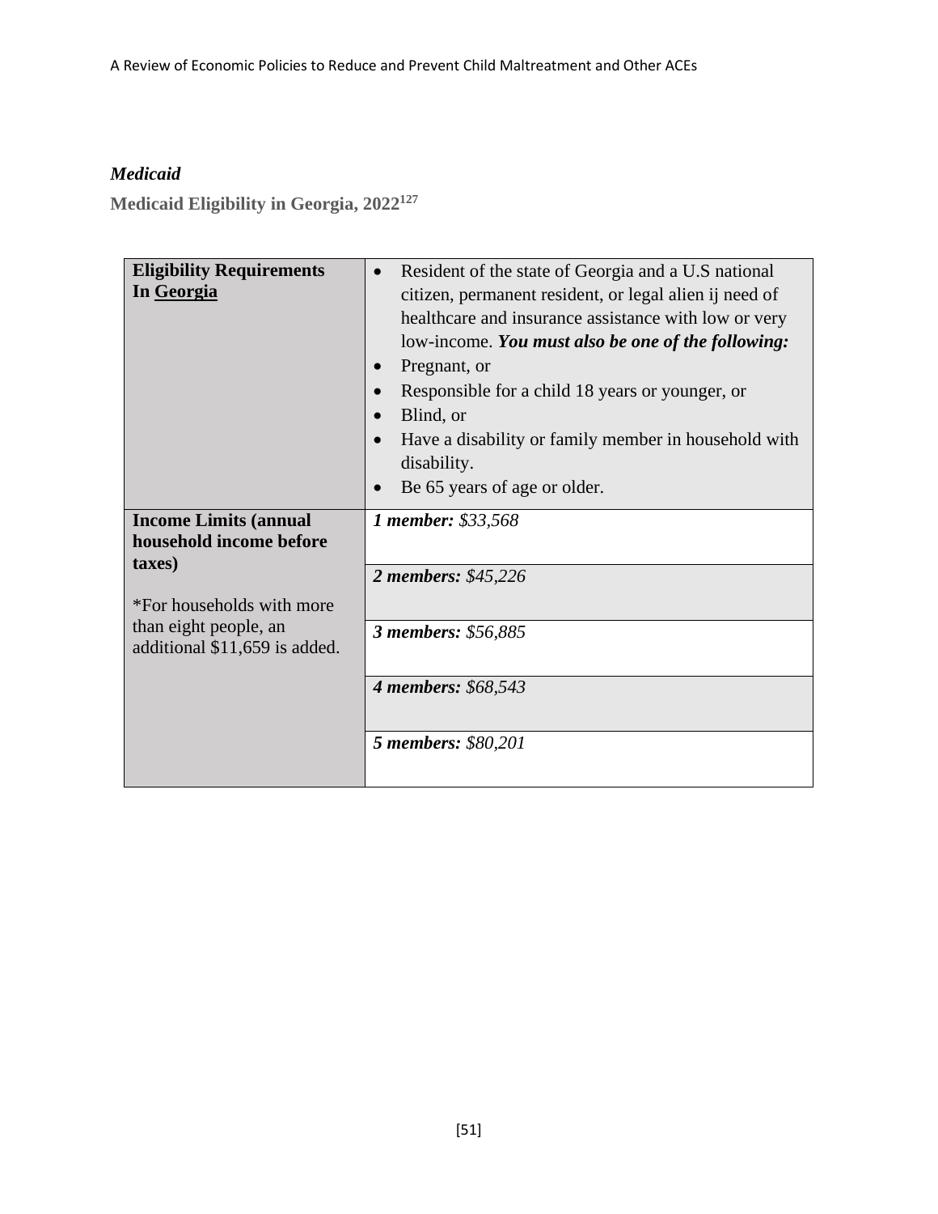*Medicaid*

**Medicaid Eligibility in Georgia, 2022**[127]

| **Eligibility Requirements In Georgia** | <ul><li>Resident of the state of Georgia and a U.S national citizen, permanent resident, or legal alien ij need of healthcare and insurance assistance with low or very low-income. ***You must also be one of the following:***</li><li>Pregnant, or</li><li>Responsible for a child 18 years or younger, or</li><li>Blind, or</li><li>Have a disability or family member in household with disability.</li><li>Be 65 years of age or older.</li></ul> |
|---|---|
| **Income Limits (annual household income before taxes)**<br><br>*For households with more than eight people, an additional $11,659 is added. | ***1 member:*** *$33,568* |
| | ***2 members:*** *$45,226* |
| | ***3 members:*** *$56,885* |
| | ***4 members:*** *$68,543* |
| | ***5 members:*** *$80,201* |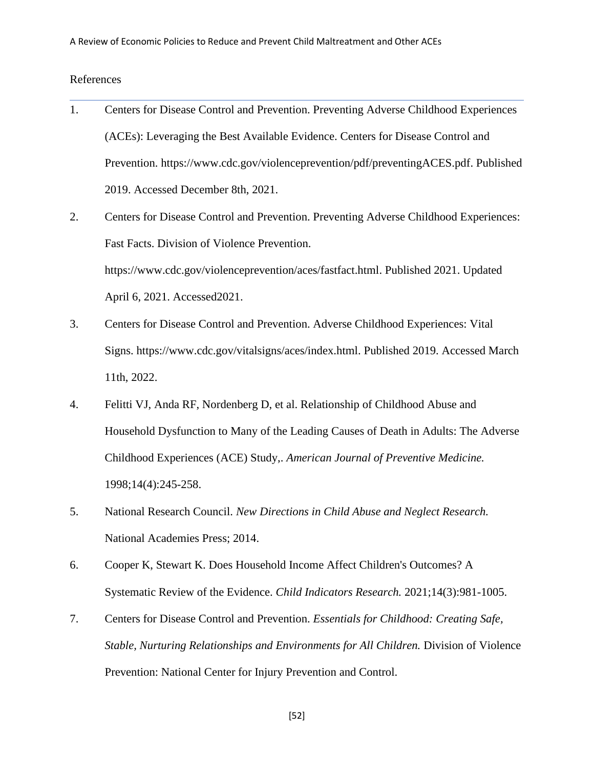References

1. Centers for Disease Control and Prevention. Preventing Adverse Childhood Experiences (ACEs): Leveraging the Best Available Evidence. Centers for Disease Control and Prevention. https://www.cdc.gov/violenceprevention/pdf/preventingACES.pdf. Published 2019. Accessed December 8th, 2021.
2. Centers for Disease Control and Prevention. Preventing Adverse Childhood Experiences: Fast Facts. Division of Violence Prevention. https://www.cdc.gov/violenceprevention/aces/fastfact.html. Published 2021. Updated April 6, 2021. Accessed2021.
3. Centers for Disease Control and Prevention. Adverse Childhood Experiences: Vital Signs. https://www.cdc.gov/vitalsigns/aces/index.html. Published 2019. Accessed March 11th, 2022.
4. Felitti VJ, Anda RF, Nordenberg D, et al. Relationship of Childhood Abuse and Household Dysfunction to Many of the Leading Causes of Death in Adults: The Adverse Childhood Experiences (ACE) Study,. *American Journal of Preventive Medicine.* 1998;14(4):245-258.
5. National Research Council. *New Directions in Child Abuse and Neglect Research.* National Academies Press; 2014.
6. Cooper K, Stewart K. Does Household Income Affect Children's Outcomes? A Systematic Review of the Evidence. *Child Indicators Research.* 2021;14(3):981-1005.
7. Centers for Disease Control and Prevention. *Essentials for Childhood: Creating Safe, Stable, Nurturing Relationships and Environments for All Children.* Division of Violence Prevention: National Center for Injury Prevention and Control.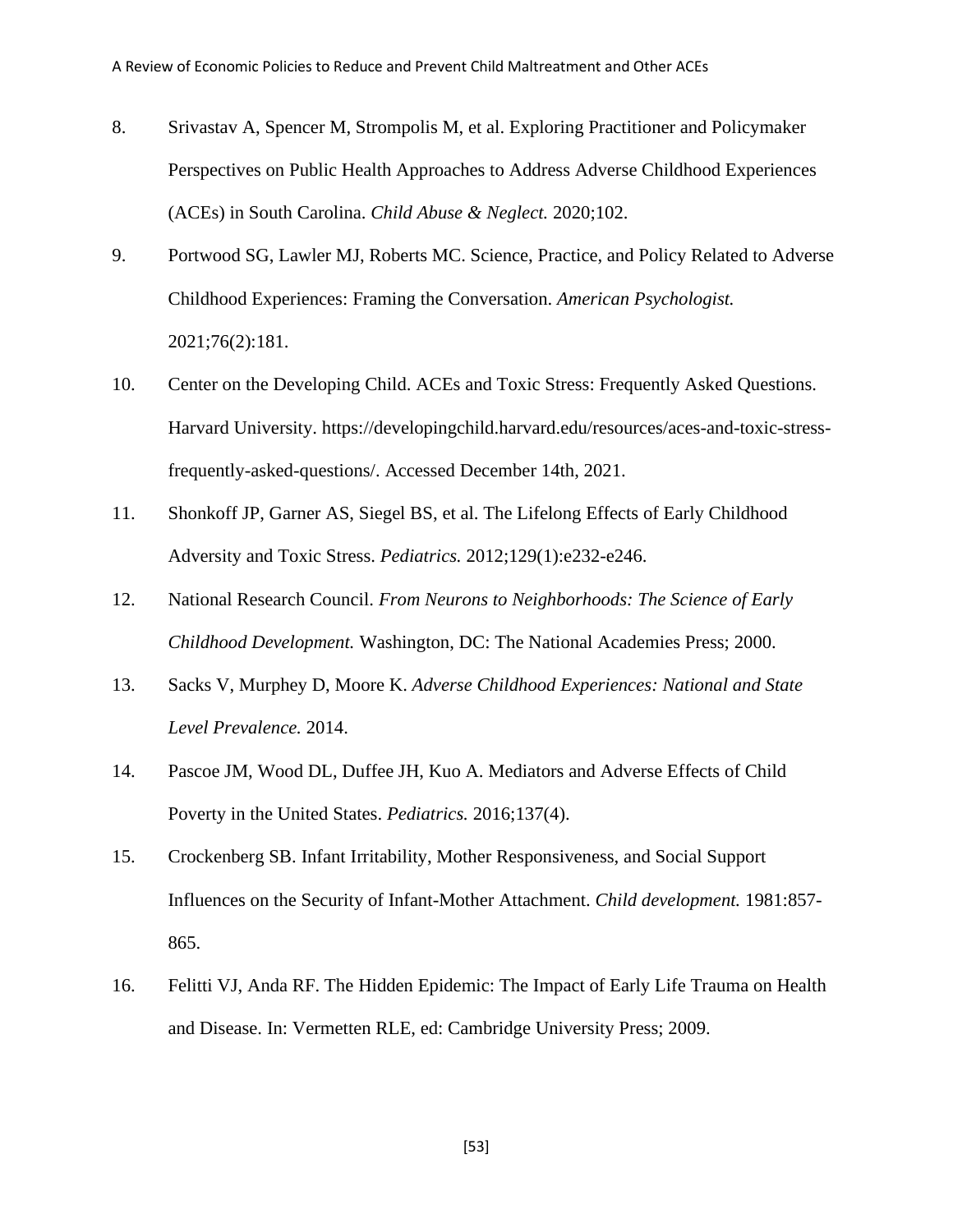8. Srivastav A, Spencer M, Strompolis M, et al. Exploring Practitioner and Policymaker Perspectives on Public Health Approaches to Address Adverse Childhood Experiences (ACEs) in South Carolina. *Child Abuse & Neglect.* 2020;102.

9. Portwood SG, Lawler MJ, Roberts MC. Science, Practice, and Policy Related to Adverse Childhood Experiences: Framing the Conversation. *American Psychologist.* 2021;76(2):181.

10. Center on the Developing Child. ACEs and Toxic Stress: Frequently Asked Questions. Harvard University. https://developingchild.harvard.edu/resources/aces-and-toxic-stress-frequently-asked-questions/. Accessed December 14th, 2021.

11. Shonkoff JP, Garner AS, Siegel BS, et al. The Lifelong Effects of Early Childhood Adversity and Toxic Stress. *Pediatrics.* 2012;129(1):e232-e246.

12. National Research Council. *From Neurons to Neighborhoods: The Science of Early Childhood Development.* Washington, DC: The National Academies Press; 2000.

13. Sacks V, Murphey D, Moore K. *Adverse Childhood Experiences: National and State Level Prevalence.* 2014.

14. Pascoe JM, Wood DL, Duffee JH, Kuo A. Mediators and Adverse Effects of Child Poverty in the United States. *Pediatrics.* 2016;137(4).

15. Crockenberg SB. Infant Irritability, Mother Responsiveness, and Social Support Influences on the Security of Infant-Mother Attachment. *Child development.* 1981:857-865.

16. Felitti VJ, Anda RF. The Hidden Epidemic: The Impact of Early Life Trauma on Health and Disease. In: Vermetten RLE, ed: Cambridge University Press; 2009.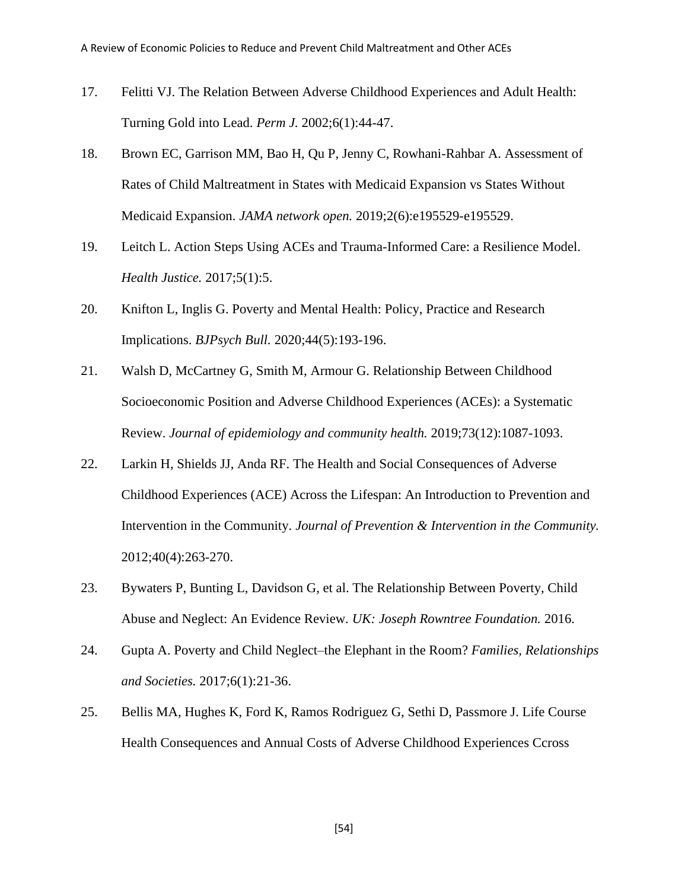17. Felitti VJ. The Relation Between Adverse Childhood Experiences and Adult Health: Turning Gold into Lead. *Perm J.* 2002;6(1):44-47.

18. Brown EC, Garrison MM, Bao H, Qu P, Jenny C, Rowhani-Rahbar A. Assessment of Rates of Child Maltreatment in States with Medicaid Expansion vs States Without Medicaid Expansion. *JAMA network open.* 2019;2(6):e195529-e195529.

19. Leitch L. Action Steps Using ACEs and Trauma-Informed Care: a Resilience Model. *Health Justice.* 2017;5(1):5.

20. Knifton L, Inglis G. Poverty and Mental Health: Policy, Practice and Research Implications. *BJPsych Bull.* 2020;44(5):193-196.

21. Walsh D, McCartney G, Smith M, Armour G. Relationship Between Childhood Socioeconomic Position and Adverse Childhood Experiences (ACEs): a Systematic Review. *Journal of epidemiology and community health.* 2019;73(12):1087-1093.

22. Larkin H, Shields JJ, Anda RF. The Health and Social Consequences of Adverse Childhood Experiences (ACE) Across the Lifespan: An Introduction to Prevention and Intervention in the Community. *Journal of Prevention & Intervention in the Community.* 2012;40(4):263-270.

23. Bywaters P, Bunting L, Davidson G, et al. The Relationship Between Poverty, Child Abuse and Neglect: An Evidence Review. *UK: Joseph Rowntree Foundation.* 2016.

24. Gupta A. Poverty and Child Neglect–the Elephant in the Room? *Families, Relationships and Societies.* 2017;6(1):21-36.

25. Bellis MA, Hughes K, Ford K, Ramos Rodriguez G, Sethi D, Passmore J. Life Course Health Consequences and Annual Costs of Adverse Childhood Experiences Ccross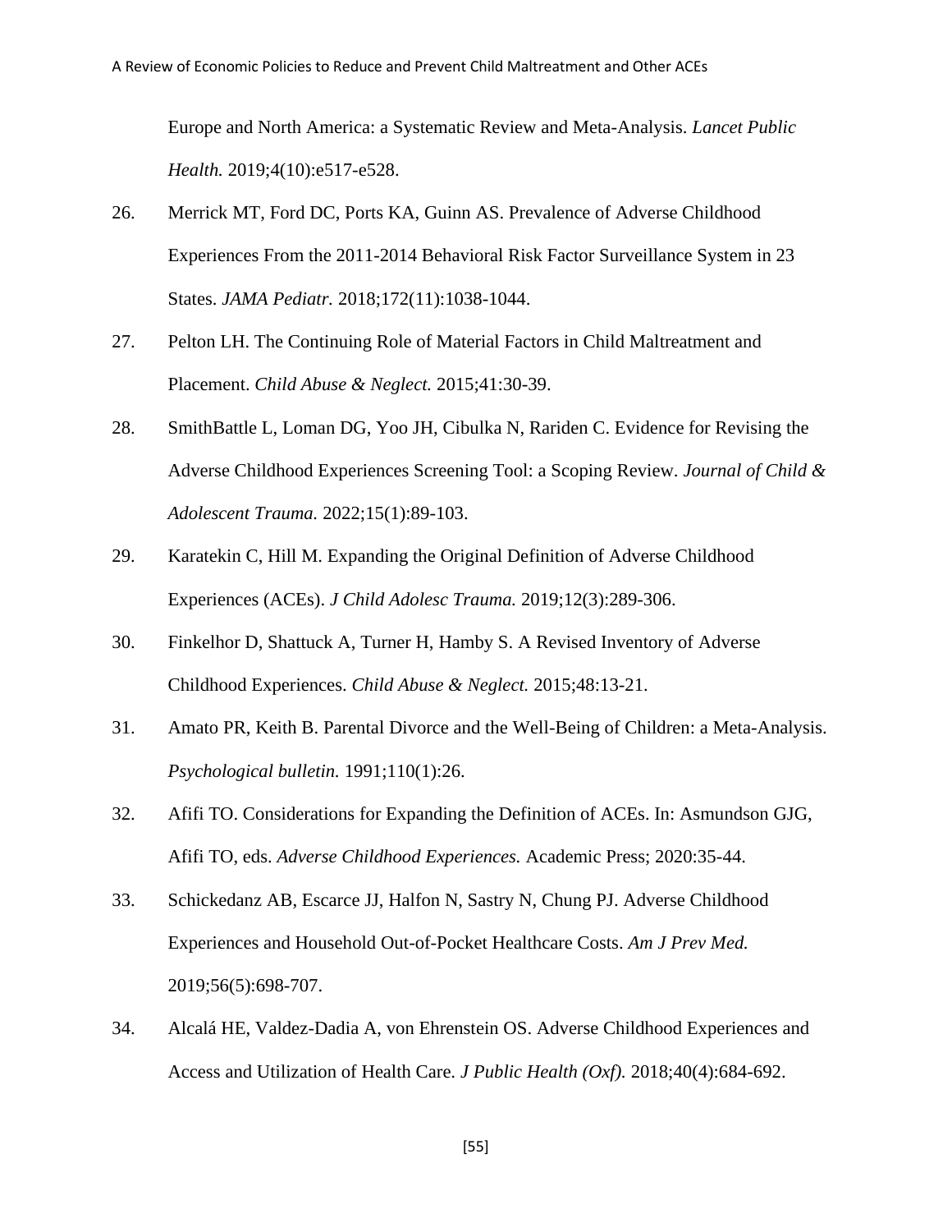Europe and North America: a Systematic Review and Meta-Analysis. *Lancet Public Health.* 2019;4(10):e517-e528.

26. Merrick MT, Ford DC, Ports KA, Guinn AS. Prevalence of Adverse Childhood Experiences From the 2011-2014 Behavioral Risk Factor Surveillance System in 23 States. *JAMA Pediatr.* 2018;172(11):1038-1044.
27. Pelton LH. The Continuing Role of Material Factors in Child Maltreatment and Placement. *Child Abuse & Neglect.* 2015;41:30-39.
28. SmithBattle L, Loman DG, Yoo JH, Cibulka N, Rariden C. Evidence for Revising the Adverse Childhood Experiences Screening Tool: a Scoping Review. *Journal of Child & Adolescent Trauma.* 2022;15(1):89-103.
29. Karatekin C, Hill M. Expanding the Original Definition of Adverse Childhood Experiences (ACEs). *J Child Adolesc Trauma.* 2019;12(3):289-306.
30. Finkelhor D, Shattuck A, Turner H, Hamby S. A Revised Inventory of Adverse Childhood Experiences. *Child Abuse & Neglect.* 2015;48:13-21.
31. Amato PR, Keith B. Parental Divorce and the Well-Being of Children: a Meta-Analysis. *Psychological bulletin.* 1991;110(1):26.
32. Afifi TO. Considerations for Expanding the Definition of ACEs. In: Asmundson GJG, Afifi TO, eds. *Adverse Childhood Experiences.* Academic Press; 2020:35-44.
33. Schickedanz AB, Escarce JJ, Halfon N, Sastry N, Chung PJ. Adverse Childhood Experiences and Household Out-of-Pocket Healthcare Costs. *Am J Prev Med.* 2019;56(5):698-707.
34. Alcalá HE, Valdez-Dadia A, von Ehrenstein OS. Adverse Childhood Experiences and Access and Utilization of Health Care. *J Public Health (Oxf).* 2018;40(4):684-692.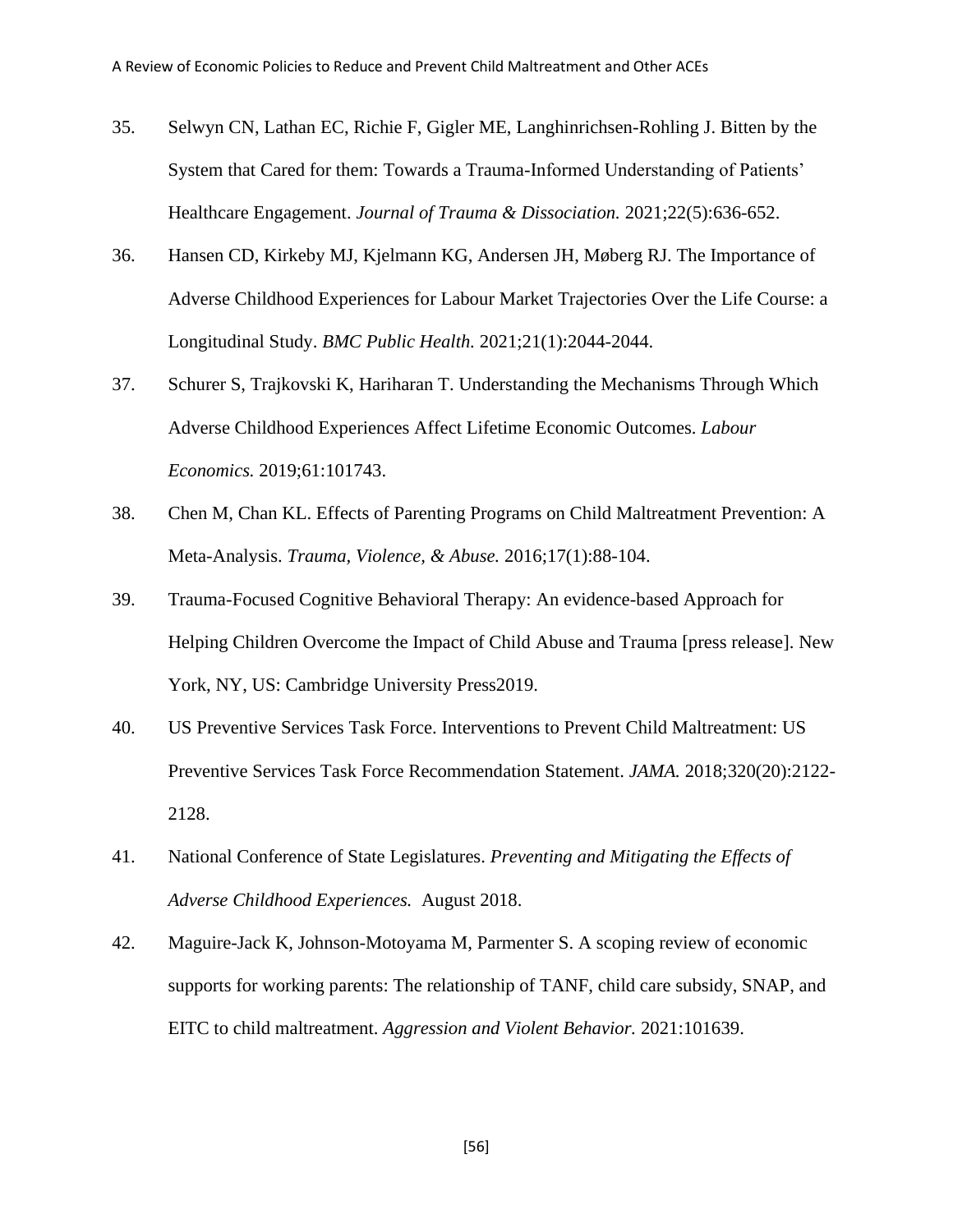35. Selwyn CN, Lathan EC, Richie F, Gigler ME, Langhinrichsen-Rohling J. Bitten by the System that Cared for them: Towards a Trauma-Informed Understanding of Patients' Healthcare Engagement. *Journal of Trauma & Dissociation.* 2021;22(5):636-652.

36. Hansen CD, Kirkeby MJ, Kjelmann KG, Andersen JH, Møberg RJ. The Importance of Adverse Childhood Experiences for Labour Market Trajectories Over the Life Course: a Longitudinal Study. *BMC Public Health.* 2021;21(1):2044-2044.

37. Schurer S, Trajkovski K, Hariharan T. Understanding the Mechanisms Through Which Adverse Childhood Experiences Affect Lifetime Economic Outcomes. *Labour Economics.* 2019;61:101743.

38. Chen M, Chan KL. Effects of Parenting Programs on Child Maltreatment Prevention: A Meta-Analysis. *Trauma, Violence, & Abuse.* 2016;17(1):88-104.

39. Trauma-Focused Cognitive Behavioral Therapy: An evidence-based Approach for Helping Children Overcome the Impact of Child Abuse and Trauma [press release]. New York, NY, US: Cambridge University Press2019.

40. US Preventive Services Task Force. Interventions to Prevent Child Maltreatment: US Preventive Services Task Force Recommendation Statement. *JAMA.* 2018;320(20):2122-2128.

41. National Conference of State Legislatures. *Preventing and Mitigating the Effects of Adverse Childhood Experiences.* August 2018.

42. Maguire-Jack K, Johnson-Motoyama M, Parmenter S. A scoping review of economic supports for working parents: The relationship of TANF, child care subsidy, SNAP, and EITC to child maltreatment. *Aggression and Violent Behavior.* 2021:101639.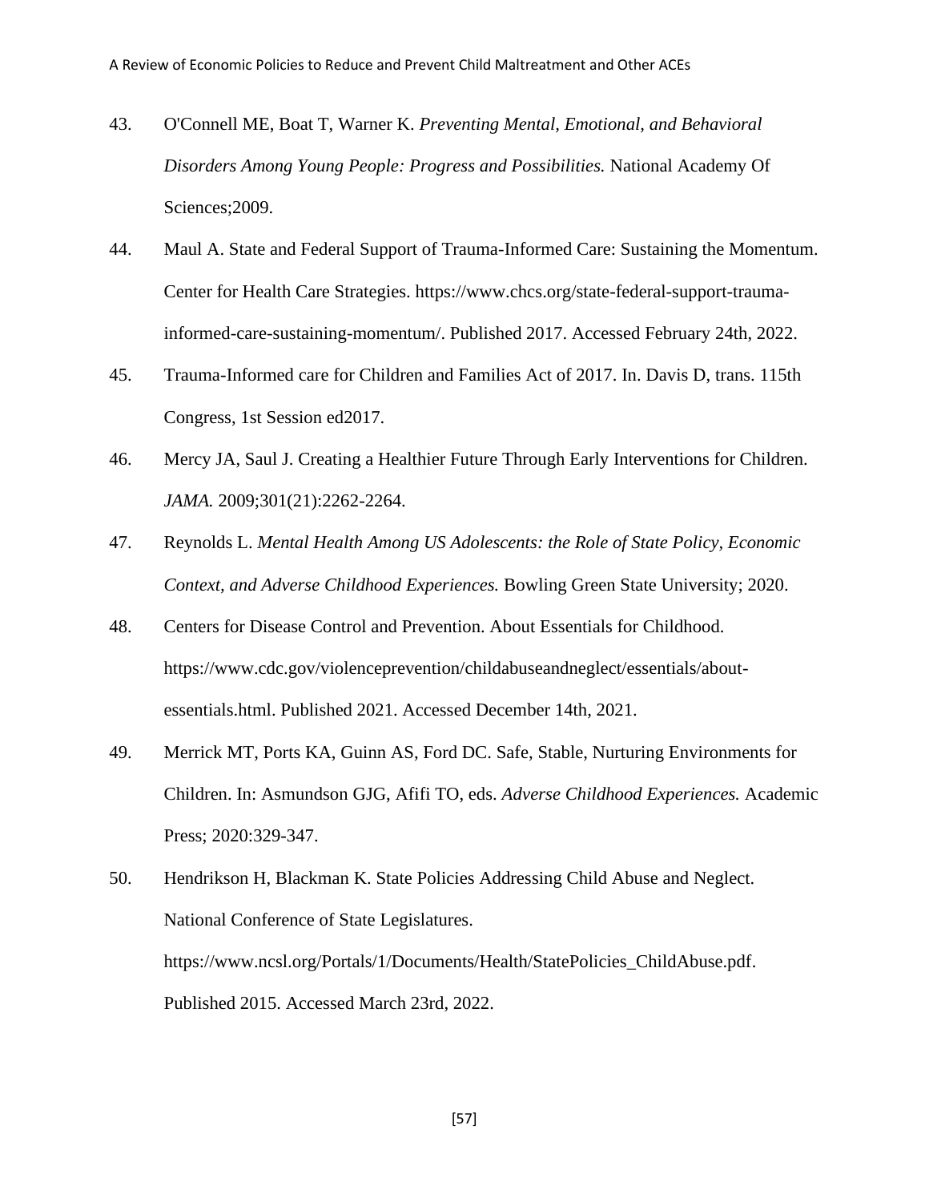43. O'Connell ME, Boat T, Warner K. *Preventing Mental, Emotional, and Behavioral Disorders Among Young People: Progress and Possibilities.* National Academy Of Sciences;2009.

44. Maul A. State and Federal Support of Trauma-Informed Care: Sustaining the Momentum. Center for Health Care Strategies. https://www.chcs.org/state-federal-support-trauma-informed-care-sustaining-momentum/. Published 2017. Accessed February 24th, 2022.

45. Trauma-Informed care for Children and Families Act of 2017. In. Davis D, trans. 115th Congress, 1st Session ed2017.

46. Mercy JA, Saul J. Creating a Healthier Future Through Early Interventions for Children. *JAMA.* 2009;301(21):2262-2264.

47. Reynolds L. *Mental Health Among US Adolescents: the Role of State Policy, Economic Context, and Adverse Childhood Experiences.* Bowling Green State University; 2020.

48. Centers for Disease Control and Prevention. About Essentials for Childhood. https://www.cdc.gov/violenceprevention/childabuseandneglect/essentials/about-essentials.html. Published 2021. Accessed December 14th, 2021.

49. Merrick MT, Ports KA, Guinn AS, Ford DC. Safe, Stable, Nurturing Environments for Children. In: Asmundson GJG, Afifi TO, eds. *Adverse Childhood Experiences.* Academic Press; 2020:329-347.

50. Hendrikson H, Blackman K. State Policies Addressing Child Abuse and Neglect. National Conference of State Legislatures. https://www.ncsl.org/Portals/1/Documents/Health/StatePolicies_ChildAbuse.pdf. Published 2015. Accessed March 23rd, 2022.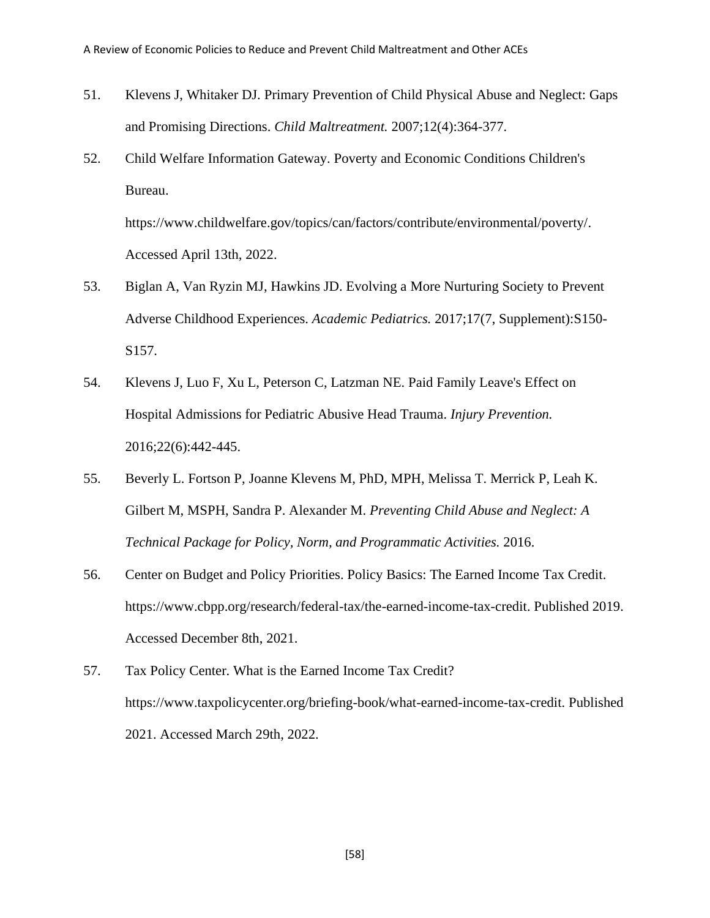51. Klevens J, Whitaker DJ. Primary Prevention of Child Physical Abuse and Neglect: Gaps and Promising Directions. *Child Maltreatment.* 2007;12(4):364-377.

52. Child Welfare Information Gateway. Poverty and Economic Conditions Children's Bureau. https://www.childwelfare.gov/topics/can/factors/contribute/environmental/poverty/. Accessed April 13th, 2022.

53. Biglan A, Van Ryzin MJ, Hawkins JD. Evolving a More Nurturing Society to Prevent Adverse Childhood Experiences. *Academic Pediatrics.* 2017;17(7, Supplement):S150-S157.

54. Klevens J, Luo F, Xu L, Peterson C, Latzman NE. Paid Family Leave's Effect on Hospital Admissions for Pediatric Abusive Head Trauma. *Injury Prevention.* 2016;22(6):442-445.

55. Beverly L. Fortson P, Joanne Klevens M, PhD, MPH, Melissa T. Merrick P, Leah K. Gilbert M, MSPH, Sandra P. Alexander M. *Preventing Child Abuse and Neglect: A Technical Package for Policy, Norm, and Programmatic Activities.* 2016.

56. Center on Budget and Policy Priorities. Policy Basics: The Earned Income Tax Credit. https://www.cbpp.org/research/federal-tax/the-earned-income-tax-credit. Published 2019. Accessed December 8th, 2021.

57. Tax Policy Center. What is the Earned Income Tax Credit? https://www.taxpolicycenter.org/briefing-book/what-earned-income-tax-credit. Published 2021. Accessed March 29th, 2022.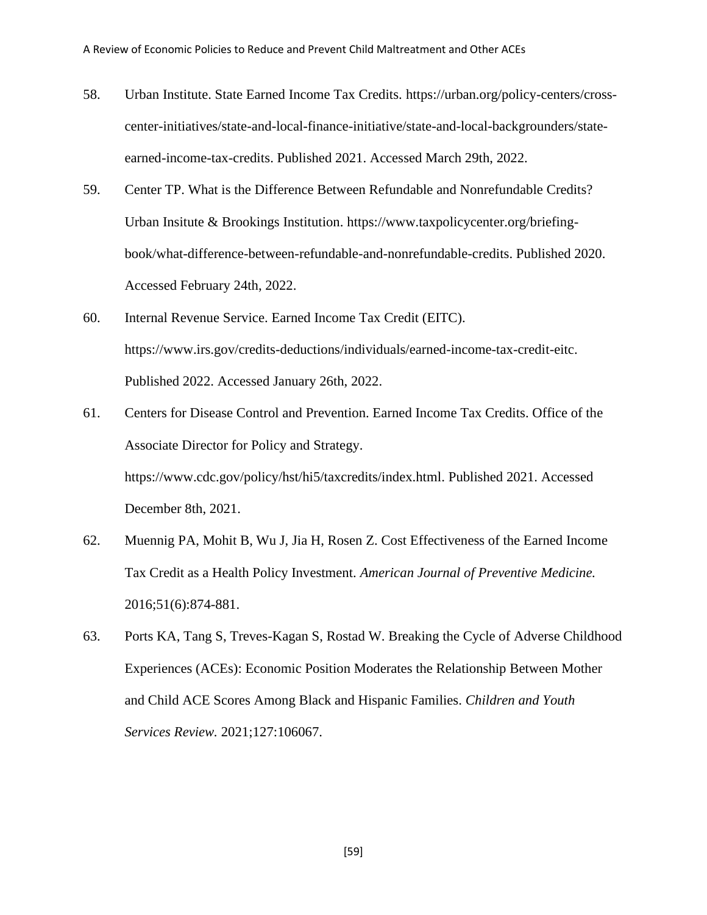58. Urban Institute. State Earned Income Tax Credits. https://urban.org/policy-centers/cross-center-initiatives/state-and-local-finance-initiative/state-and-local-backgrounders/state-earned-income-tax-credits. Published 2021. Accessed March 29th, 2022.

59. Center TP. What is the Difference Between Refundable and Nonrefundable Credits? Urban Insitute & Brookings Institution. https://www.taxpolicycenter.org/briefing-book/what-difference-between-refundable-and-nonrefundable-credits. Published 2020. Accessed February 24th, 2022.

60. Internal Revenue Service. Earned Income Tax Credit (EITC). https://www.irs.gov/credits-deductions/individuals/earned-income-tax-credit-eitc. Published 2022. Accessed January 26th, 2022.

61. Centers for Disease Control and Prevention. Earned Income Tax Credits. Office of the Associate Director for Policy and Strategy. https://www.cdc.gov/policy/hst/hi5/taxcredits/index.html. Published 2021. Accessed December 8th, 2021.

62. Muennig PA, Mohit B, Wu J, Jia H, Rosen Z. Cost Effectiveness of the Earned Income Tax Credit as a Health Policy Investment. *American Journal of Preventive Medicine.* 2016;51(6):874-881.

63. Ports KA, Tang S, Treves-Kagan S, Rostad W. Breaking the Cycle of Adverse Childhood Experiences (ACEs): Economic Position Moderates the Relationship Between Mother and Child ACE Scores Among Black and Hispanic Families. *Children and Youth Services Review.* 2021;127:106067.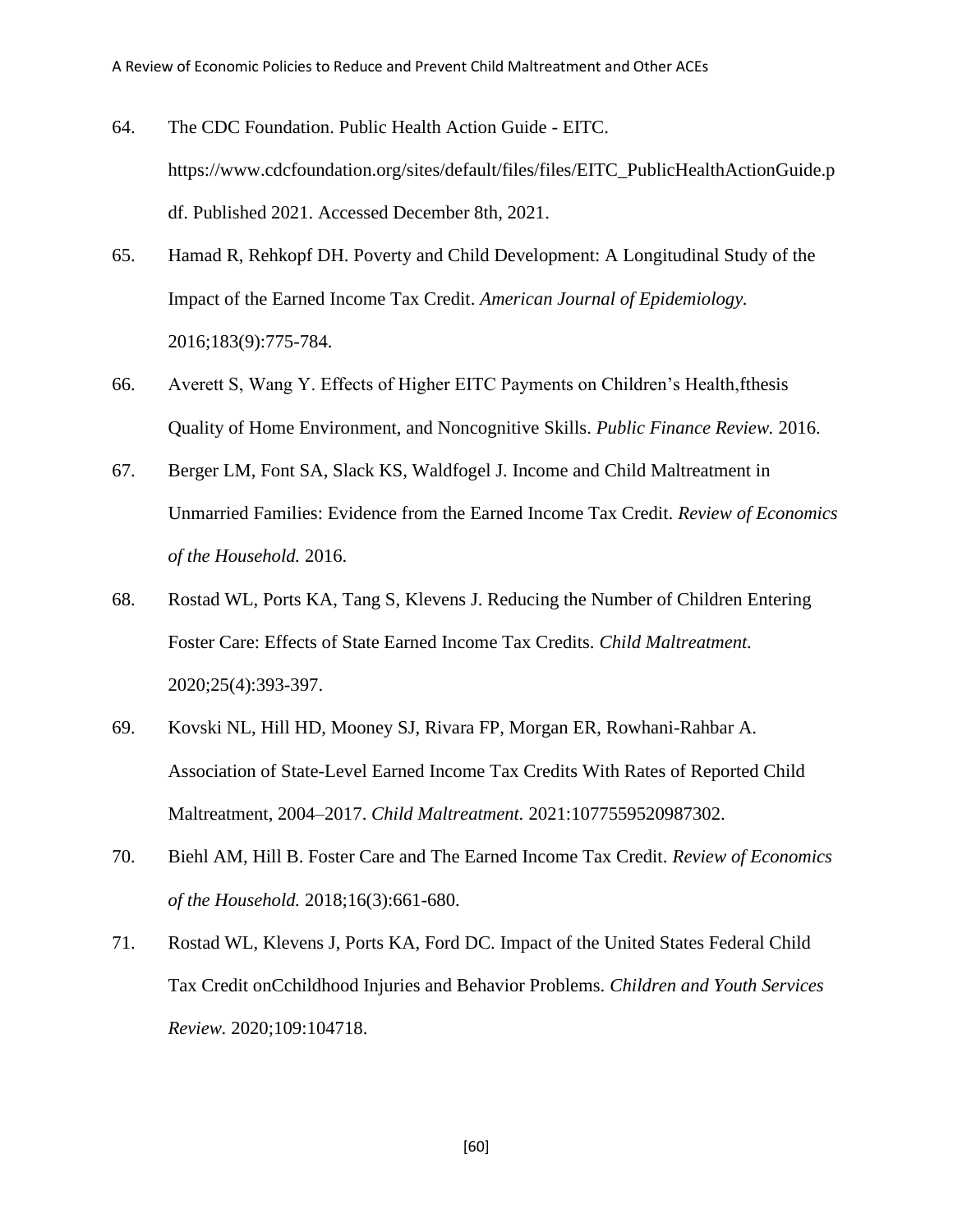64. The CDC Foundation. Public Health Action Guide - EITC. https://www.cdcfoundation.org/sites/default/files/files/EITC_PublicHealthActionGuide.pdf. Published 2021. Accessed December 8th, 2021.

65. Hamad R, Rehkopf DH. Poverty and Child Development: A Longitudinal Study of the Impact of the Earned Income Tax Credit. *American Journal of Epidemiology.* 2016;183(9):775-784.

66. Averett S, Wang Y. Effects of Higher EITC Payments on Children's Health,fthesis Quality of Home Environment, and Noncognitive Skills. *Public Finance Review.* 2016.

67. Berger LM, Font SA, Slack KS, Waldfogel J. Income and Child Maltreatment in Unmarried Families: Evidence from the Earned Income Tax Credit. *Review of Economics of the Household.* 2016.

68. Rostad WL, Ports KA, Tang S, Klevens J. Reducing the Number of Children Entering Foster Care: Effects of State Earned Income Tax Credits. *Child Maltreatment.* 2020;25(4):393-397.

69. Kovski NL, Hill HD, Mooney SJ, Rivara FP, Morgan ER, Rowhani-Rahbar A. Association of State-Level Earned Income Tax Credits With Rates of Reported Child Maltreatment, 2004–2017. *Child Maltreatment.* 2021:1077559520987302.

70. Biehl AM, Hill B. Foster Care and The Earned Income Tax Credit. *Review of Economics of the Household.* 2018;16(3):661-680.

71. Rostad WL, Klevens J, Ports KA, Ford DC. Impact of the United States Federal Child Tax Credit onCchildhood Injuries and Behavior Problems. *Children and Youth Services Review.* 2020;109:104718.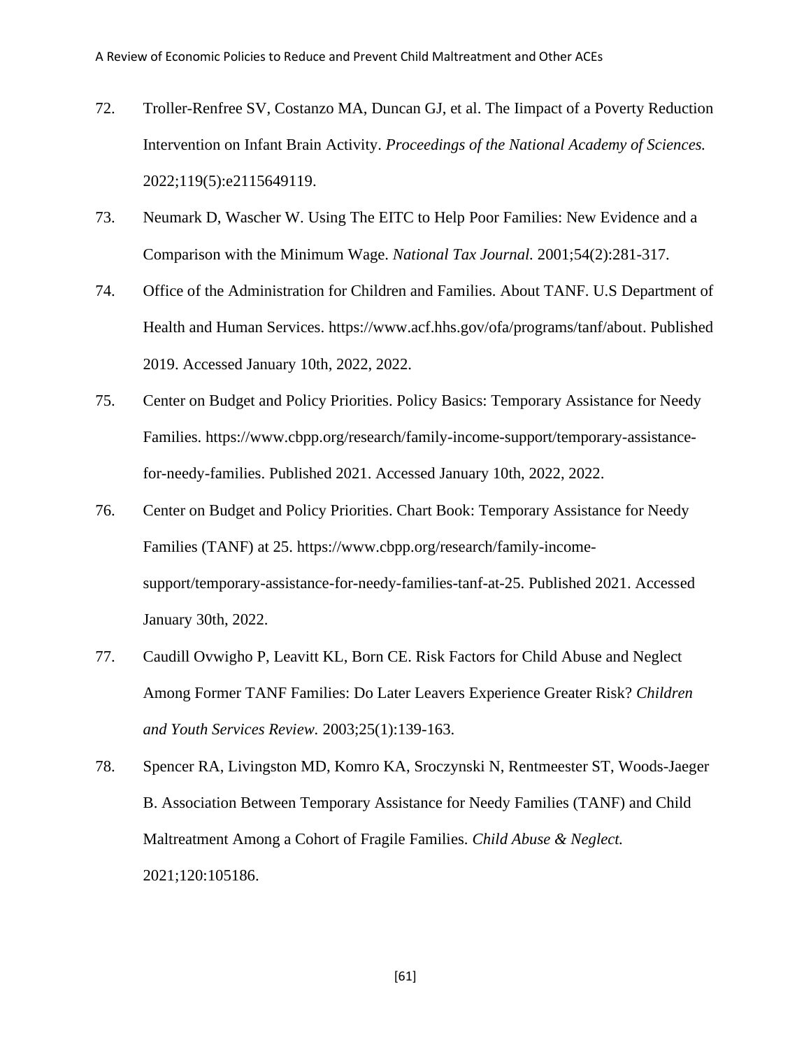72. Troller-Renfree SV, Costanzo MA, Duncan GJ, et al. The Iimpact of a Poverty Reduction Intervention on Infant Brain Activity. *Proceedings of the National Academy of Sciences.* 2022;119(5):e2115649119.

73. Neumark D, Wascher W. Using The EITC to Help Poor Families: New Evidence and a Comparison with the Minimum Wage. *National Tax Journal.* 2001;54(2):281-317.

74. Office of the Administration for Children and Families. About TANF. U.S Department of Health and Human Services. https://www.acf.hhs.gov/ofa/programs/tanf/about. Published 2019. Accessed January 10th, 2022, 2022.

75. Center on Budget and Policy Priorities. Policy Basics: Temporary Assistance for Needy Families. https://www.cbpp.org/research/family-income-support/temporary-assistance-for-needy-families. Published 2021. Accessed January 10th, 2022, 2022.

76. Center on Budget and Policy Priorities. Chart Book: Temporary Assistance for Needy Families (TANF) at 25. https://www.cbpp.org/research/family-income-support/temporary-assistance-for-needy-families-tanf-at-25. Published 2021. Accessed January 30th, 2022.

77. Caudill Ovwigho P, Leavitt KL, Born CE. Risk Factors for Child Abuse and Neglect Among Former TANF Families: Do Later Leavers Experience Greater Risk? *Children and Youth Services Review.* 2003;25(1):139-163.

78. Spencer RA, Livingston MD, Komro KA, Sroczynski N, Rentmeester ST, Woods-Jaeger B. Association Between Temporary Assistance for Needy Families (TANF) and Child Maltreatment Among a Cohort of Fragile Families. *Child Abuse & Neglect.* 2021;120:105186.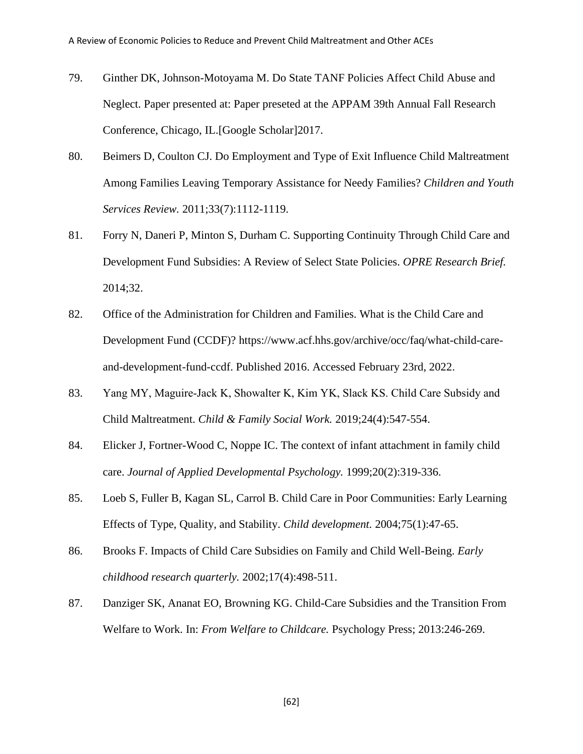79. Ginther DK, Johnson-Motoyama M. Do State TANF Policies Affect Child Abuse and Neglect. Paper presented at: Paper preseted at the APPAM 39th Annual Fall Research Conference, Chicago, IL.[Google Scholar]2017.

80. Beimers D, Coulton CJ. Do Employment and Type of Exit Influence Child Maltreatment Among Families Leaving Temporary Assistance for Needy Families? *Children and Youth Services Review.* 2011;33(7):1112-1119.

81. Forry N, Daneri P, Minton S, Durham C. Supporting Continuity Through Child Care and Development Fund Subsidies: A Review of Select State Policies. *OPRE Research Brief.* 2014;32.

82. Office of the Administration for Children and Families. What is the Child Care and Development Fund (CCDF)? https://www.acf.hhs.gov/archive/occ/faq/what-child-care-and-development-fund-ccdf. Published 2016. Accessed February 23rd, 2022.

83. Yang MY, Maguire-Jack K, Showalter K, Kim YK, Slack KS. Child Care Subsidy and Child Maltreatment. *Child & Family Social Work.* 2019;24(4):547-554.

84. Elicker J, Fortner-Wood C, Noppe IC. The context of infant attachment in family child care. *Journal of Applied Developmental Psychology.* 1999;20(2):319-336.

85. Loeb S, Fuller B, Kagan SL, Carrol B. Child Care in Poor Communities: Early Learning Effects of Type, Quality, and Stability. *Child development.* 2004;75(1):47-65.

86. Brooks F. Impacts of Child Care Subsidies on Family and Child Well-Being. *Early childhood research quarterly.* 2002;17(4):498-511.

87. Danziger SK, Ananat EO, Browning KG. Child-Care Subsidies and the Transition From Welfare to Work. In: *From Welfare to Childcare.* Psychology Press; 2013:246-269.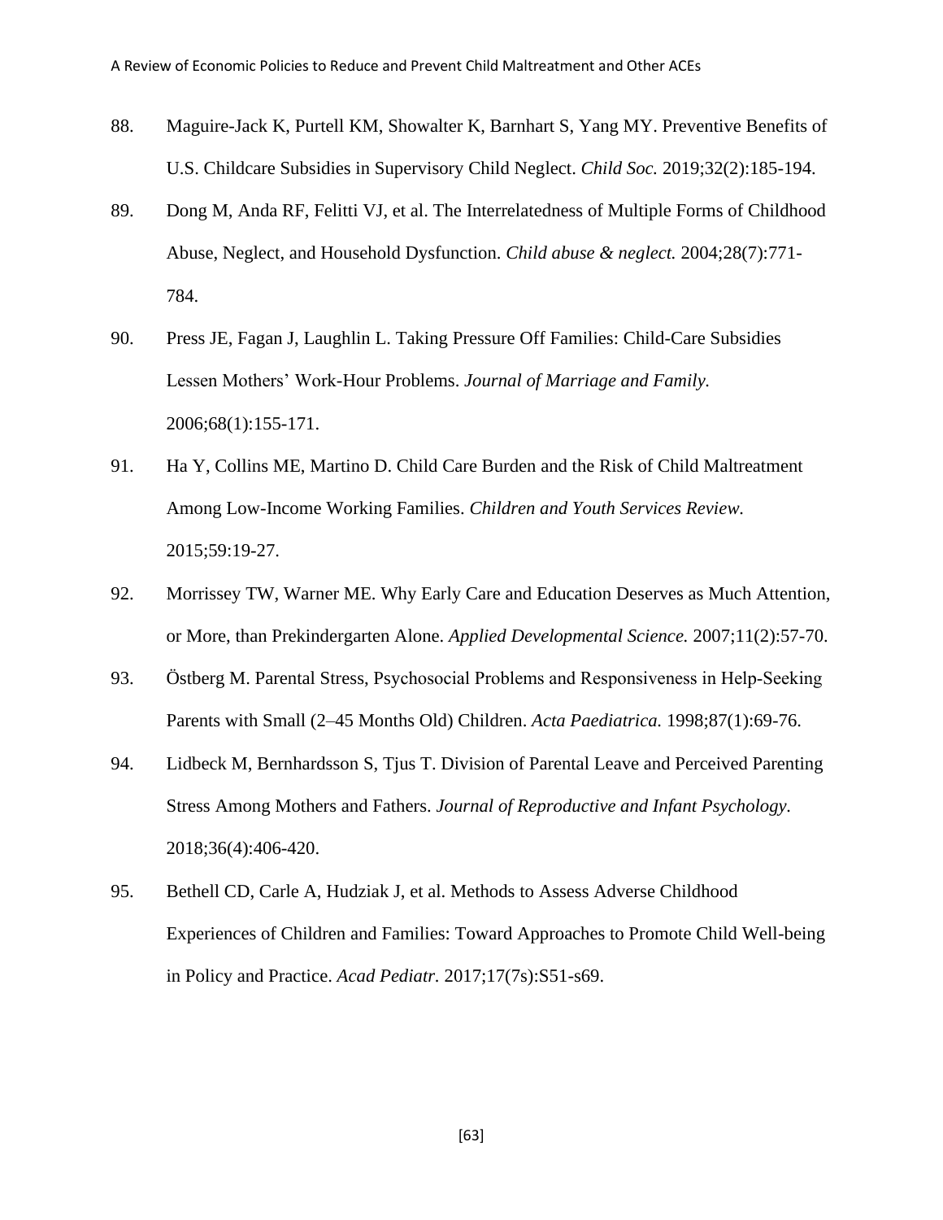88. Maguire-Jack K, Purtell KM, Showalter K, Barnhart S, Yang MY. Preventive Benefits of U.S. Childcare Subsidies in Supervisory Child Neglect. *Child Soc.* 2019;32(2):185-194.

89. Dong M, Anda RF, Felitti VJ, et al. The Interrelatedness of Multiple Forms of Childhood Abuse, Neglect, and Household Dysfunction. *Child abuse & neglect.* 2004;28(7):771-784.

90. Press JE, Fagan J, Laughlin L. Taking Pressure Off Families: Child-Care Subsidies Lessen Mothers' Work-Hour Problems. *Journal of Marriage and Family.* 2006;68(1):155-171.

91. Ha Y, Collins ME, Martino D. Child Care Burden and the Risk of Child Maltreatment Among Low-Income Working Families. *Children and Youth Services Review.* 2015;59:19-27.

92. Morrissey TW, Warner ME. Why Early Care and Education Deserves as Much Attention, or More, than Prekindergarten Alone. *Applied Developmental Science.* 2007;11(2):57-70.

93. Östberg M. Parental Stress, Psychosocial Problems and Responsiveness in Help-Seeking Parents with Small (2–45 Months Old) Children. *Acta Paediatrica.* 1998;87(1):69-76.

94. Lidbeck M, Bernhardsson S, Tjus T. Division of Parental Leave and Perceived Parenting Stress Among Mothers and Fathers. *Journal of Reproductive and Infant Psychology.* 2018;36(4):406-420.

95. Bethell CD, Carle A, Hudziak J, et al. Methods to Assess Adverse Childhood Experiences of Children and Families: Toward Approaches to Promote Child Well-being in Policy and Practice. *Acad Pediatr.* 2017;17(7s):S51-s69.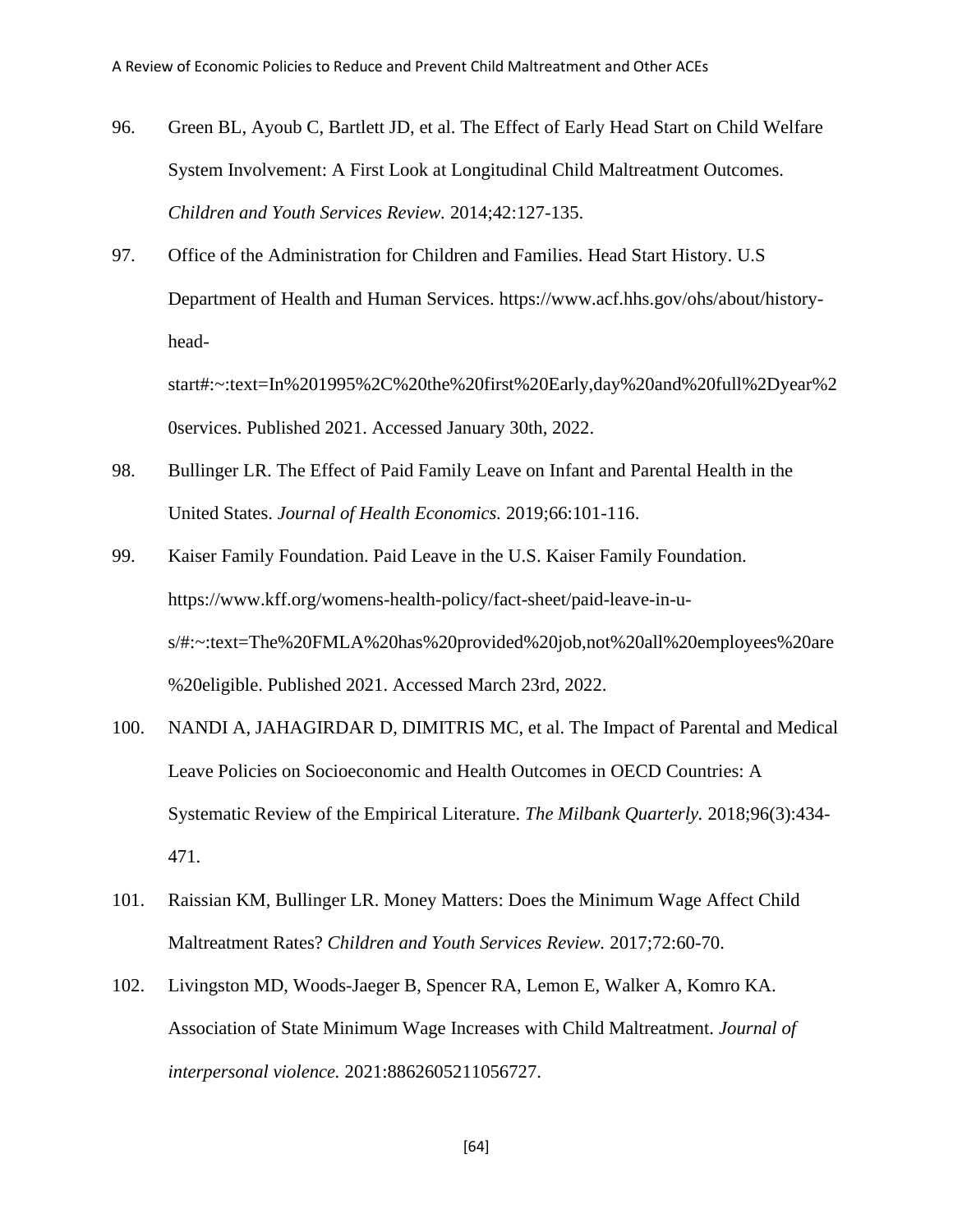96. Green BL, Ayoub C, Bartlett JD, et al. The Effect of Early Head Start on Child Welfare System Involvement: A First Look at Longitudinal Child Maltreatment Outcomes. *Children and Youth Services Review.* 2014;42:127-135.

97. Office of the Administration for Children and Families. Head Start History. U.S Department of Health and Human Services. https://www.acf.hhs.gov/ohs/about/history-head-start#:~:text=In%201995%2C%20the%20first%20Early,day%20and%20full%2Dyear%20services. Published 2021. Accessed January 30th, 2022.

98. Bullinger LR. The Effect of Paid Family Leave on Infant and Parental Health in the United States. *Journal of Health Economics.* 2019;66:101-116.

99. Kaiser Family Foundation. Paid Leave in the U.S. Kaiser Family Foundation. https://www.kff.org/womens-health-policy/fact-sheet/paid-leave-in-u-s/#:~:text=The%20FMLA%20has%20provided%20job,not%20all%20employees%20are%20eligible. Published 2021. Accessed March 23rd, 2022.

100. NANDI A, JAHAGIRDAR D, DIMITRIS MC, et al. The Impact of Parental and Medical Leave Policies on Socioeconomic and Health Outcomes in OECD Countries: A Systematic Review of the Empirical Literature. *The Milbank Quarterly.* 2018;96(3):434-471.

101. Raissian KM, Bullinger LR. Money Matters: Does the Minimum Wage Affect Child Maltreatment Rates? *Children and Youth Services Review.* 2017;72:60-70.

102. Livingston MD, Woods-Jaeger B, Spencer RA, Lemon E, Walker A, Komro KA. Association of State Minimum Wage Increases with Child Maltreatment. *Journal of interpersonal violence.* 2021:8862605211056727.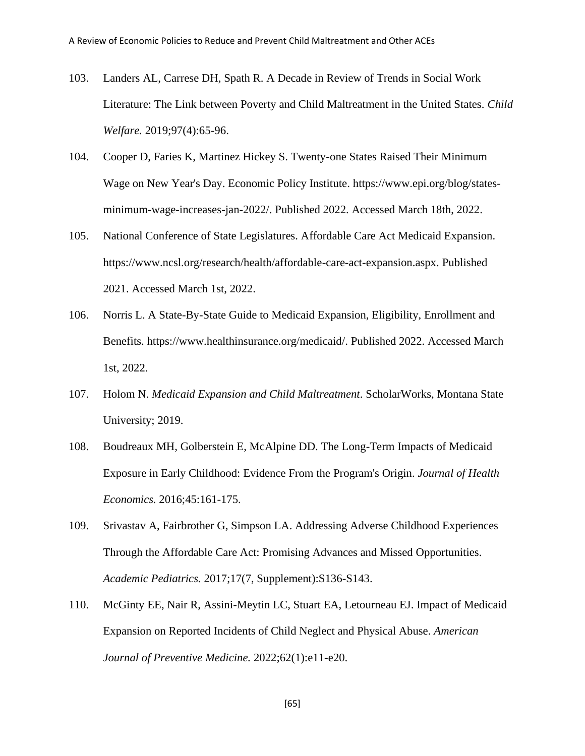103. Landers AL, Carrese DH, Spath R. A Decade in Review of Trends in Social Work Literature: The Link between Poverty and Child Maltreatment in the United States. *Child Welfare.* 2019;97(4):65-96.

104. Cooper D, Faries K, Martinez Hickey S. Twenty-one States Raised Their Minimum Wage on New Year's Day. Economic Policy Institute. https://www.epi.org/blog/states-minimum-wage-increases-jan-2022/. Published 2022. Accessed March 18th, 2022.

105. National Conference of State Legislatures. Affordable Care Act Medicaid Expansion. https://www.ncsl.org/research/health/affordable-care-act-expansion.aspx. Published 2021. Accessed March 1st, 2022.

106. Norris L. A State-By-State Guide to Medicaid Expansion, Eligibility, Enrollment and Benefits. https://www.healthinsurance.org/medicaid/. Published 2022. Accessed March 1st, 2022.

107. Holom N. *Medicaid Expansion and Child Maltreatment*. ScholarWorks, Montana State University; 2019.

108. Boudreaux MH, Golberstein E, McAlpine DD. The Long-Term Impacts of Medicaid Exposure in Early Childhood: Evidence From the Program's Origin. *Journal of Health Economics.* 2016;45:161-175.

109. Srivastav A, Fairbrother G, Simpson LA. Addressing Adverse Childhood Experiences Through the Affordable Care Act: Promising Advances and Missed Opportunities. *Academic Pediatrics.* 2017;17(7, Supplement):S136-S143.

110. McGinty EE, Nair R, Assini-Meytin LC, Stuart EA, Letourneau EJ. Impact of Medicaid Expansion on Reported Incidents of Child Neglect and Physical Abuse. *American Journal of Preventive Medicine.* 2022;62(1):e11-e20.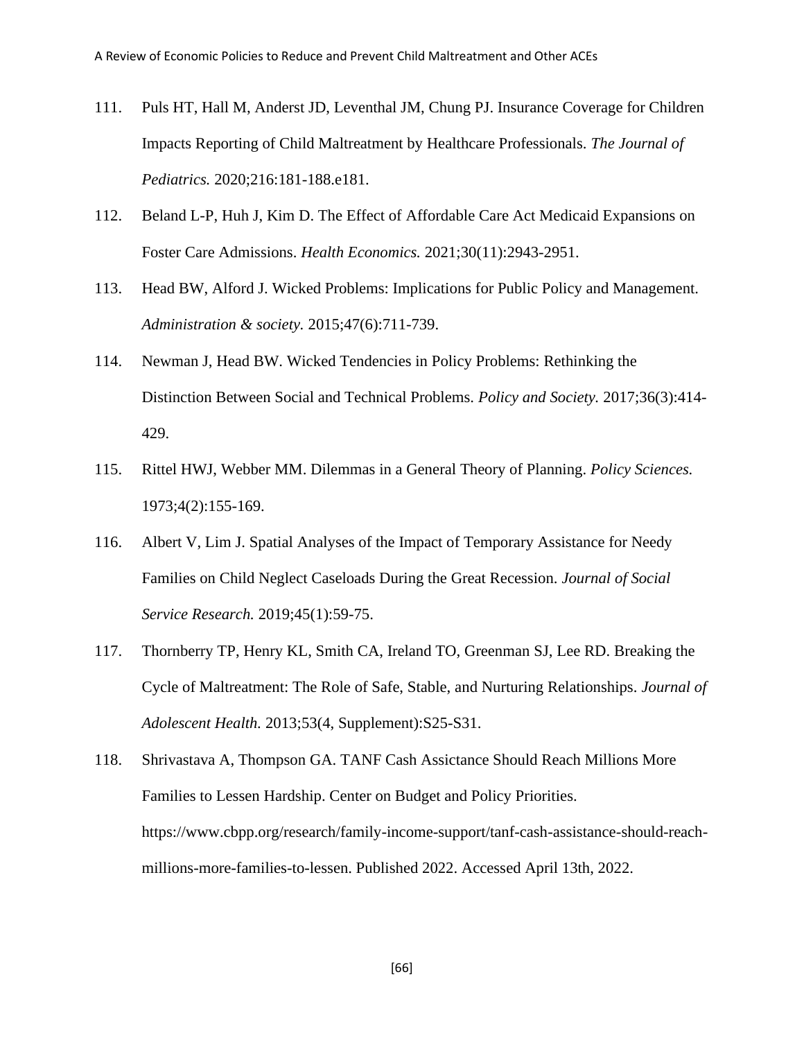111. Puls HT, Hall M, Anderst JD, Leventhal JM, Chung PJ. Insurance Coverage for Children Impacts Reporting of Child Maltreatment by Healthcare Professionals. *The Journal of Pediatrics.* 2020;216:181-188.e181.

112. Beland L-P, Huh J, Kim D. The Effect of Affordable Care Act Medicaid Expansions on Foster Care Admissions. *Health Economics.* 2021;30(11):2943-2951.

113. Head BW, Alford J. Wicked Problems: Implications for Public Policy and Management. *Administration & society.* 2015;47(6):711-739.

114. Newman J, Head BW. Wicked Tendencies in Policy Problems: Rethinking the Distinction Between Social and Technical Problems. *Policy and Society.* 2017;36(3):414-429.

115. Rittel HWJ, Webber MM. Dilemmas in a General Theory of Planning. *Policy Sciences.* 1973;4(2):155-169.

116. Albert V, Lim J. Spatial Analyses of the Impact of Temporary Assistance for Needy Families on Child Neglect Caseloads During the Great Recession. *Journal of Social Service Research.* 2019;45(1):59-75.

117. Thornberry TP, Henry KL, Smith CA, Ireland TO, Greenman SJ, Lee RD. Breaking the Cycle of Maltreatment: The Role of Safe, Stable, and Nurturing Relationships. *Journal of Adolescent Health.* 2013;53(4, Supplement):S25-S31.

118. Shrivastava A, Thompson GA. TANF Cash Assictance Should Reach Millions More Families to Lessen Hardship. Center on Budget and Policy Priorities. https://www.cbpp.org/research/family-income-support/tanf-cash-assistance-should-reach-millions-more-families-to-lessen. Published 2022. Accessed April 13th, 2022.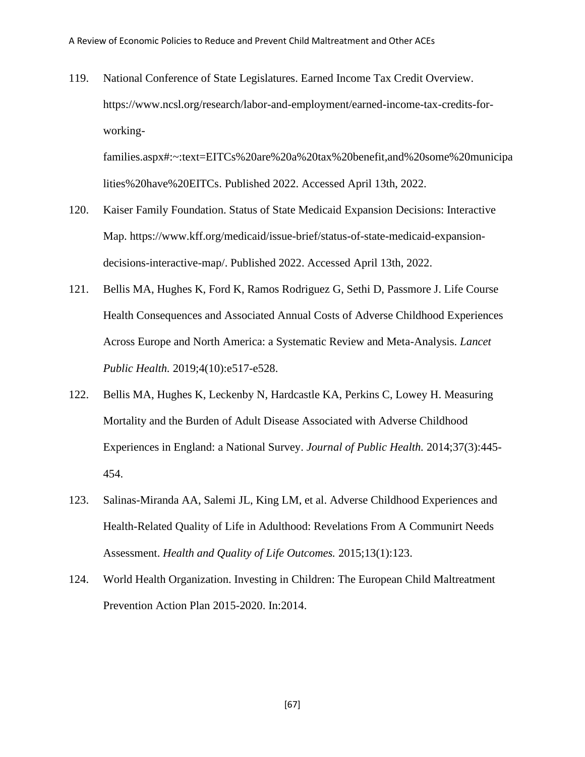119. National Conference of State Legislatures. Earned Income Tax Credit Overview. https://www.ncsl.org/research/labor-and-employment/earned-income-tax-credits-for-working-families.aspx#:~:text=EITCs%20are%20a%20tax%20benefit,and%20some%20municipalities%20have%20EITCs. Published 2022. Accessed April 13th, 2022.

120. Kaiser Family Foundation. Status of State Medicaid Expansion Decisions: Interactive Map. https://www.kff.org/medicaid/issue-brief/status-of-state-medicaid-expansion-decisions-interactive-map/. Published 2022. Accessed April 13th, 2022.

121. Bellis MA, Hughes K, Ford K, Ramos Rodriguez G, Sethi D, Passmore J. Life Course Health Consequences and Associated Annual Costs of Adverse Childhood Experiences Across Europe and North America: a Systematic Review and Meta-Analysis. *Lancet Public Health.* 2019;4(10):e517-e528.

122. Bellis MA, Hughes K, Leckenby N, Hardcastle KA, Perkins C, Lowey H. Measuring Mortality and the Burden of Adult Disease Associated with Adverse Childhood Experiences in England: a National Survey. *Journal of Public Health.* 2014;37(3):445-454.

123. Salinas-Miranda AA, Salemi JL, King LM, et al. Adverse Childhood Experiences and Health-Related Quality of Life in Adulthood: Revelations From A Communirt Needs Assessment. *Health and Quality of Life Outcomes.* 2015;13(1):123.

124. World Health Organization. Investing in Children: The European Child Maltreatment Prevention Action Plan 2015-2020. In:2014.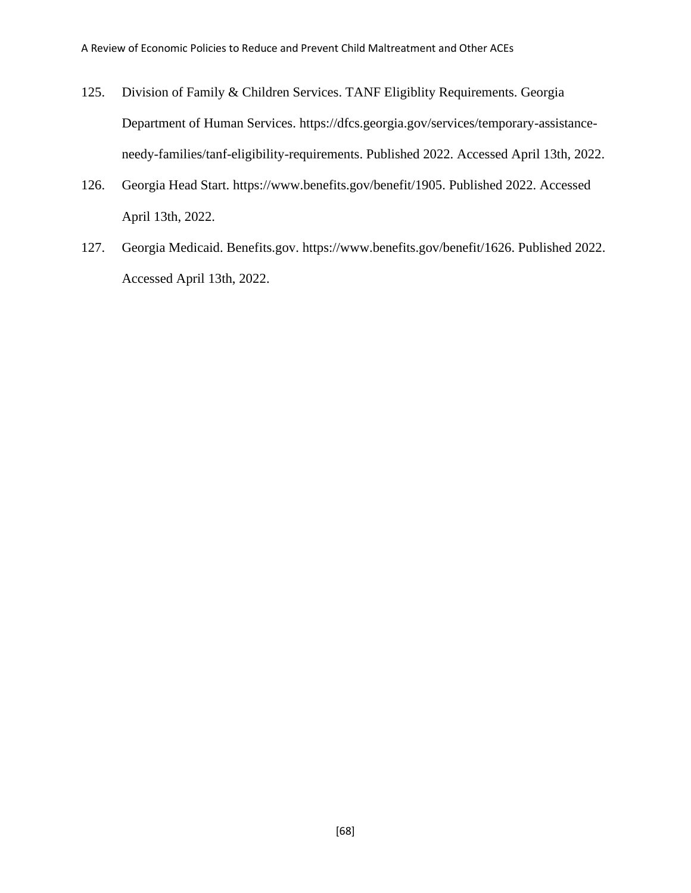125. Division of Family & Children Services. TANF Eligiblity Requirements. Georgia Department of Human Services. https://dfcs.georgia.gov/services/temporary-assistance-needy-families/tanf-eligibility-requirements. Published 2022. Accessed April 13th, 2022.
126. Georgia Head Start. https://www.benefits.gov/benefit/1905. Published 2022. Accessed April 13th, 2022.
127. Georgia Medicaid. Benefits.gov. https://www.benefits.gov/benefit/1626. Published 2022. Accessed April 13th, 2022.